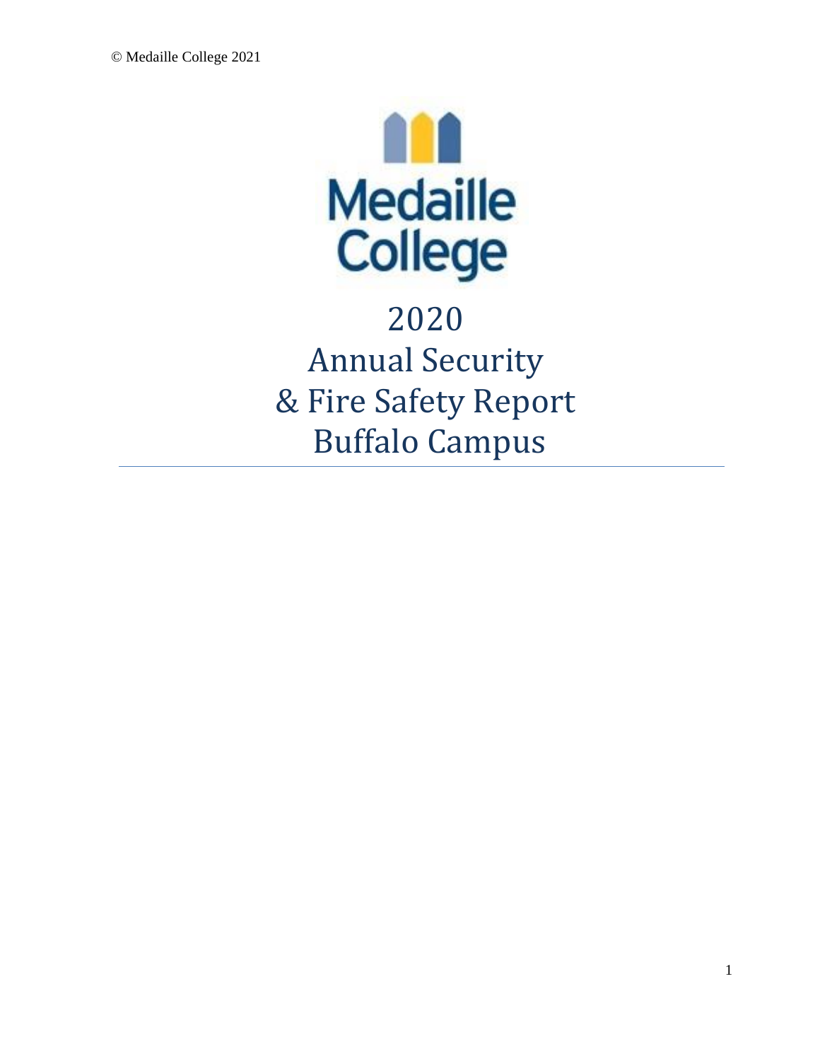© Medaille College 2021

Medaille College

# 2020 Annual Security & Fire Safety Report Buffalo Campus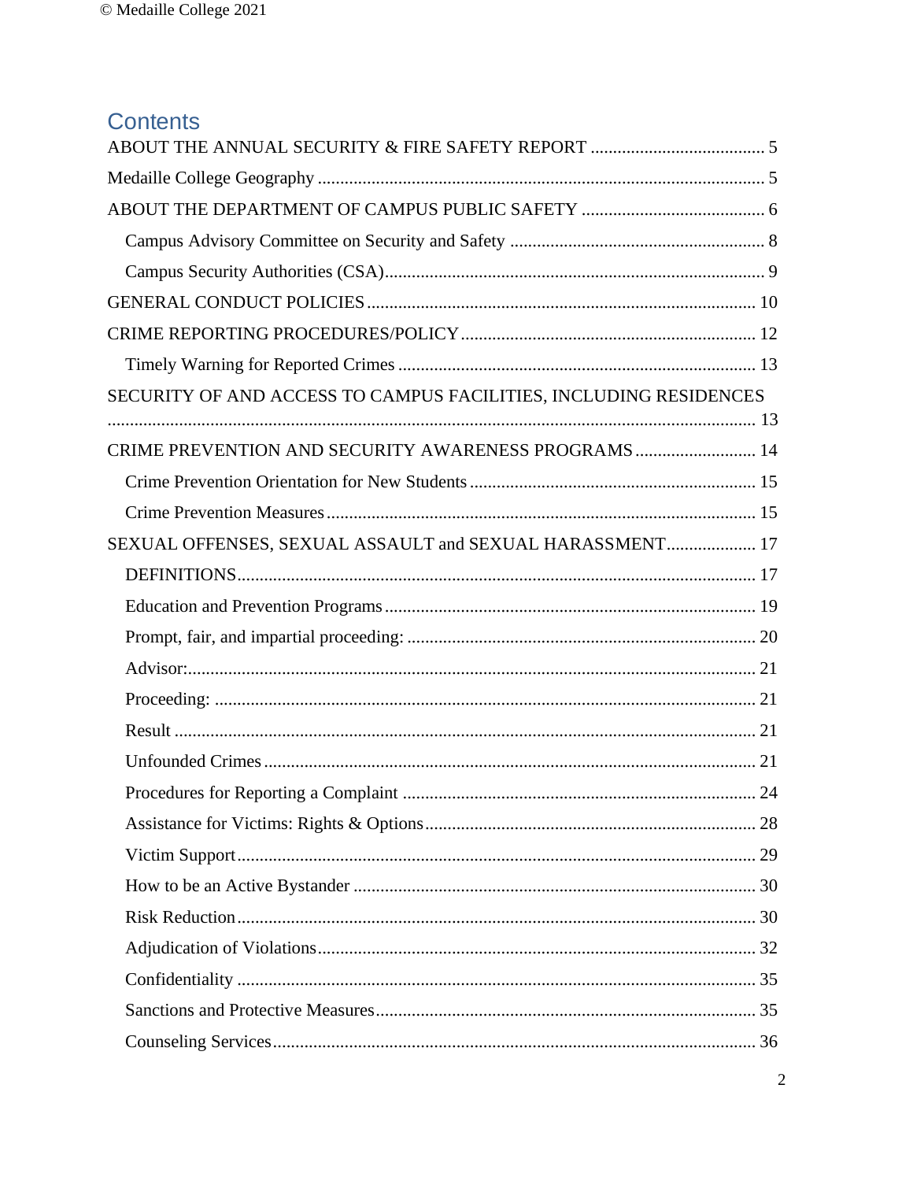# Contents

ABOUT THE ANNUAL SECURITY & FIRE SAFETY REPORT ....................................... 5

Medaille College Geography ................................................................................................... 5

ABOUT THE DEPARTMENT OF CAMPUS PUBLIC SAFETY ......................................... 6

- Campus Advisory Committee on Security and Safety ......................................................... 8
- Campus Security Authorities (CSA)..................................................................................... 9

GENERAL CONDUCT POLICIES ...................................................................................... 10

CRIME REPORTING PROCEDURES/POLICY ................................................................. 12

- Timely Warning for Reported Crimes ............................................................................... 13

SECURITY OF AND ACCESS TO CAMPUS FACILITIES, INCLUDING RESIDENCES ................................................................................................................................ 13

CRIME PREVENTION AND SECURITY AWARENESS PROGRAMS ........................... 14

- Crime Prevention Orientation for New Students ................................................................ 15
- Crime Prevention Measures ................................................................................................ 15

SEXUAL OFFENSES, SEXUAL ASSAULT and SEXUAL HARASSMENT .................... 17

- DEFINITIONS................................................................................................................... 17
- Education and Prevention Programs .................................................................................. 19
- Prompt, fair, and impartial proceeding: ............................................................................. 20
- Advisor:............................................................................................................................... 21
- Proceeding: ......................................................................................................................... 21
- Result .................................................................................................................................. 21
- Unfounded Crimes ............................................................................................................. 21
- Procedures for Reporting a Complaint .............................................................................. 24
- Assistance for Victims: Rights & Options.......................................................................... 28
- Victim Support.................................................................................................................... 29
- How to be an Active Bystander ......................................................................................... 30
- Risk Reduction.................................................................................................................... 30
- Adjudication of Violations.................................................................................................. 32
- Confidentiality ................................................................................................................... 35
- Sanctions and Protective Measures..................................................................................... 35
- Counseling Services............................................................................................................ 36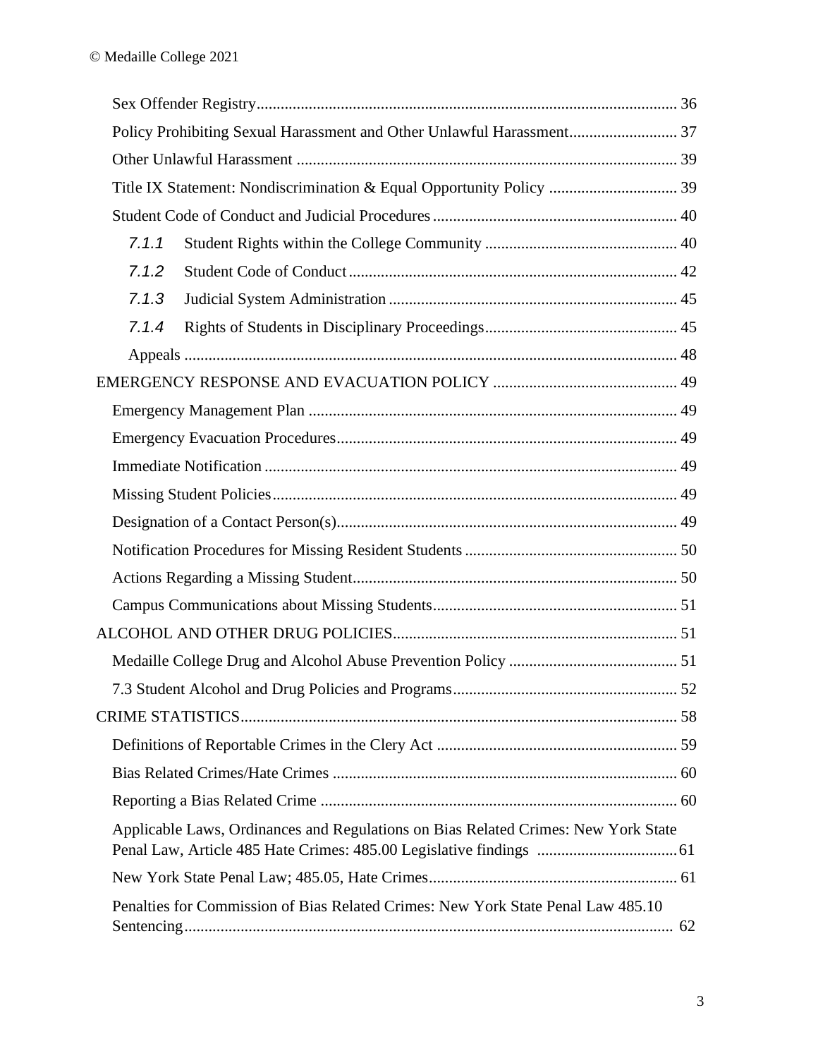- Sex Offender Registry ........ 36
- Policy Prohibiting Sexual Harassment and Other Unlawful Harassment ........ 37
- Other Unlawful Harassment ........ 39
- Title IX Statement: Nondiscrimination & Equal Opportunity Policy ........ 39
- Student Code of Conduct and Judicial Procedures ........ 40
  - 7.1.1 Student Rights within the College Community ........ 40
  - 7.1.2 Student Code of Conduct ........ 42
  - 7.1.3 Judicial System Administration ........ 45
  - 7.1.4 Rights of Students in Disciplinary Proceedings ........ 45
  - Appeals ........ 48

EMERGENCY RESPONSE AND EVACUATION POLICY ........ 49

- Emergency Management Plan ........ 49
- Emergency Evacuation Procedures ........ 49
- Immediate Notification ........ 49
- Missing Student Policies ........ 49
- Designation of a Contact Person(s) ........ 49
- Notification Procedures for Missing Resident Students ........ 50
- Actions Regarding a Missing Student ........ 50
- Campus Communications about Missing Students ........ 51

ALCOHOL AND OTHER DRUG POLICIES ........ 51

- Medaille College Drug and Alcohol Abuse Prevention Policy ........ 51
- 7.3 Student Alcohol and Drug Policies and Programs ........ 52

CRIME STATISTICS ........ 58

- Definitions of Reportable Crimes in the Clery Act ........ 59
- Bias Related Crimes/Hate Crimes ........ 60
- Reporting a Bias Related Crime ........ 60
- Applicable Laws, Ordinances and Regulations on Bias Related Crimes: New York State Penal Law, Article 485 Hate Crimes: 485.00 Legislative findings ........ 61
- New York State Penal Law; 485.05, Hate Crimes ........ 61
- Penalties for Commission of Bias Related Crimes: New York State Penal Law 485.10 Sentencing ........ 62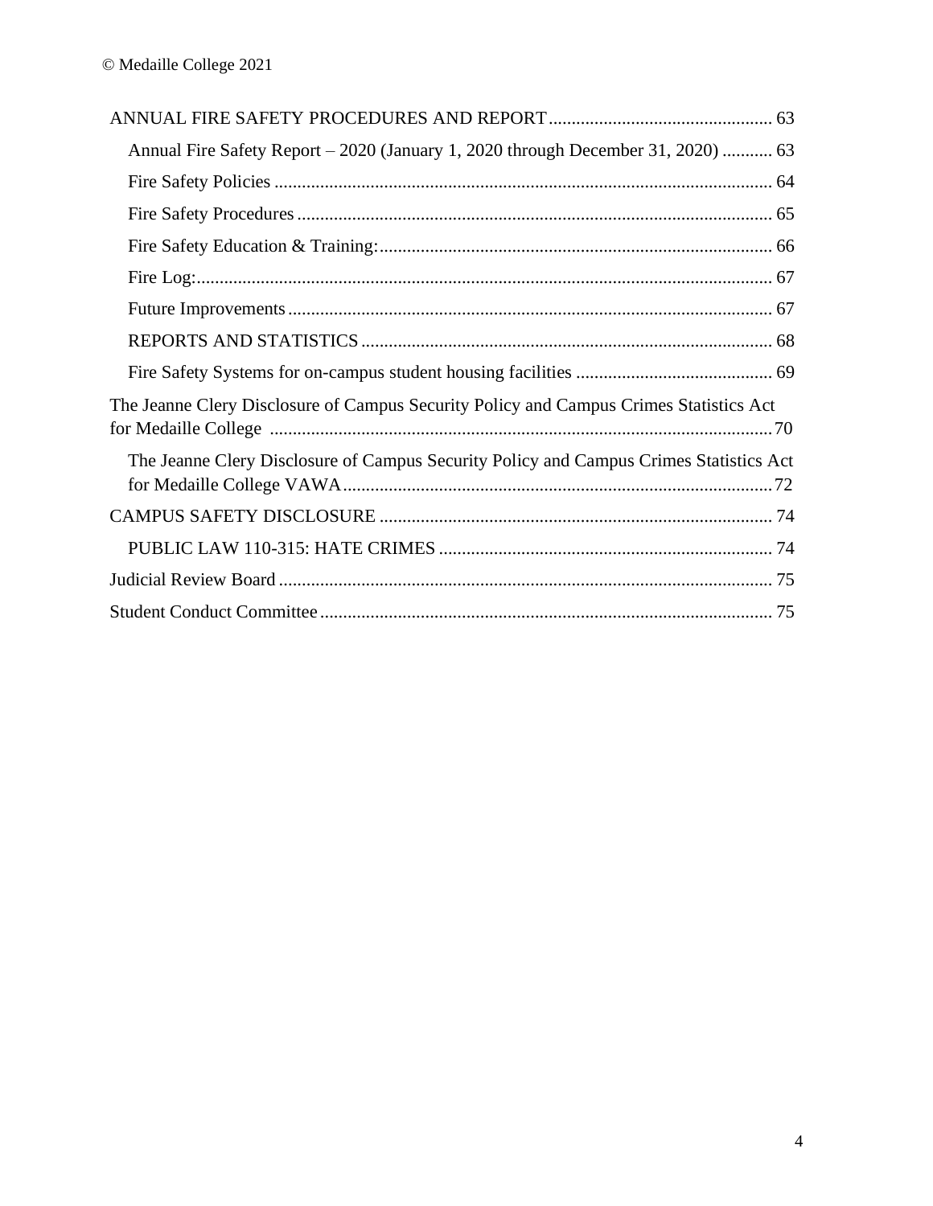- ANNUAL FIRE SAFETY PROCEDURES AND REPORT ................................................ 63
  - Annual Fire Safety Report – 2020 (January 1, 2020 through December 31, 2020) ........... 63
  - Fire Safety Policies ............................................................................................. 64
  - Fire Safety Procedures ........................................................................................ 65
  - Fire Safety Education & Training: ...................................................................... 66
  - Fire Log: .............................................................................................................. 67
  - Future Improvements .......................................................................................... 67
  - REPORTS AND STATISTICS .......................................................................... 68
  - Fire Safety Systems for on-campus student housing facilities ........................................... 69
- The Jeanne Clery Disclosure of Campus Security Policy and Campus Crimes Statistics Act for Medaille College ............................................................................................................. 70
  - The Jeanne Clery Disclosure of Campus Security Policy and Campus Crimes Statistics Act for Medaille College VAWA .............................................................................................. 72
- CAMPUS SAFETY DISCLOSURE ...................................................................................... 74
  - PUBLIC LAW 110-315: HATE CRIMES ......................................................................... 74
- Judicial Review Board ............................................................................................................ 75
- Student Conduct Committee .................................................................................................. 75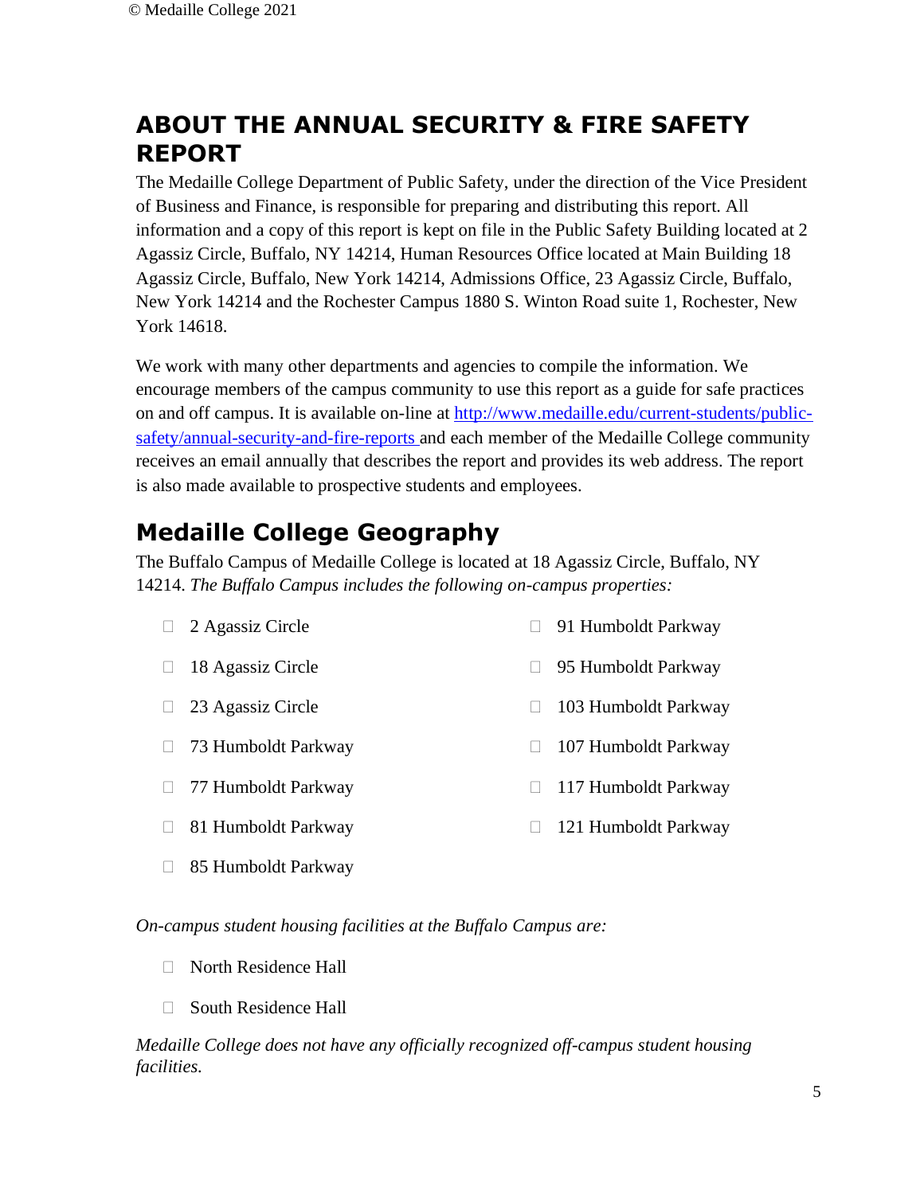## ABOUT THE ANNUAL SECURITY & FIRE SAFETY REPORT

The Medaille College Department of Public Safety, under the direction of the Vice President of Business and Finance, is responsible for preparing and distributing this report. All information and a copy of this report is kept on file in the Public Safety Building located at 2 Agassiz Circle, Buffalo, NY 14214, Human Resources Office located at Main Building 18 Agassiz Circle, Buffalo, New York 14214, Admissions Office, 23 Agassiz Circle, Buffalo, New York 14214 and the Rochester Campus 1880 S. Winton Road suite 1, Rochester, New York 14618.

We work with many other departments and agencies to compile the information. We encourage members of the campus community to use this report as a guide for safe practices on and off campus. It is available on-line at [http://www.medaille.edu/current-students/public-safety/annual-security-and-fire-reports](http://www.medaille.edu/current-students/public-safety/annual-security-and-fire-reports) and each member of the Medaille College community receives an email annually that describes the report and provides its web address. The report is also made available to prospective students and employees.

## Medaille College Geography

The Buffalo Campus of Medaille College is located at 18 Agassiz Circle, Buffalo, NY 14214. *The Buffalo Campus includes the following on-campus properties:*

- 2 Agassiz Circle
- 18 Agassiz Circle
- 23 Agassiz Circle
- 73 Humboldt Parkway
- 77 Humboldt Parkway
- 81 Humboldt Parkway
- 85 Humboldt Parkway
- 91 Humboldt Parkway
- 95 Humboldt Parkway
- 103 Humboldt Parkway
- 107 Humboldt Parkway
- 117 Humboldt Parkway
- 121 Humboldt Parkway

*On-campus student housing facilities at the Buffalo Campus are:*

- North Residence Hall
- South Residence Hall

*Medaille College does not have any officially recognized off-campus student housing facilities.*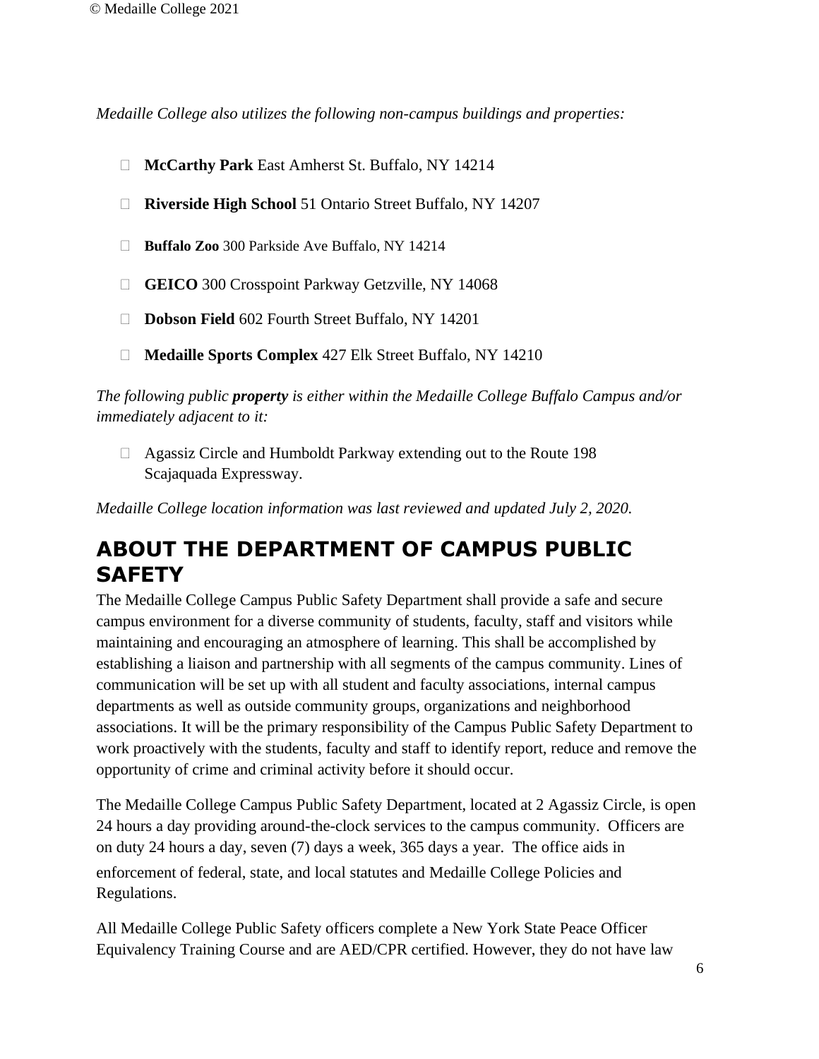*Medaille College also utilizes the following non-campus buildings and properties:*

- **McCarthy Park** East Amherst St. Buffalo, NY 14214
- **Riverside High School** 51 Ontario Street Buffalo, NY 14207
- **Buffalo Zoo** 300 Parkside Ave Buffalo, NY 14214
- **GEICO** 300 Crosspoint Parkway Getzville, NY 14068
- **Dobson Field** 602 Fourth Street Buffalo, NY 14201
- **Medaille Sports Complex** 427 Elk Street Buffalo, NY 14210

*The following public **property** is either within the Medaille College Buffalo Campus and/or immediately adjacent to it:*

- Agassiz Circle and Humboldt Parkway extending out to the Route 198 Scajaquada Expressway.

*Medaille College location information was last reviewed and updated July 2, 2020.*

## ABOUT THE DEPARTMENT OF CAMPUS PUBLIC SAFETY

The Medaille College Campus Public Safety Department shall provide a safe and secure campus environment for a diverse community of students, faculty, staff and visitors while maintaining and encouraging an atmosphere of learning. This shall be accomplished by establishing a liaison and partnership with all segments of the campus community. Lines of communication will be set up with all student and faculty associations, internal campus departments as well as outside community groups, organizations and neighborhood associations. It will be the primary responsibility of the Campus Public Safety Department to work proactively with the students, faculty and staff to identify report, reduce and remove the opportunity of crime and criminal activity before it should occur.

The Medaille College Campus Public Safety Department, located at 2 Agassiz Circle, is open 24 hours a day providing around-the-clock services to the campus community. Officers are on duty 24 hours a day, seven (7) days a week, 365 days a year. The office aids in enforcement of federal, state, and local statutes and Medaille College Policies and Regulations.

All Medaille College Public Safety officers complete a New York State Peace Officer Equivalency Training Course and are AED/CPR certified. However, they do not have law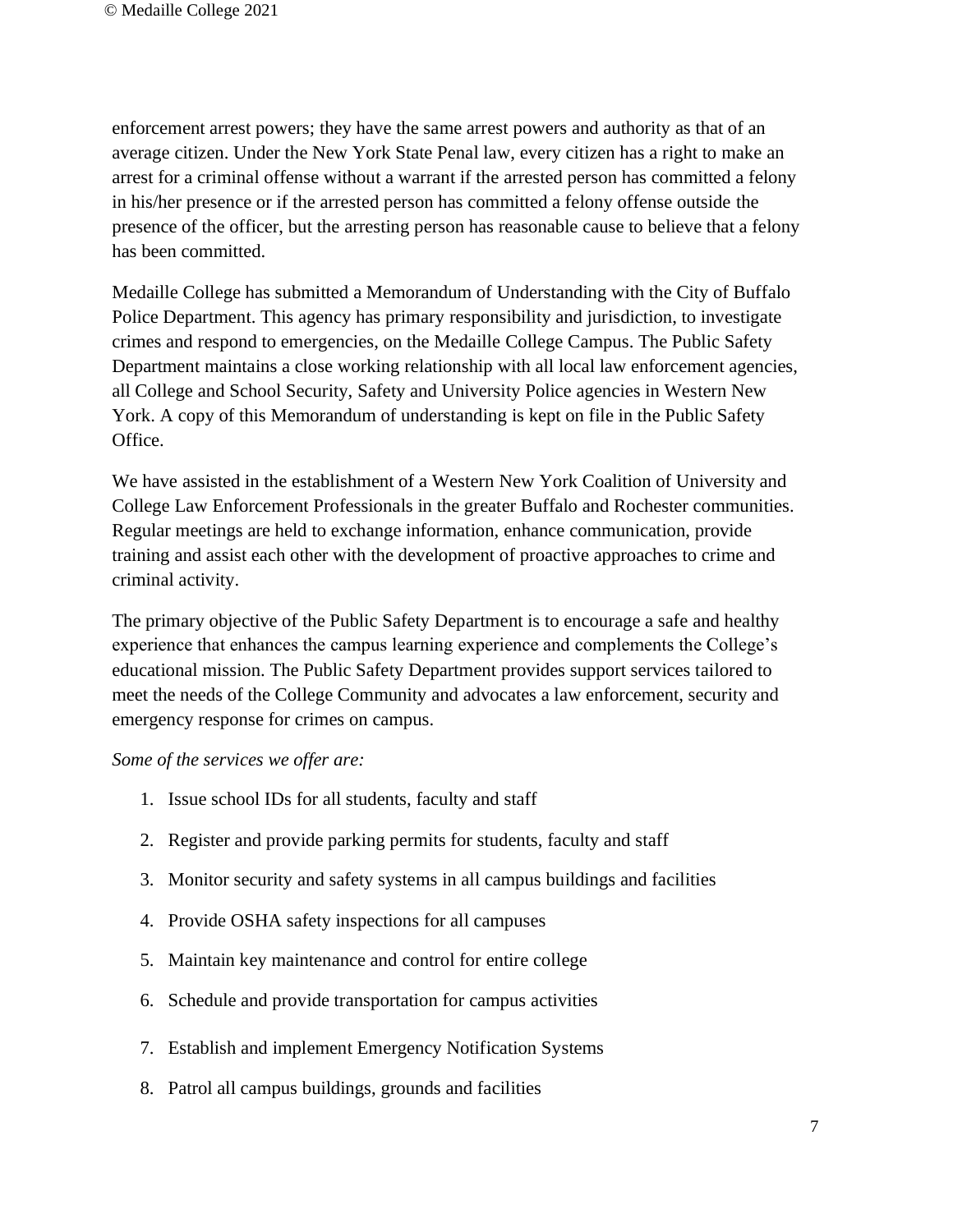enforcement arrest powers; they have the same arrest powers and authority as that of an average citizen. Under the New York State Penal law, every citizen has a right to make an arrest for a criminal offense without a warrant if the arrested person has committed a felony in his/her presence or if the arrested person has committed a felony offense outside the presence of the officer, but the arresting person has reasonable cause to believe that a felony has been committed.

Medaille College has submitted a Memorandum of Understanding with the City of Buffalo Police Department. This agency has primary responsibility and jurisdiction, to investigate crimes and respond to emergencies, on the Medaille College Campus. The Public Safety Department maintains a close working relationship with all local law enforcement agencies, all College and School Security, Safety and University Police agencies in Western New York. A copy of this Memorandum of understanding is kept on file in the Public Safety Office.

We have assisted in the establishment of a Western New York Coalition of University and College Law Enforcement Professionals in the greater Buffalo and Rochester communities. Regular meetings are held to exchange information, enhance communication, provide training and assist each other with the development of proactive approaches to crime and criminal activity.

The primary objective of the Public Safety Department is to encourage a safe and healthy experience that enhances the campus learning experience and complements the College's educational mission. The Public Safety Department provides support services tailored to meet the needs of the College Community and advocates a law enforcement, security and emergency response for crimes on campus.

*Some of the services we offer are:*

1. Issue school IDs for all students, faculty and staff
2. Register and provide parking permits for students, faculty and staff
3. Monitor security and safety systems in all campus buildings and facilities
4. Provide OSHA safety inspections for all campuses
5. Maintain key maintenance and control for entire college
6. Schedule and provide transportation for campus activities
7. Establish and implement Emergency Notification Systems
8. Patrol all campus buildings, grounds and facilities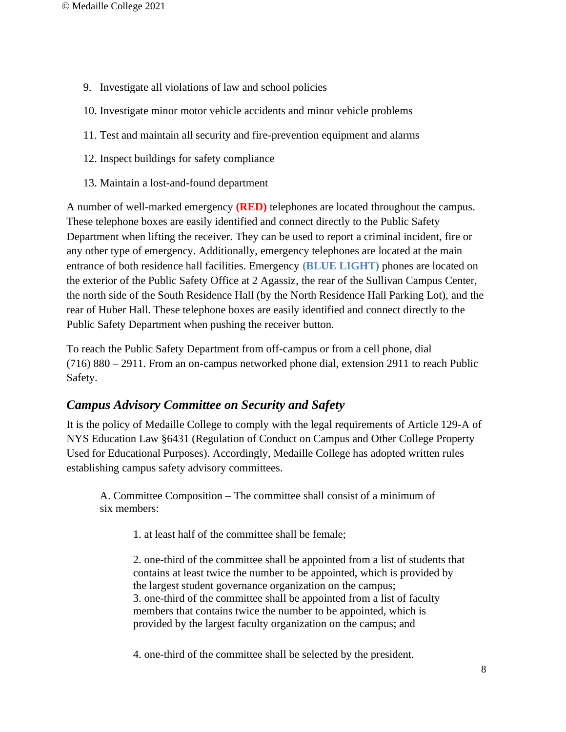9. Investigate all violations of law and school policies
10. Investigate minor motor vehicle accidents and minor vehicle problems
11. Test and maintain all security and fire-prevention equipment and alarms
12. Inspect buildings for safety compliance
13. Maintain a lost-and-found department

A number of well-marked emergency **(RED)** telephones are located throughout the campus. These telephone boxes are easily identified and connect directly to the Public Safety Department when lifting the receiver. They can be used to report a criminal incident, fire or any other type of emergency. Additionally, emergency telephones are located at the main entrance of both residence hall facilities. Emergency **(BLUE LIGHT)** phones are located on the exterior of the Public Safety Office at 2 Agassiz, the rear of the Sullivan Campus Center, the north side of the South Residence Hall (by the North Residence Hall Parking Lot), and the rear of Huber Hall. These telephone boxes are easily identified and connect directly to the Public Safety Department when pushing the receiver button.

To reach the Public Safety Department from off-campus or from a cell phone, dial (716) 880 – 2911. From an on-campus networked phone dial, extension 2911 to reach Public Safety.

## *Campus Advisory Committee on Security and Safety*

It is the policy of Medaille College to comply with the legal requirements of Article 129-A of NYS Education Law §6431 (Regulation of Conduct on Campus and Other College Property Used for Educational Purposes). Accordingly, Medaille College has adopted written rules establishing campus safety advisory committees.

A. Committee Composition – The committee shall consist of a minimum of six members:

1. at least half of the committee shall be female;

2. one-third of the committee shall be appointed from a list of students that contains at least twice the number to be appointed, which is provided by the largest student governance organization on the campus;

3. one-third of the committee shall be appointed from a list of faculty members that contains twice the number to be appointed, which is provided by the largest faculty organization on the campus; and

4. one-third of the committee shall be selected by the president.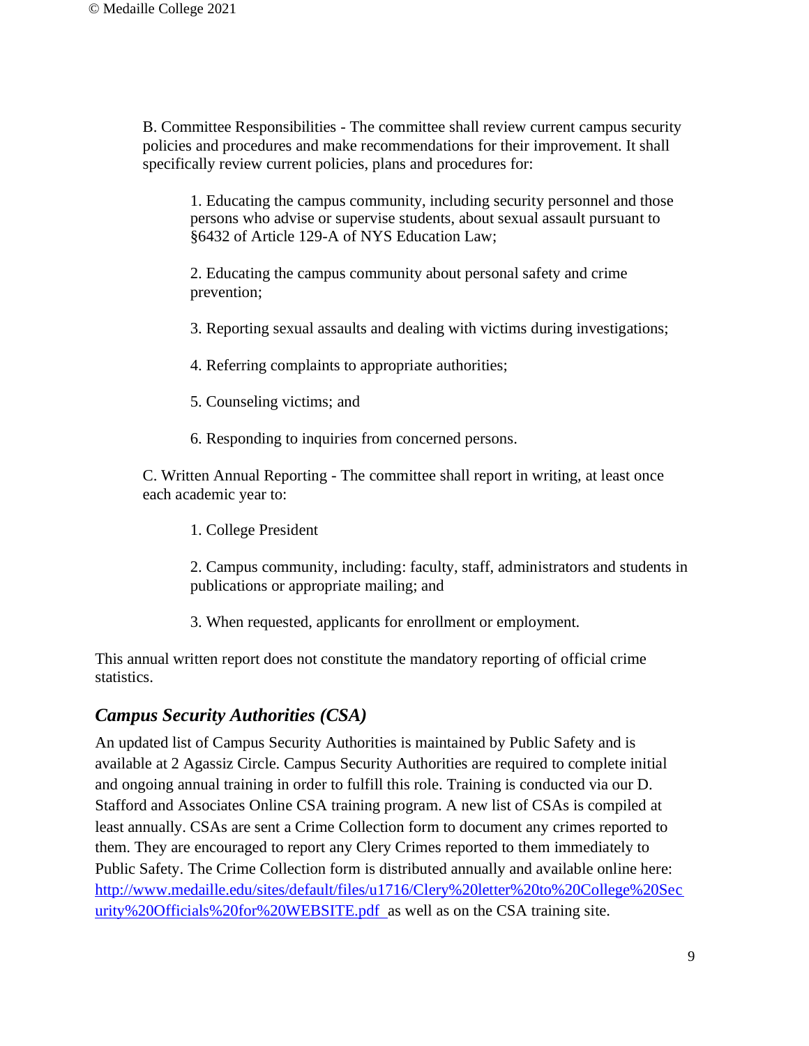B. Committee Responsibilities - The committee shall review current campus security policies and procedures and make recommendations for their improvement. It shall specifically review current policies, plans and procedures for:

1. Educating the campus community, including security personnel and those persons who advise or supervise students, about sexual assault pursuant to §6432 of Article 129-A of NYS Education Law;

2. Educating the campus community about personal safety and crime prevention;

3. Reporting sexual assaults and dealing with victims during investigations;

4. Referring complaints to appropriate authorities;

5. Counseling victims; and

6. Responding to inquiries from concerned persons.

C. Written Annual Reporting - The committee shall report in writing, at least once each academic year to:

1. College President

2. Campus community, including: faculty, staff, administrators and students in publications or appropriate mailing; and

3. When requested, applicants for enrollment or employment.

This annual written report does not constitute the mandatory reporting of official crime statistics.

## *Campus Security Authorities (CSA)*

An updated list of Campus Security Authorities is maintained by Public Safety and is available at 2 Agassiz Circle. Campus Security Authorities are required to complete initial and ongoing annual training in order to fulfill this role. Training is conducted via our D. Stafford and Associates Online CSA training program. A new list of CSAs is compiled at least annually. CSAs are sent a Crime Collection form to document any crimes reported to them. They are encouraged to report any Clery Crimes reported to them immediately to Public Safety. The Crime Collection form is distributed annually and available online here: http://www.medaille.edu/sites/default/files/u1716/Clery%20letter%20to%20College%20Security%20Officials%20for%20WEBSITE.pdf as well as on the CSA training site.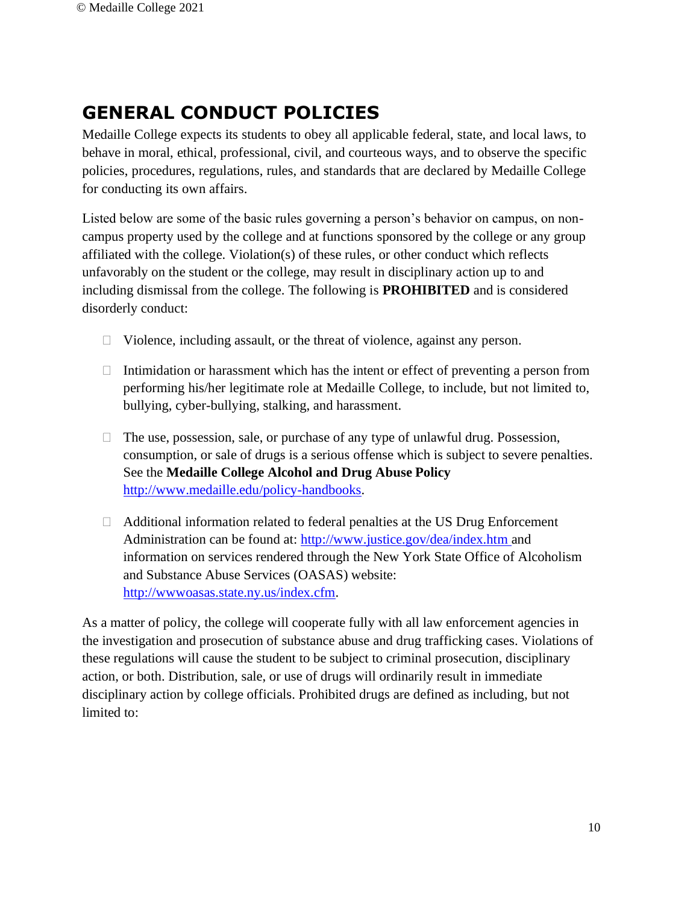## GENERAL CONDUCT POLICIES

Medaille College expects its students to obey all applicable federal, state, and local laws, to behave in moral, ethical, professional, civil, and courteous ways, and to observe the specific policies, procedures, regulations, rules, and standards that are declared by Medaille College for conducting its own affairs.

Listed below are some of the basic rules governing a person's behavior on campus, on non-campus property used by the college and at functions sponsored by the college or any group affiliated with the college. Violation(s) of these rules, or other conduct which reflects unfavorably on the student or the college, may result in disciplinary action up to and including dismissal from the college. The following is **PROHIBITED** and is considered disorderly conduct:

- Violence, including assault, or the threat of violence, against any person.
- Intimidation or harassment which has the intent or effect of preventing a person from performing his/her legitimate role at Medaille College, to include, but not limited to, bullying, cyber-bullying, stalking, and harassment.
- The use, possession, sale, or purchase of any type of unlawful drug. Possession, consumption, or sale of drugs is a serious offense which is subject to severe penalties. See the **Medaille College Alcohol and Drug Abuse Policy** [http://www.medaille.edu/policy-handbooks](http://www.medaille.edu/policy-handbooks).
- Additional information related to federal penalties at the US Drug Enforcement Administration can be found at: [http://www.justice.gov/dea/index.htm](http://www.justice.gov/dea/index.htm) and information on services rendered through the New York State Office of Alcoholism and Substance Abuse Services (OASAS) website: [http://wwwoasas.state.ny.us/index.cfm](http://wwwoasas.state.ny.us/index.cfm).

As a matter of policy, the college will cooperate fully with all law enforcement agencies in the investigation and prosecution of substance abuse and drug trafficking cases. Violations of these regulations will cause the student to be subject to criminal prosecution, disciplinary action, or both. Distribution, sale, or use of drugs will ordinarily result in immediate disciplinary action by college officials. Prohibited drugs are defined as including, but not limited to: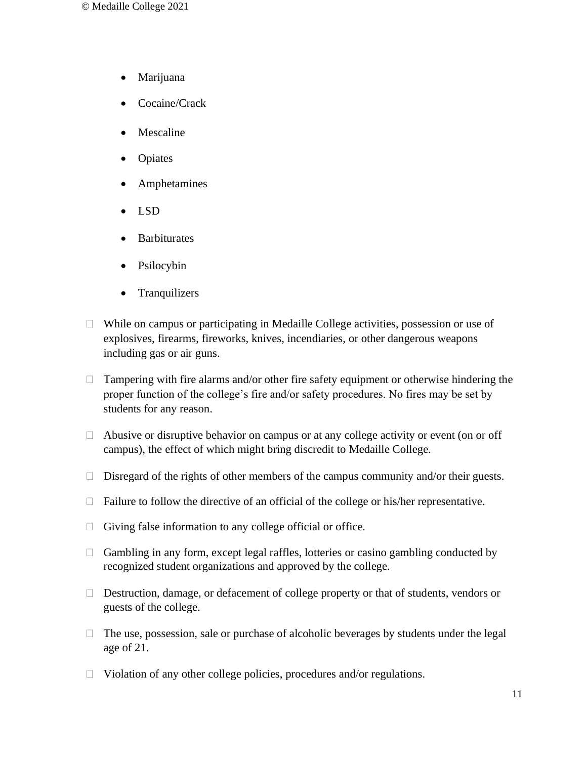- Marijuana
- Cocaine/Crack
- Mescaline
- Opiates
- Amphetamines
- LSD
- Barbiturates
- Psilocybin
- Tranquilizers

- While on campus or participating in Medaille College activities, possession or use of explosives, firearms, fireworks, knives, incendiaries, or other dangerous weapons including gas or air guns.
- Tampering with fire alarms and/or other fire safety equipment or otherwise hindering the proper function of the college's fire and/or safety procedures. No fires may be set by students for any reason.
- Abusive or disruptive behavior on campus or at any college activity or event (on or off campus), the effect of which might bring discredit to Medaille College.
- Disregard of the rights of other members of the campus community and/or their guests.
- Failure to follow the directive of an official of the college or his/her representative.
- Giving false information to any college official or office.
- Gambling in any form, except legal raffles, lotteries or casino gambling conducted by recognized student organizations and approved by the college.
- Destruction, damage, or defacement of college property or that of students, vendors or guests of the college.
- The use, possession, sale or purchase of alcoholic beverages by students under the legal age of 21.
- Violation of any other college policies, procedures and/or regulations.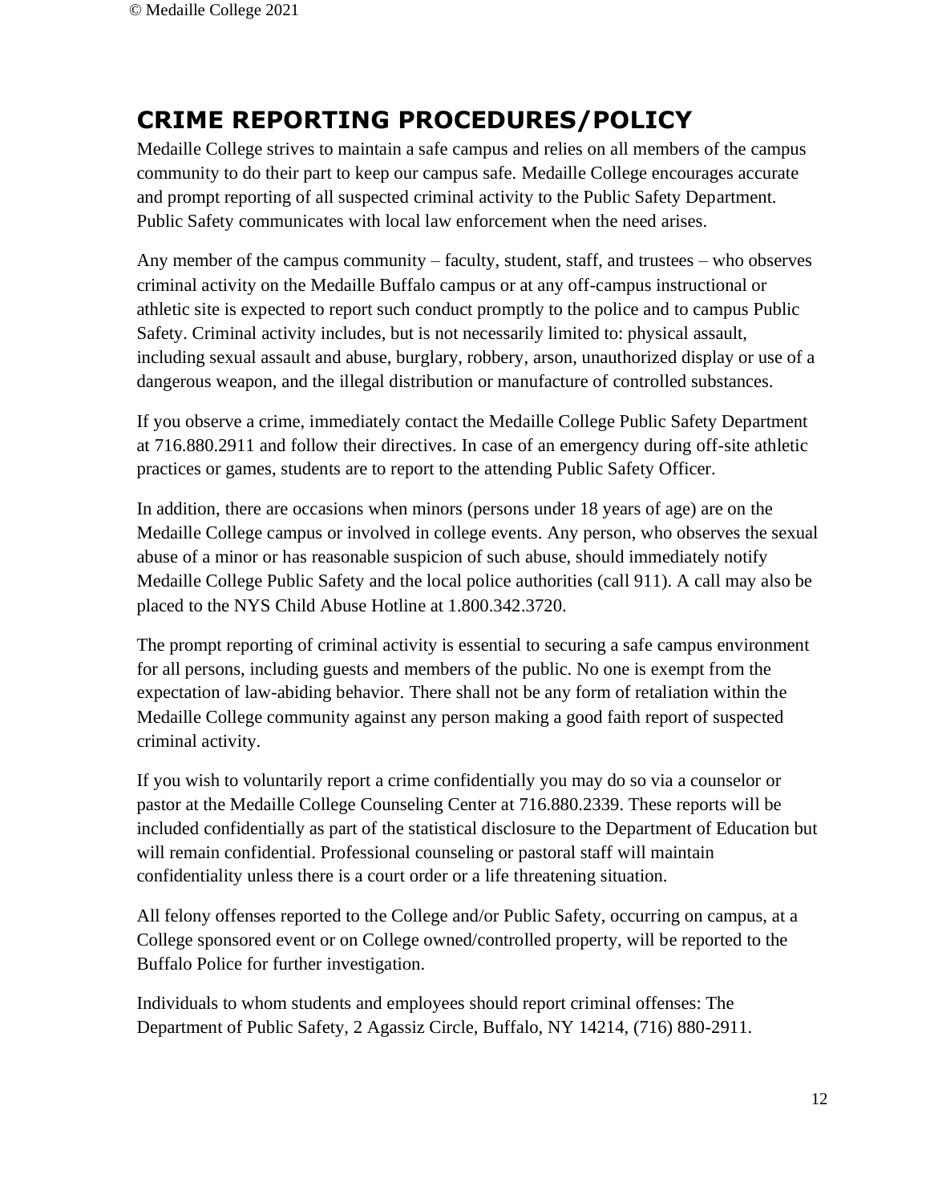# CRIME REPORTING PROCEDURES/POLICY

Medaille College strives to maintain a safe campus and relies on all members of the campus community to do their part to keep our campus safe. Medaille College encourages accurate and prompt reporting of all suspected criminal activity to the Public Safety Department. Public Safety communicates with local law enforcement when the need arises.

Any member of the campus community – faculty, student, staff, and trustees – who observes criminal activity on the Medaille Buffalo campus or at any off-campus instructional or athletic site is expected to report such conduct promptly to the police and to campus Public Safety. Criminal activity includes, but is not necessarily limited to: physical assault, including sexual assault and abuse, burglary, robbery, arson, unauthorized display or use of a dangerous weapon, and the illegal distribution or manufacture of controlled substances.

If you observe a crime, immediately contact the Medaille College Public Safety Department at 716.880.2911 and follow their directives. In case of an emergency during off-site athletic practices or games, students are to report to the attending Public Safety Officer.

In addition, there are occasions when minors (persons under 18 years of age) are on the Medaille College campus or involved in college events. Any person, who observes the sexual abuse of a minor or has reasonable suspicion of such abuse, should immediately notify Medaille College Public Safety and the local police authorities (call 911). A call may also be placed to the NYS Child Abuse Hotline at 1.800.342.3720.

The prompt reporting of criminal activity is essential to securing a safe campus environment for all persons, including guests and members of the public. No one is exempt from the expectation of law-abiding behavior. There shall not be any form of retaliation within the Medaille College community against any person making a good faith report of suspected criminal activity.

If you wish to voluntarily report a crime confidentially you may do so via a counselor or pastor at the Medaille College Counseling Center at 716.880.2339. These reports will be included confidentially as part of the statistical disclosure to the Department of Education but will remain confidential. Professional counseling or pastoral staff will maintain confidentiality unless there is a court order or a life threatening situation.

All felony offenses reported to the College and/or Public Safety, occurring on campus, at a College sponsored event or on College owned/controlled property, will be reported to the Buffalo Police for further investigation.

Individuals to whom students and employees should report criminal offenses: The Department of Public Safety, 2 Agassiz Circle, Buffalo, NY 14214, (716) 880-2911.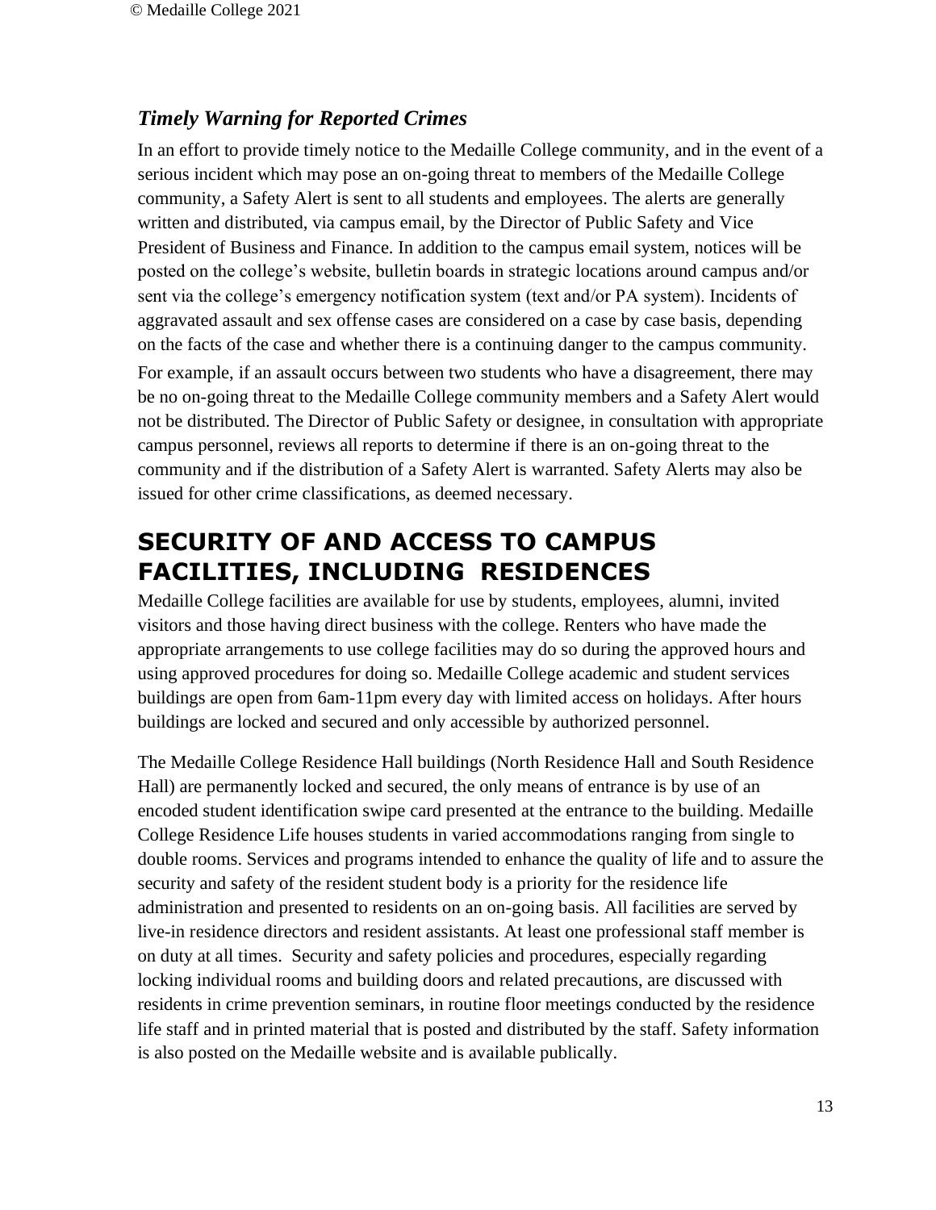### *Timely Warning for Reported Crimes*

In an effort to provide timely notice to the Medaille College community, and in the event of a serious incident which may pose an on-going threat to members of the Medaille College community, a Safety Alert is sent to all students and employees. The alerts are generally written and distributed, via campus email, by the Director of Public Safety and Vice President of Business and Finance. In addition to the campus email system, notices will be posted on the college's website, bulletin boards in strategic locations around campus and/or sent via the college's emergency notification system (text and/or PA system). Incidents of aggravated assault and sex offense cases are considered on a case by case basis, depending on the facts of the case and whether there is a continuing danger to the campus community.

For example, if an assault occurs between two students who have a disagreement, there may be no on-going threat to the Medaille College community members and a Safety Alert would not be distributed. The Director of Public Safety or designee, in consultation with appropriate campus personnel, reviews all reports to determine if there is an on-going threat to the community and if the distribution of a Safety Alert is warranted. Safety Alerts may also be issued for other crime classifications, as deemed necessary.

# SECURITY OF AND ACCESS TO CAMPUS FACILITIES, INCLUDING RESIDENCES

Medaille College facilities are available for use by students, employees, alumni, invited visitors and those having direct business with the college. Renters who have made the appropriate arrangements to use college facilities may do so during the approved hours and using approved procedures for doing so. Medaille College academic and student services buildings are open from 6am-11pm every day with limited access on holidays. After hours buildings are locked and secured and only accessible by authorized personnel.

The Medaille College Residence Hall buildings (North Residence Hall and South Residence Hall) are permanently locked and secured, the only means of entrance is by use of an encoded student identification swipe card presented at the entrance to the building. Medaille College Residence Life houses students in varied accommodations ranging from single to double rooms. Services and programs intended to enhance the quality of life and to assure the security and safety of the resident student body is a priority for the residence life administration and presented to residents on an on-going basis. All facilities are served by live-in residence directors and resident assistants. At least one professional staff member is on duty at all times. Security and safety policies and procedures, especially regarding locking individual rooms and building doors and related precautions, are discussed with residents in crime prevention seminars, in routine floor meetings conducted by the residence life staff and in printed material that is posted and distributed by the staff. Safety information is also posted on the Medaille website and is available publically.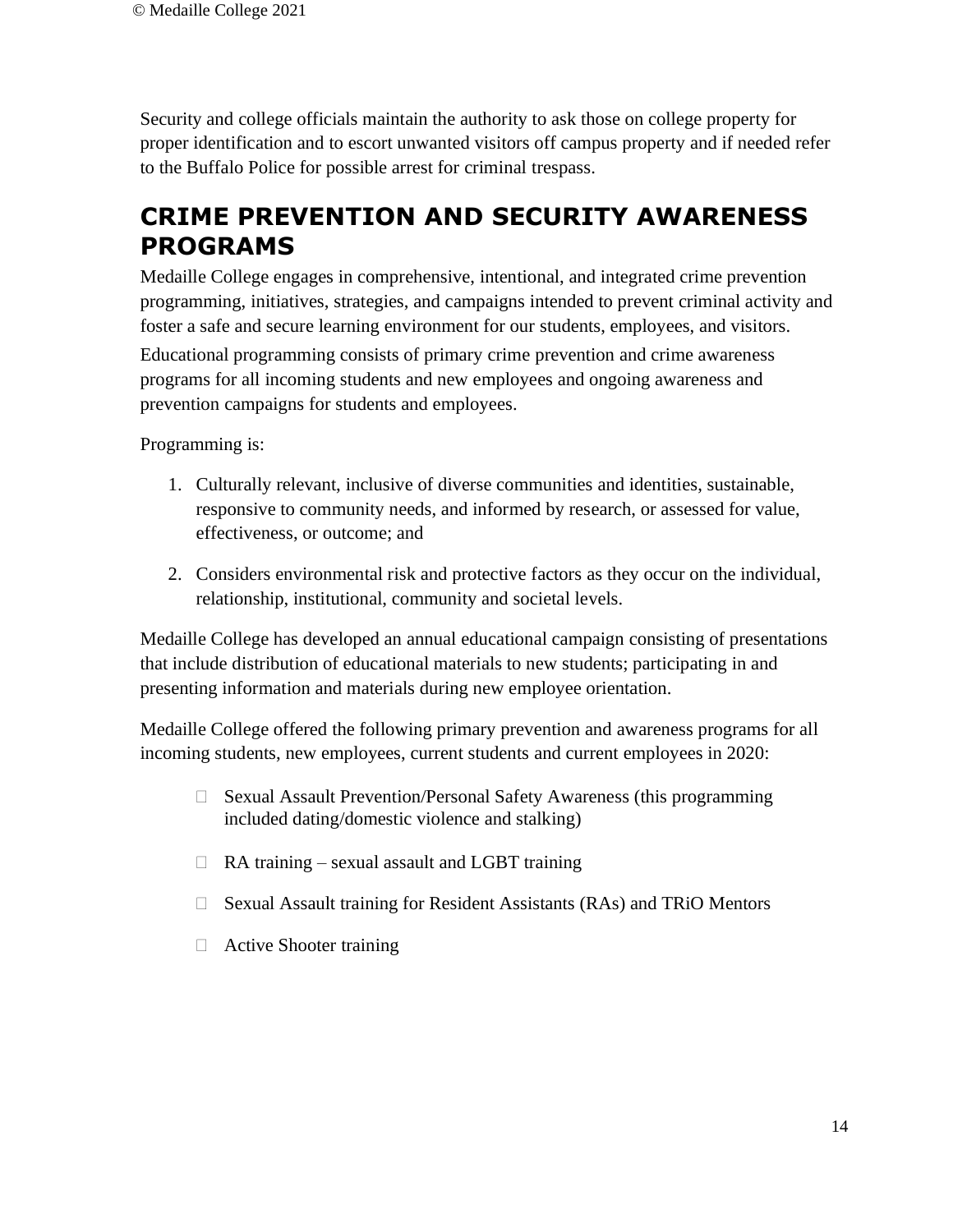Security and college officials maintain the authority to ask those on college property for proper identification and to escort unwanted visitors off campus property and if needed refer to the Buffalo Police for possible arrest for criminal trespass.

## CRIME PREVENTION AND SECURITY AWARENESS PROGRAMS

Medaille College engages in comprehensive, intentional, and integrated crime prevention programming, initiatives, strategies, and campaigns intended to prevent criminal activity and foster a safe and secure learning environment for our students, employees, and visitors.

Educational programming consists of primary crime prevention and crime awareness programs for all incoming students and new employees and ongoing awareness and prevention campaigns for students and employees.

Programming is:

1. Culturally relevant, inclusive of diverse communities and identities, sustainable, responsive to community needs, and informed by research, or assessed for value, effectiveness, or outcome; and
2. Considers environmental risk and protective factors as they occur on the individual, relationship, institutional, community and societal levels.

Medaille College has developed an annual educational campaign consisting of presentations that include distribution of educational materials to new students; participating in and presenting information and materials during new employee orientation.

Medaille College offered the following primary prevention and awareness programs for all incoming students, new employees, current students and current employees in 2020:

- Sexual Assault Prevention/Personal Safety Awareness (this programming included dating/domestic violence and stalking)
- RA training – sexual assault and LGBT training
- Sexual Assault training for Resident Assistants (RAs) and TRiO Mentors
- Active Shooter training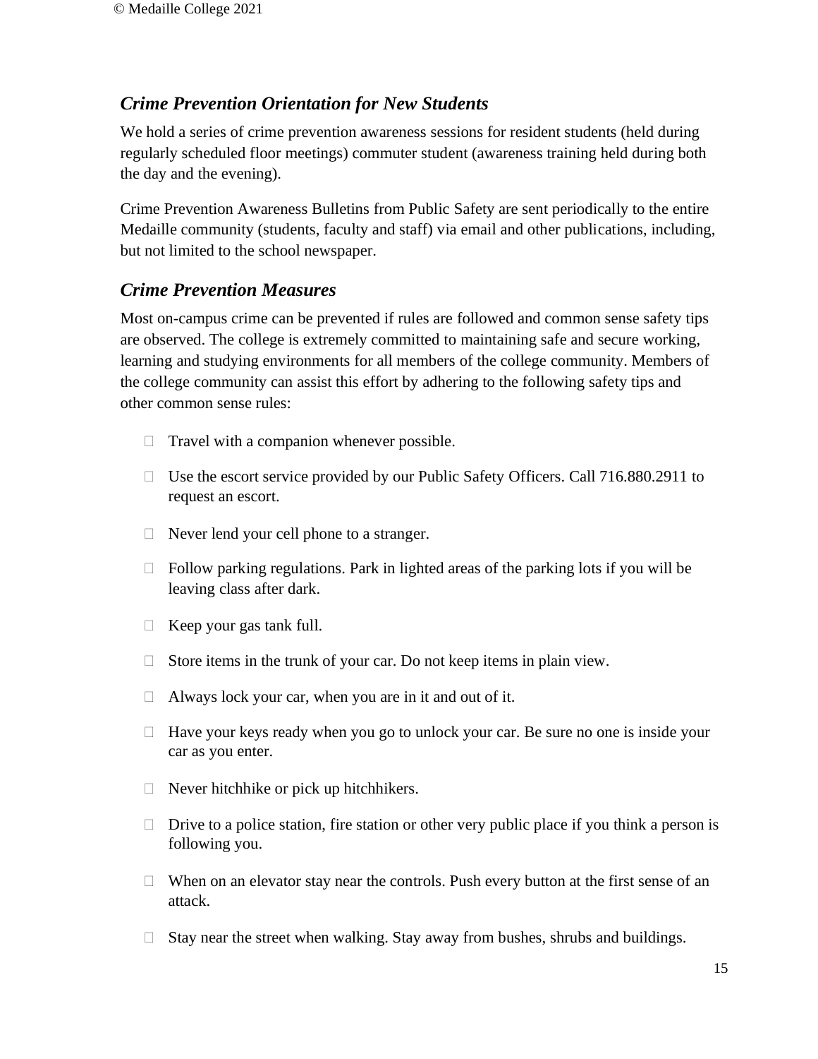### *Crime Prevention Orientation for New Students*

We hold a series of crime prevention awareness sessions for resident students (held during regularly scheduled floor meetings) commuter student (awareness training held during both the day and the evening).

Crime Prevention Awareness Bulletins from Public Safety are sent periodically to the entire Medaille community (students, faculty and staff) via email and other publications, including, but not limited to the school newspaper.

### *Crime Prevention Measures*

Most on-campus crime can be prevented if rules are followed and common sense safety tips are observed. The college is extremely committed to maintaining safe and secure working, learning and studying environments for all members of the college community. Members of the college community can assist this effort by adhering to the following safety tips and other common sense rules:

- Travel with a companion whenever possible.
- Use the escort service provided by our Public Safety Officers. Call 716.880.2911 to request an escort.
- Never lend your cell phone to a stranger.
- Follow parking regulations. Park in lighted areas of the parking lots if you will be leaving class after dark.
- Keep your gas tank full.
- Store items in the trunk of your car. Do not keep items in plain view.
- Always lock your car, when you are in it and out of it.
- Have your keys ready when you go to unlock your car. Be sure no one is inside your car as you enter.
- Never hitchhike or pick up hitchhikers.
- Drive to a police station, fire station or other very public place if you think a person is following you.
- When on an elevator stay near the controls. Push every button at the first sense of an attack.
- Stay near the street when walking. Stay away from bushes, shrubs and buildings.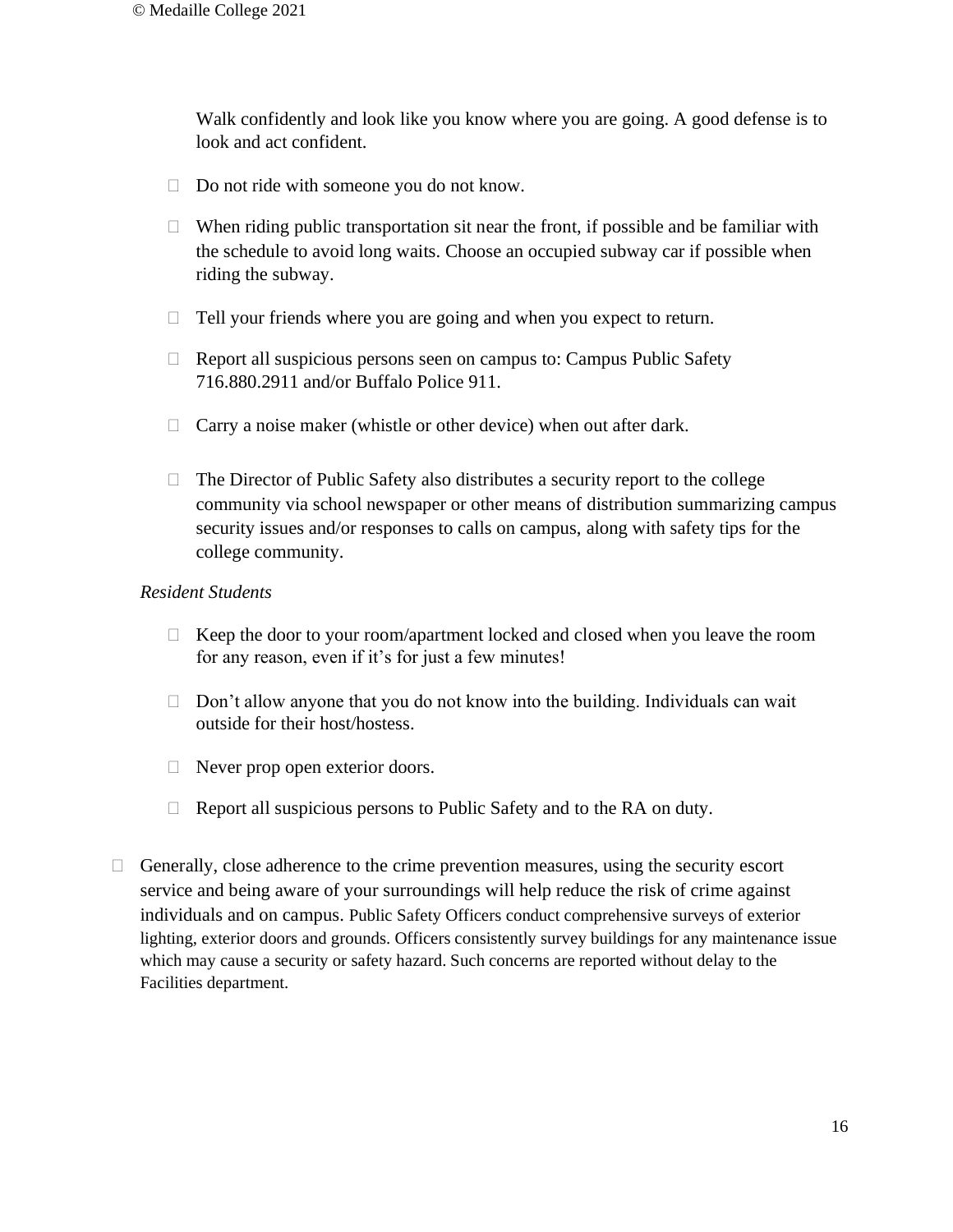Walk confidently and look like you know where you are going. A good defense is to look and act confident.

- Do not ride with someone you do not know.
- When riding public transportation sit near the front, if possible and be familiar with the schedule to avoid long waits. Choose an occupied subway car if possible when riding the subway.
- Tell your friends where you are going and when you expect to return.
- Report all suspicious persons seen on campus to: Campus Public Safety 716.880.2911 and/or Buffalo Police 911.
- Carry a noise maker (whistle or other device) when out after dark.
- The Director of Public Safety also distributes a security report to the college community via school newspaper or other means of distribution summarizing campus security issues and/or responses to calls on campus, along with safety tips for the college community.

*Resident Students*

- Keep the door to your room/apartment locked and closed when you leave the room for any reason, even if it's for just a few minutes!
- Don't allow anyone that you do not know into the building. Individuals can wait outside for their host/hostess.
- Never prop open exterior doors.
- Report all suspicious persons to Public Safety and to the RA on duty.

- Generally, close adherence to the crime prevention measures, using the security escort service and being aware of your surroundings will help reduce the risk of crime against individuals and on campus. Public Safety Officers conduct comprehensive surveys of exterior lighting, exterior doors and grounds. Officers consistently survey buildings for any maintenance issue which may cause a security or safety hazard. Such concerns are reported without delay to the Facilities department.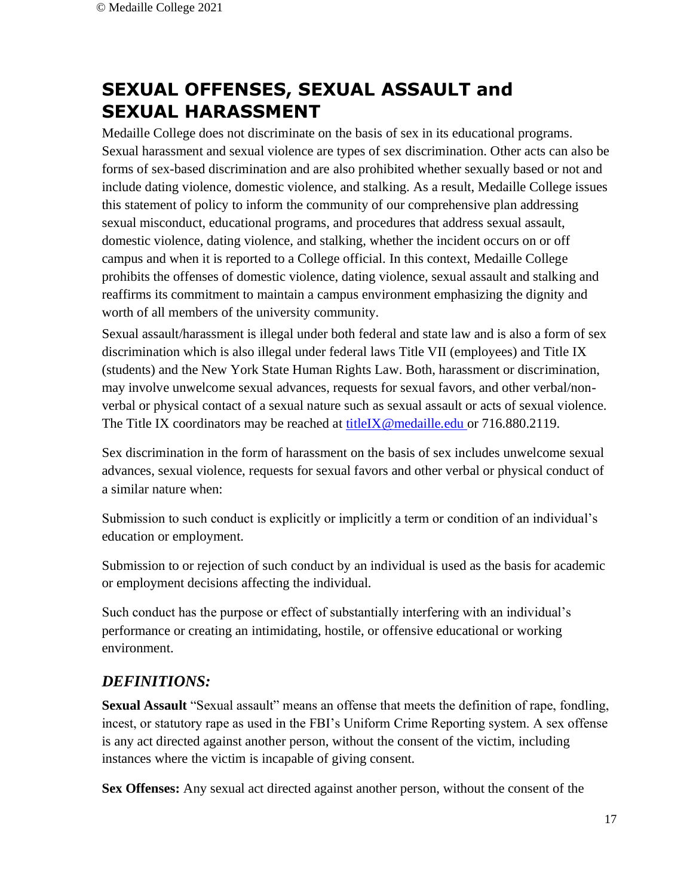## SEXUAL OFFENSES, SEXUAL ASSAULT and SEXUAL HARASSMENT

Medaille College does not discriminate on the basis of sex in its educational programs. Sexual harassment and sexual violence are types of sex discrimination. Other acts can also be forms of sex-based discrimination and are also prohibited whether sexually based or not and include dating violence, domestic violence, and stalking. As a result, Medaille College issues this statement of policy to inform the community of our comprehensive plan addressing sexual misconduct, educational programs, and procedures that address sexual assault, domestic violence, dating violence, and stalking, whether the incident occurs on or off campus and when it is reported to a College official. In this context, Medaille College prohibits the offenses of domestic violence, dating violence, sexual assault and stalking and reaffirms its commitment to maintain a campus environment emphasizing the dignity and worth of all members of the university community.

Sexual assault/harassment is illegal under both federal and state law and is also a form of sex discrimination which is also illegal under federal laws Title VII (employees) and Title IX (students) and the New York State Human Rights Law. Both, harassment or discrimination, may involve unwelcome sexual advances, requests for sexual favors, and other verbal/non-verbal or physical contact of a sexual nature such as sexual assault or acts of sexual violence. The Title IX coordinators may be reached at titleIX@medaille.edu or 716.880.2119.

Sex discrimination in the form of harassment on the basis of sex includes unwelcome sexual advances, sexual violence, requests for sexual favors and other verbal or physical conduct of a similar nature when:

Submission to such conduct is explicitly or implicitly a term or condition of an individual's education or employment.

Submission to or rejection of such conduct by an individual is used as the basis for academic or employment decisions affecting the individual.

Such conduct has the purpose or effect of substantially interfering with an individual's performance or creating an intimidating, hostile, or offensive educational or working environment.

### *DEFINITIONS:*

**Sexual Assault** "Sexual assault" means an offense that meets the definition of rape, fondling, incest, or statutory rape as used in the FBI's Uniform Crime Reporting system. A sex offense is any act directed against another person, without the consent of the victim, including instances where the victim is incapable of giving consent.

**Sex Offenses:** Any sexual act directed against another person, without the consent of the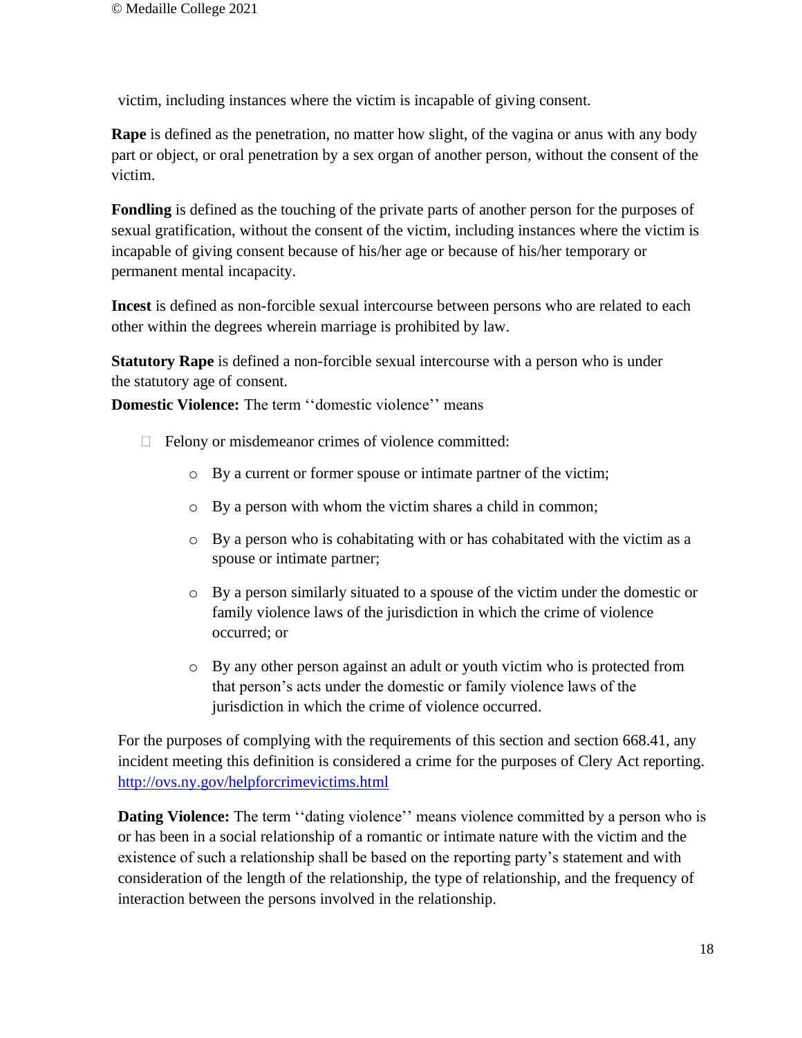victim, including instances where the victim is incapable of giving consent.

**Rape** is defined as the penetration, no matter how slight, of the vagina or anus with any body part or object, or oral penetration by a sex organ of another person, without the consent of the victim.

**Fondling** is defined as the touching of the private parts of another person for the purposes of sexual gratification, without the consent of the victim, including instances where the victim is incapable of giving consent because of his/her age or because of his/her temporary or permanent mental incapacity.

**Incest** is defined as non-forcible sexual intercourse between persons who are related to each other within the degrees wherein marriage is prohibited by law.

**Statutory Rape** is defined a non-forcible sexual intercourse with a person who is under the statutory age of consent.

**Domestic Violence:** The term ''domestic violence'' means

- Felony or misdemeanor crimes of violence committed:
  - By a current or former spouse or intimate partner of the victim;
  - By a person with whom the victim shares a child in common;
  - By a person who is cohabitating with or has cohabitated with the victim as a spouse or intimate partner;
  - By a person similarly situated to a spouse of the victim under the domestic or family violence laws of the jurisdiction in which the crime of violence occurred; or
  - By any other person against an adult or youth victim who is protected from that person's acts under the domestic or family violence laws of the jurisdiction in which the crime of violence occurred.

For the purposes of complying with the requirements of this section and section 668.41, any incident meeting this definition is considered a crime for the purposes of Clery Act reporting. http://ovs.ny.gov/helpforcrimevictims.html

**Dating Violence:** The term ''dating violence'' means violence committed by a person who is or has been in a social relationship of a romantic or intimate nature with the victim and the existence of such a relationship shall be based on the reporting party's statement and with consideration of the length of the relationship, the type of relationship, and the frequency of interaction between the persons involved in the relationship.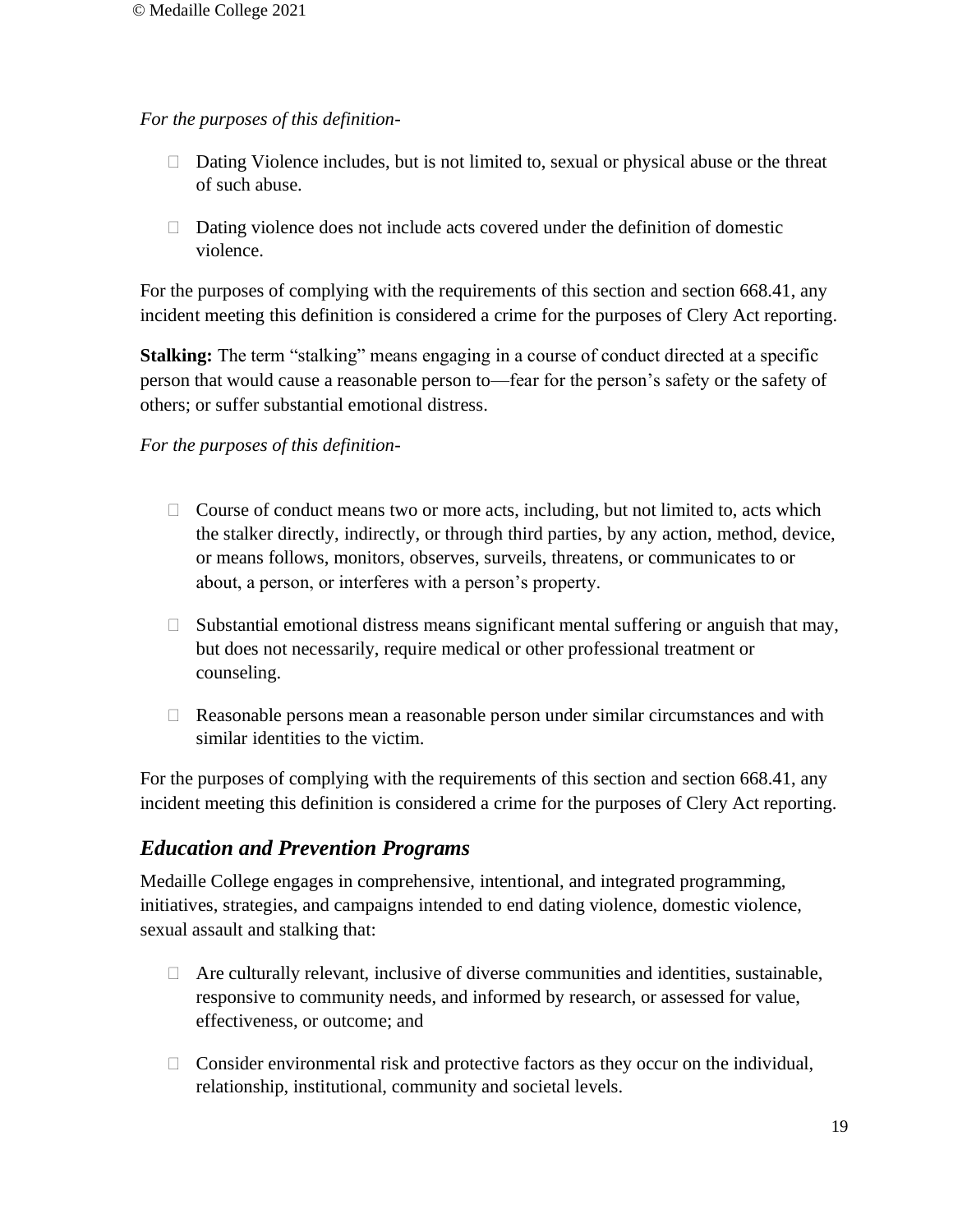*For the purposes of this definition-*

- Dating Violence includes, but is not limited to, sexual or physical abuse or the threat of such abuse.
- Dating violence does not include acts covered under the definition of domestic violence.

For the purposes of complying with the requirements of this section and section 668.41, any incident meeting this definition is considered a crime for the purposes of Clery Act reporting.

**Stalking:** The term "stalking" means engaging in a course of conduct directed at a specific person that would cause a reasonable person to—fear for the person's safety or the safety of others; or suffer substantial emotional distress.

*For the purposes of this definition-*

- Course of conduct means two or more acts, including, but not limited to, acts which the stalker directly, indirectly, or through third parties, by any action, method, device, or means follows, monitors, observes, surveils, threatens, or communicates to or about, a person, or interferes with a person's property.
- Substantial emotional distress means significant mental suffering or anguish that may, but does not necessarily, require medical or other professional treatment or counseling.
- Reasonable persons mean a reasonable person under similar circumstances and with similar identities to the victim.

For the purposes of complying with the requirements of this section and section 668.41, any incident meeting this definition is considered a crime for the purposes of Clery Act reporting.

## *Education and Prevention Programs*

Medaille College engages in comprehensive, intentional, and integrated programming, initiatives, strategies, and campaigns intended to end dating violence, domestic violence, sexual assault and stalking that:

- Are culturally relevant, inclusive of diverse communities and identities, sustainable, responsive to community needs, and informed by research, or assessed for value, effectiveness, or outcome; and
- Consider environmental risk and protective factors as they occur on the individual, relationship, institutional, community and societal levels.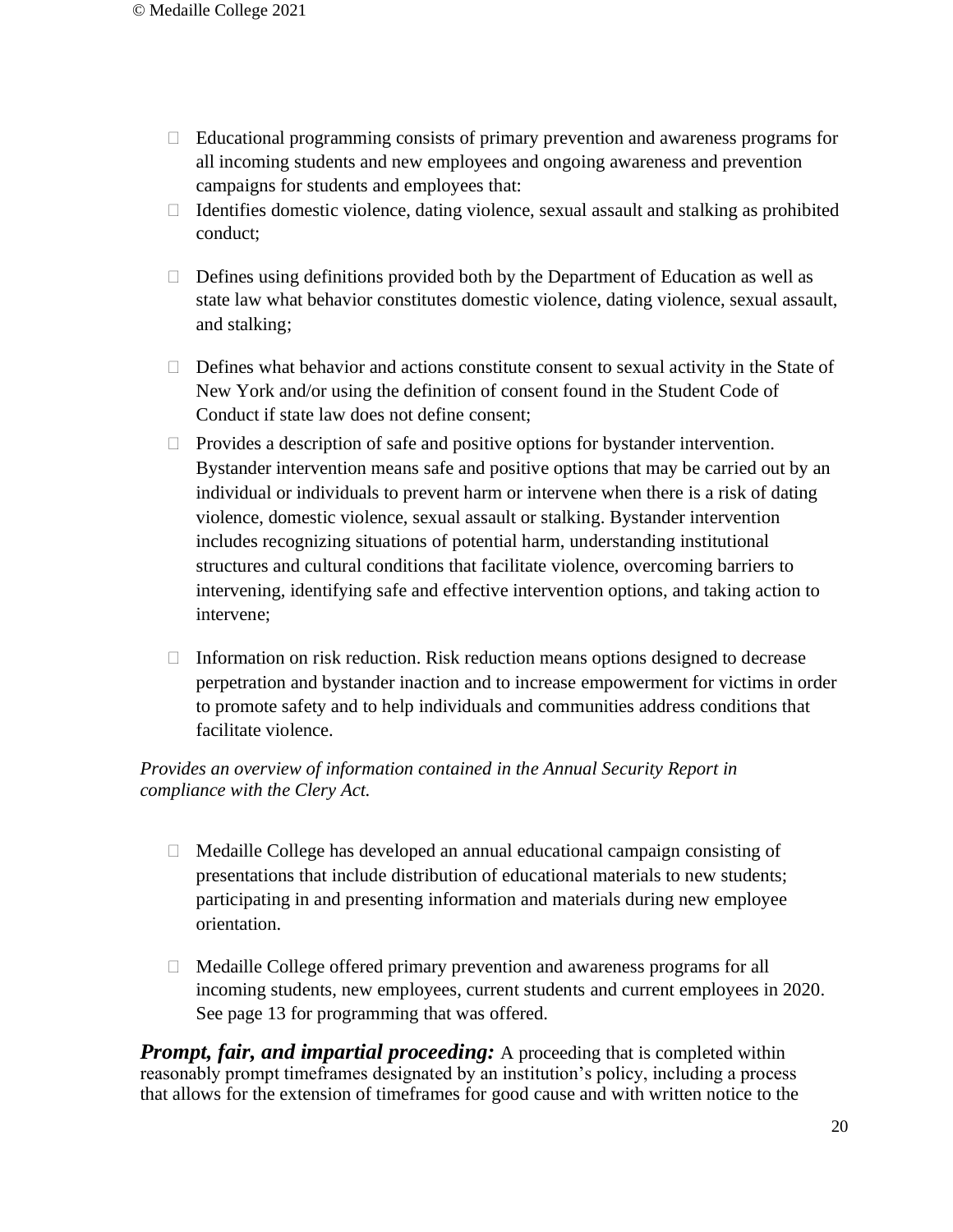- Educational programming consists of primary prevention and awareness programs for all incoming students and new employees and ongoing awareness and prevention campaigns for students and employees that:
- Identifies domestic violence, dating violence, sexual assault and stalking as prohibited conduct;
- Defines using definitions provided both by the Department of Education as well as state law what behavior constitutes domestic violence, dating violence, sexual assault, and stalking;
- Defines what behavior and actions constitute consent to sexual activity in the State of New York and/or using the definition of consent found in the Student Code of Conduct if state law does not define consent;
- Provides a description of safe and positive options for bystander intervention. Bystander intervention means safe and positive options that may be carried out by an individual or individuals to prevent harm or intervene when there is a risk of dating violence, domestic violence, sexual assault or stalking. Bystander intervention includes recognizing situations of potential harm, understanding institutional structures and cultural conditions that facilitate violence, overcoming barriers to intervening, identifying safe and effective intervention options, and taking action to intervene;
- Information on risk reduction. Risk reduction means options designed to decrease perpetration and bystander inaction and to increase empowerment for victims in order to promote safety and to help individuals and communities address conditions that facilitate violence.

*Provides an overview of information contained in the Annual Security Report in compliance with the Clery Act.*

- Medaille College has developed an annual educational campaign consisting of presentations that include distribution of educational materials to new students; participating in and presenting information and materials during new employee orientation.
- Medaille College offered primary prevention and awareness programs for all incoming students, new employees, current students and current employees in 2020. See page 13 for programming that was offered.

***Prompt, fair, and impartial proceeding:*** A proceeding that is completed within reasonably prompt timeframes designated by an institution's policy, including a process that allows for the extension of timeframes for good cause and with written notice to the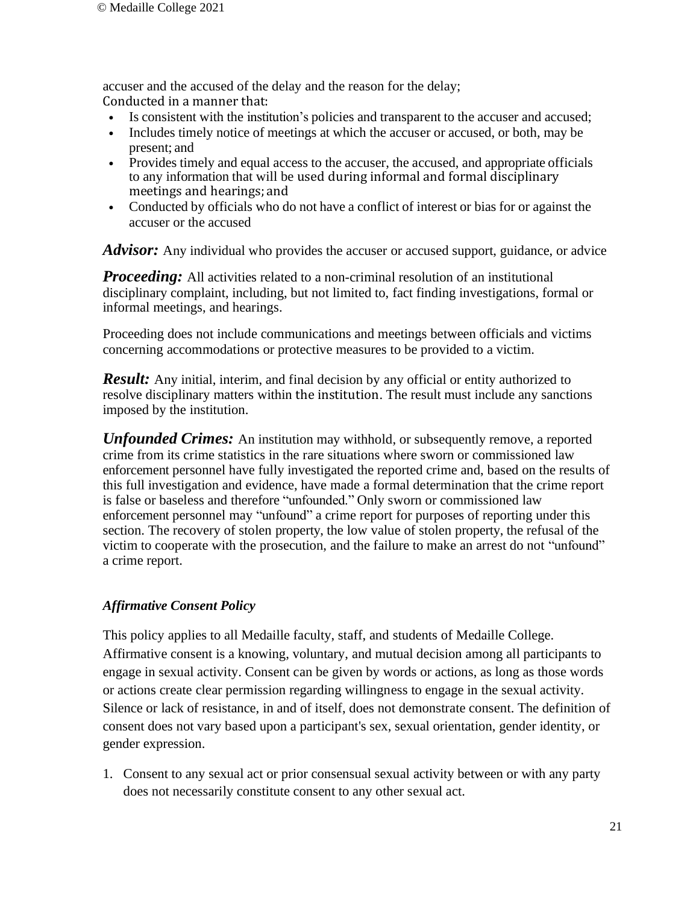accuser and the accused of the delay and the reason for the delay;

Conducted in a manner that:

- Is consistent with the institution's policies and transparent to the accuser and accused;
- Includes timely notice of meetings at which the accuser or accused, or both, may be present; and
- Provides timely and equal access to the accuser, the accused, and appropriate officials to any information that will be used during informal and formal disciplinary meetings and hearings; and
- Conducted by officials who do not have a conflict of interest or bias for or against the accuser or the accused

***Advisor:*** Any individual who provides the accuser or accused support, guidance, or advice

***Proceeding:*** All activities related to a non-criminal resolution of an institutional disciplinary complaint, including, but not limited to, fact finding investigations, formal or informal meetings, and hearings.

Proceeding does not include communications and meetings between officials and victims concerning accommodations or protective measures to be provided to a victim.

***Result:*** Any initial, interim, and final decision by any official or entity authorized to resolve disciplinary matters within the institution. The result must include any sanctions imposed by the institution.

***Unfounded Crimes:*** An institution may withhold, or subsequently remove, a reported crime from its crime statistics in the rare situations where sworn or commissioned law enforcement personnel have fully investigated the reported crime and, based on the results of this full investigation and evidence, have made a formal determination that the crime report is false or baseless and therefore "unfounded." Only sworn or commissioned law enforcement personnel may "unfound" a crime report for purposes of reporting under this section. The recovery of stolen property, the low value of stolen property, the refusal of the victim to cooperate with the prosecution, and the failure to make an arrest do not "unfound" a crime report.

***Affirmative Consent Policy***

This policy applies to all Medaille faculty, staff, and students of Medaille College. Affirmative consent is a knowing, voluntary, and mutual decision among all participants to engage in sexual activity. Consent can be given by words or actions, as long as those words or actions create clear permission regarding willingness to engage in the sexual activity. Silence or lack of resistance, in and of itself, does not demonstrate consent. The definition of consent does not vary based upon a participant's sex, sexual orientation, gender identity, or gender expression.

1. Consent to any sexual act or prior consensual sexual activity between or with any party does not necessarily constitute consent to any other sexual act.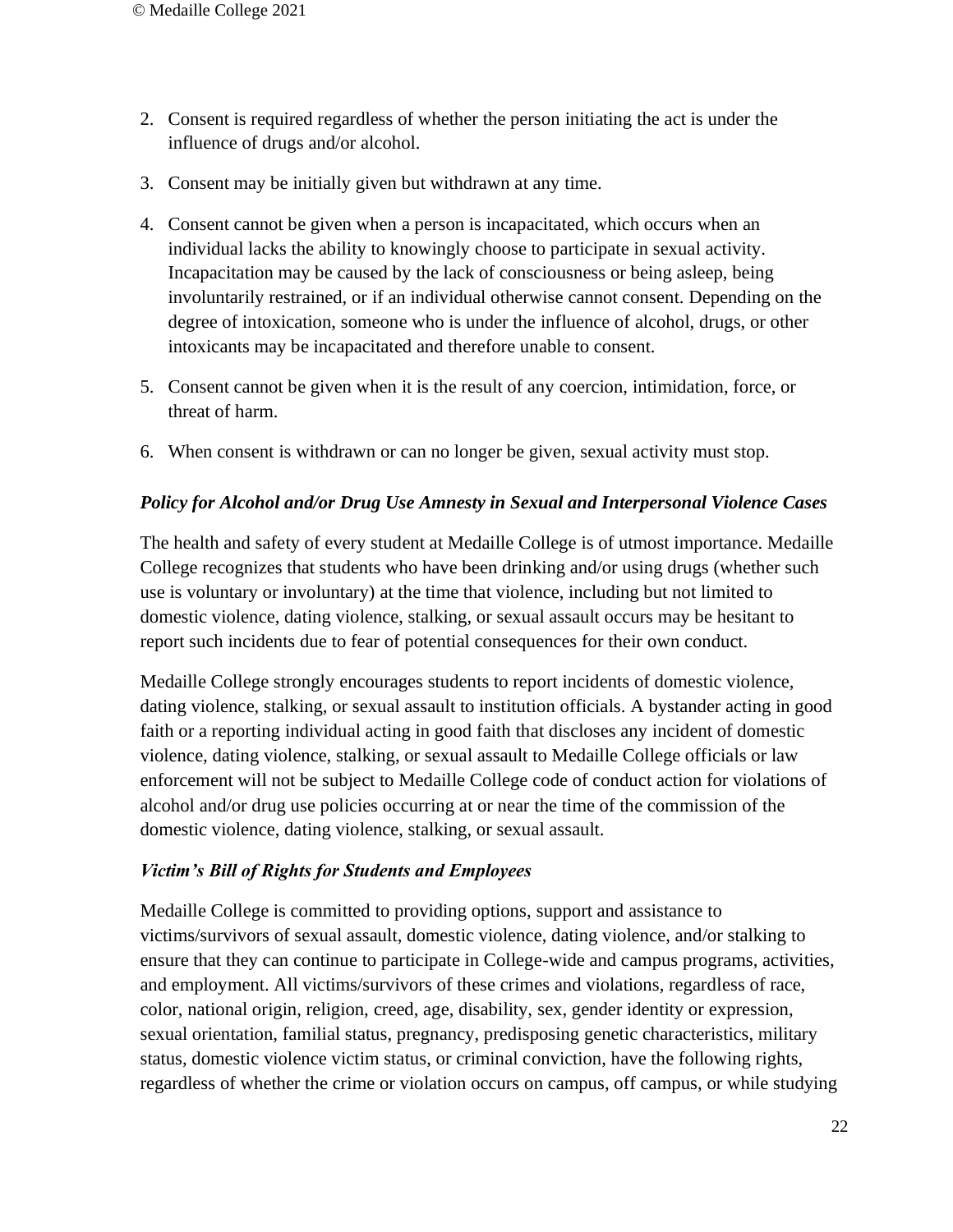2. Consent is required regardless of whether the person initiating the act is under the influence of drugs and/or alcohol.
3. Consent may be initially given but withdrawn at any time.
4. Consent cannot be given when a person is incapacitated, which occurs when an individual lacks the ability to knowingly choose to participate in sexual activity. Incapacitation may be caused by the lack of consciousness or being asleep, being involuntarily restrained, or if an individual otherwise cannot consent. Depending on the degree of intoxication, someone who is under the influence of alcohol, drugs, or other intoxicants may be incapacitated and therefore unable to consent.
5. Consent cannot be given when it is the result of any coercion, intimidation, force, or threat of harm.
6. When consent is withdrawn or can no longer be given, sexual activity must stop.

### *Policy for Alcohol and/or Drug Use Amnesty in Sexual and Interpersonal Violence Cases*

The health and safety of every student at Medaille College is of utmost importance. Medaille College recognizes that students who have been drinking and/or using drugs (whether such use is voluntary or involuntary) at the time that violence, including but not limited to domestic violence, dating violence, stalking, or sexual assault occurs may be hesitant to report such incidents due to fear of potential consequences for their own conduct.

Medaille College strongly encourages students to report incidents of domestic violence, dating violence, stalking, or sexual assault to institution officials. A bystander acting in good faith or a reporting individual acting in good faith that discloses any incident of domestic violence, dating violence, stalking, or sexual assault to Medaille College officials or law enforcement will not be subject to Medaille College code of conduct action for violations of alcohol and/or drug use policies occurring at or near the time of the commission of the domestic violence, dating violence, stalking, or sexual assault.

### *Victim's Bill of Rights for Students and Employees*

Medaille College is committed to providing options, support and assistance to victims/survivors of sexual assault, domestic violence, dating violence, and/or stalking to ensure that they can continue to participate in College-wide and campus programs, activities, and employment. All victims/survivors of these crimes and violations, regardless of race, color, national origin, religion, creed, age, disability, sex, gender identity or expression, sexual orientation, familial status, pregnancy, predisposing genetic characteristics, military status, domestic violence victim status, or criminal conviction, have the following rights, regardless of whether the crime or violation occurs on campus, off campus, or while studying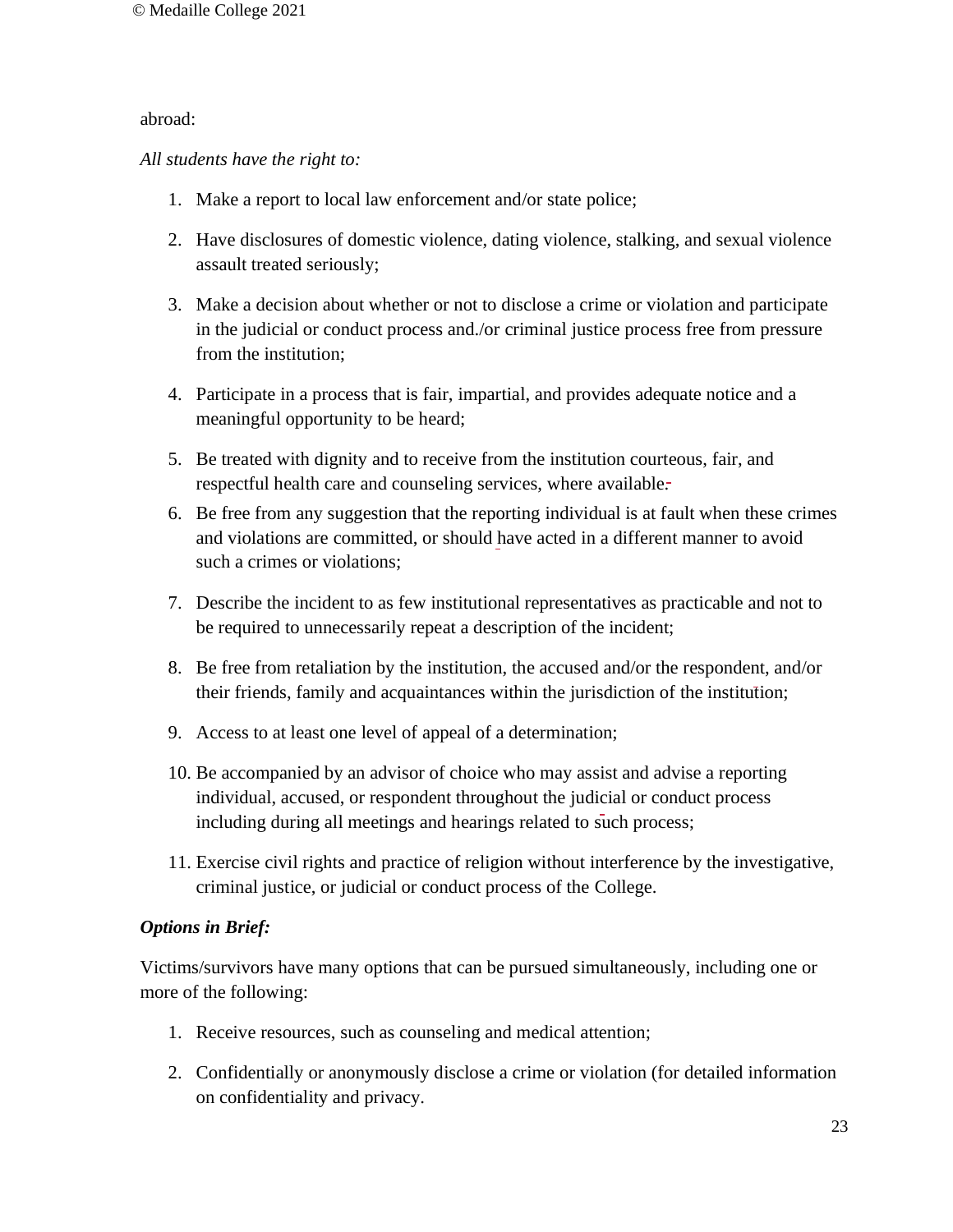abroad:

*All students have the right to:*

1. Make a report to local law enforcement and/or state police;
2. Have disclosures of domestic violence, dating violence, stalking, and sexual violence assault treated seriously;
3. Make a decision about whether or not to disclose a crime or violation and participate in the judicial or conduct process and./or criminal justice process free from pressure from the institution;
4. Participate in a process that is fair, impartial, and provides adequate notice and a meaningful opportunity to be heard;
5. Be treated with dignity and to receive from the institution courteous, fair, and respectful health care and counseling services, where available.
6. Be free from any suggestion that the reporting individual is at fault when these crimes and violations are committed, or should have acted in a different manner to avoid such a crimes or violations;
7. Describe the incident to as few institutional representatives as practicable and not to be required to unnecessarily repeat a description of the incident;
8. Be free from retaliation by the institution, the accused and/or the respondent, and/or their friends, family and acquaintances within the jurisdiction of the institution;
9. Access to at least one level of appeal of a determination;
10. Be accompanied by an advisor of choice who may assist and advise a reporting individual, accused, or respondent throughout the judicial or conduct process including during all meetings and hearings related to such process;
11. Exercise civil rights and practice of religion without interference by the investigative, criminal justice, or judicial or conduct process of the College.

***Options in Brief:***

Victims/survivors have many options that can be pursued simultaneously, including one or more of the following:

1. Receive resources, such as counseling and medical attention;
2. Confidentially or anonymously disclose a crime or violation (for detailed information on confidentiality and privacy.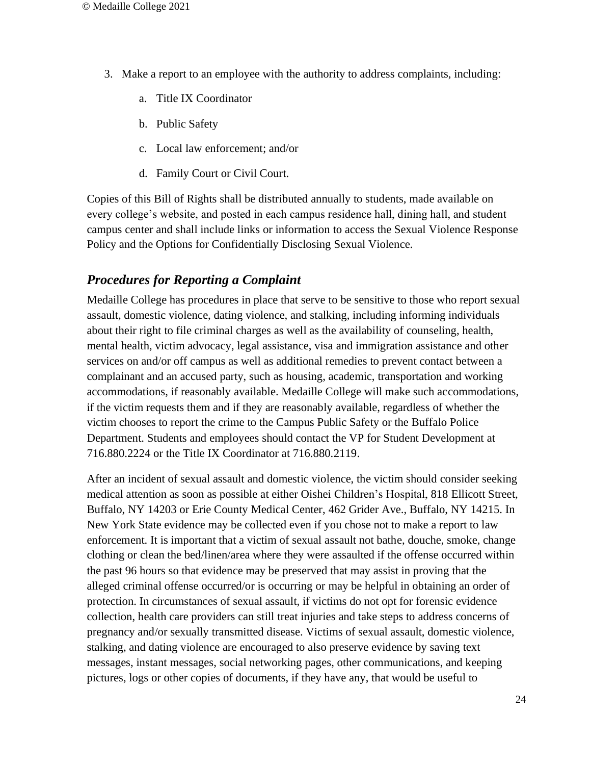3. Make a report to an employee with the authority to address complaints, including:
    a. Title IX Coordinator
    b. Public Safety
    c. Local law enforcement; and/or
    d. Family Court or Civil Court.

Copies of this Bill of Rights shall be distributed annually to students, made available on every college's website, and posted in each campus residence hall, dining hall, and student campus center and shall include links or information to access the Sexual Violence Response Policy and the Options for Confidentially Disclosing Sexual Violence.

## *Procedures for Reporting a Complaint*

Medaille College has procedures in place that serve to be sensitive to those who report sexual assault, domestic violence, dating violence, and stalking, including informing individuals about their right to file criminal charges as well as the availability of counseling, health, mental health, victim advocacy, legal assistance, visa and immigration assistance and other services on and/or off campus as well as additional remedies to prevent contact between a complainant and an accused party, such as housing, academic, transportation and working accommodations, if reasonably available. Medaille College will make such accommodations, if the victim requests them and if they are reasonably available, regardless of whether the victim chooses to report the crime to the Campus Public Safety or the Buffalo Police Department. Students and employees should contact the VP for Student Development at 716.880.2224 or the Title IX Coordinator at 716.880.2119.

After an incident of sexual assault and domestic violence, the victim should consider seeking medical attention as soon as possible at either Oishei Children's Hospital, 818 Ellicott Street, Buffalo, NY 14203 or Erie County Medical Center, 462 Grider Ave., Buffalo, NY 14215. In New York State evidence may be collected even if you chose not to make a report to law enforcement. It is important that a victim of sexual assault not bathe, douche, smoke, change clothing or clean the bed/linen/area where they were assaulted if the offense occurred within the past 96 hours so that evidence may be preserved that may assist in proving that the alleged criminal offense occurred/or is occurring or may be helpful in obtaining an order of protection. In circumstances of sexual assault, if victims do not opt for forensic evidence collection, health care providers can still treat injuries and take steps to address concerns of pregnancy and/or sexually transmitted disease. Victims of sexual assault, domestic violence, stalking, and dating violence are encouraged to also preserve evidence by saving text messages, instant messages, social networking pages, other communications, and keeping pictures, logs or other copies of documents, if they have any, that would be useful to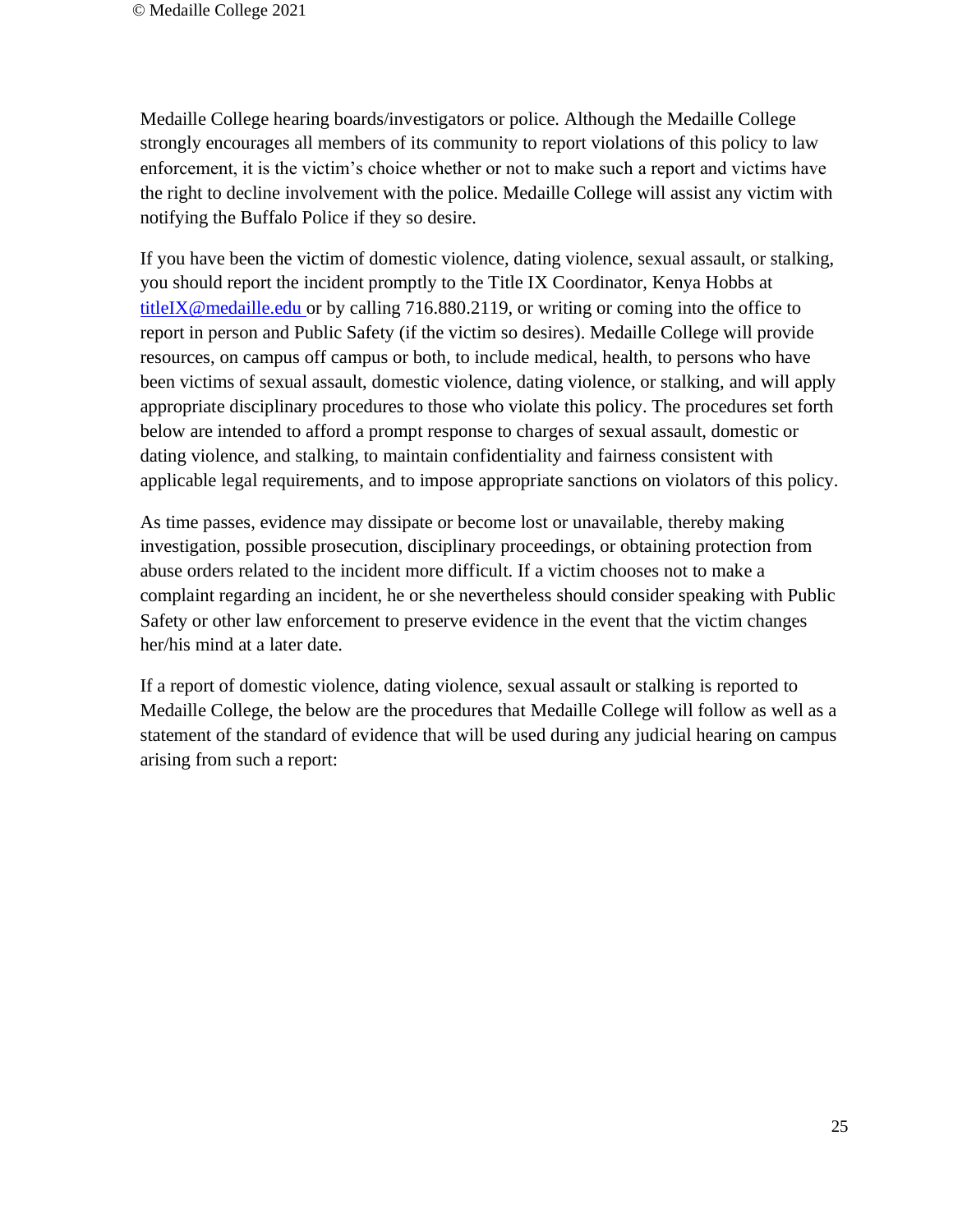Medaille College hearing boards/investigators or police. Although the Medaille College strongly encourages all members of its community to report violations of this policy to law enforcement, it is the victim's choice whether or not to make such a report and victims have the right to decline involvement with the police. Medaille College will assist any victim with notifying the Buffalo Police if they so desire.

If you have been the victim of domestic violence, dating violence, sexual assault, or stalking, you should report the incident promptly to the Title IX Coordinator, Kenya Hobbs at titleIX@medaille.edu or by calling 716.880.2119, or writing or coming into the office to report in person and Public Safety (if the victim so desires). Medaille College will provide resources, on campus off campus or both, to include medical, health, to persons who have been victims of sexual assault, domestic violence, dating violence, or stalking, and will apply appropriate disciplinary procedures to those who violate this policy. The procedures set forth below are intended to afford a prompt response to charges of sexual assault, domestic or dating violence, and stalking, to maintain confidentiality and fairness consistent with applicable legal requirements, and to impose appropriate sanctions on violators of this policy.

As time passes, evidence may dissipate or become lost or unavailable, thereby making investigation, possible prosecution, disciplinary proceedings, or obtaining protection from abuse orders related to the incident more difficult. If a victim chooses not to make a complaint regarding an incident, he or she nevertheless should consider speaking with Public Safety or other law enforcement to preserve evidence in the event that the victim changes her/his mind at a later date.

If a report of domestic violence, dating violence, sexual assault or stalking is reported to Medaille College, the below are the procedures that Medaille College will follow as well as a statement of the standard of evidence that will be used during any judicial hearing on campus arising from such a report: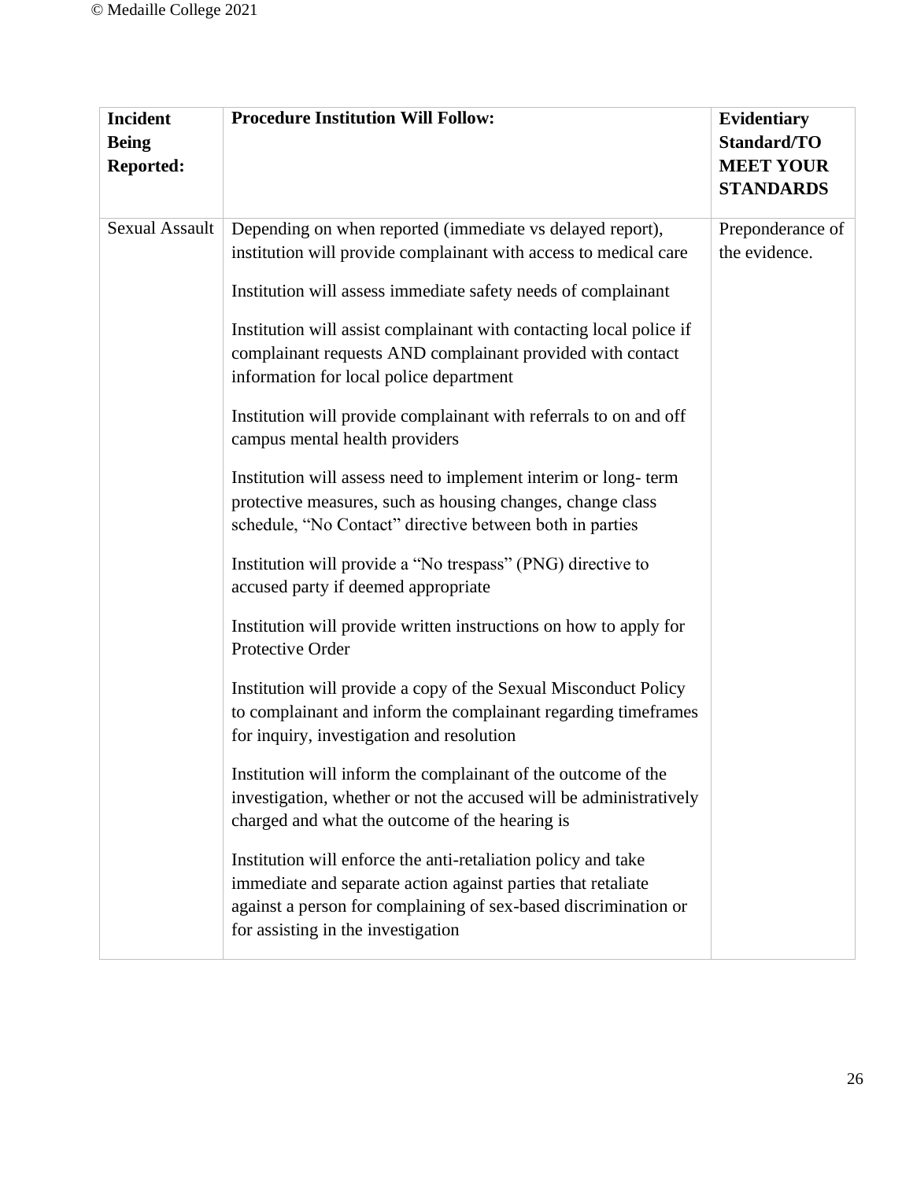| Incident Being Reported: | Procedure Institution Will Follow: | Evidentiary Standard/TO MEET YOUR STANDARDS |
|---|---|---|
| Sexual Assault | Depending on when reported (immediate vs delayed report), institution will provide complainant with access to medical care<br><br>Institution will assess immediate safety needs of complainant<br><br>Institution will assist complainant with contacting local police if complainant requests AND complainant provided with contact information for local police department<br><br>Institution will provide complainant with referrals to on and off campus mental health providers<br><br>Institution will assess need to implement interim or long- term protective measures, such as housing changes, change class schedule, "No Contact" directive between both in parties<br><br>Institution will provide a "No trespass" (PNG) directive to accused party if deemed appropriate<br><br>Institution will provide written instructions on how to apply for Protective Order<br><br>Institution will provide a copy of the Sexual Misconduct Policy to complainant and inform the complainant regarding timeframes for inquiry, investigation and resolution<br><br>Institution will inform the complainant of the outcome of the investigation, whether or not the accused will be administratively charged and what the outcome of the hearing is<br><br>Institution will enforce the anti-retaliation policy and take immediate and separate action against parties that retaliate against a person for complaining of sex-based discrimination or for assisting in the investigation | Preponderance of the evidence. |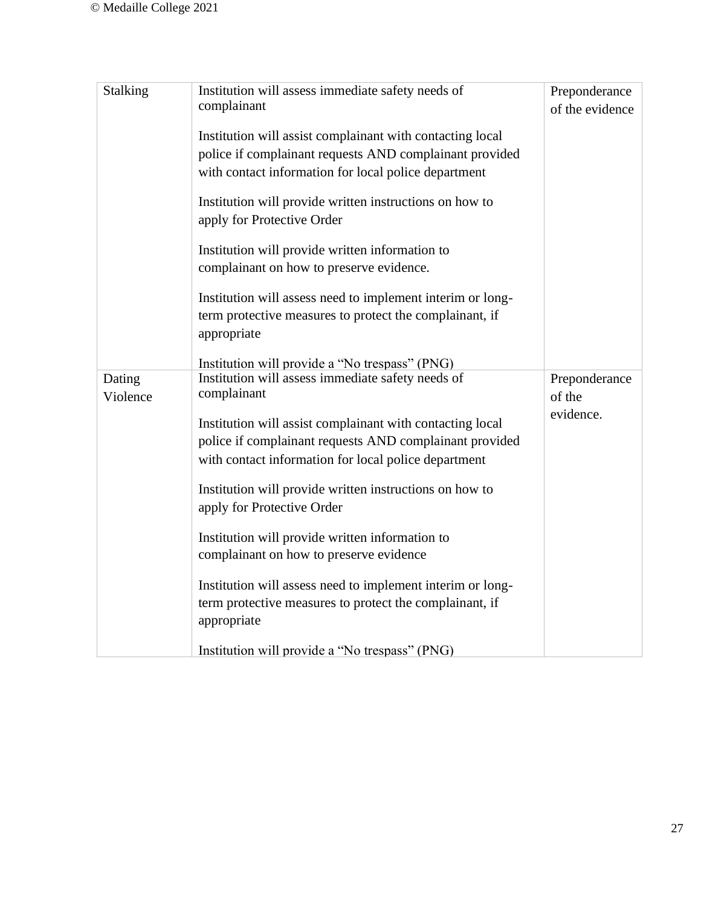| Stalking | Institution will assess immediate safety needs of complainant<br><br>Institution will assist complainant with contacting local police if complainant requests AND complainant provided with contact information for local police department<br><br>Institution will provide written instructions on how to apply for Protective Order<br><br>Institution will provide written information to complainant on how to preserve evidence.<br><br>Institution will assess need to implement interim or long-term protective measures to protect the complainant, if appropriate<br><br>Institution will provide a "No trespass" (PNG) | Preponderance of the evidence |
|---|---|---|
| Dating Violence | Institution will assess immediate safety needs of complainant<br><br>Institution will assist complainant with contacting local police if complainant requests AND complainant provided with contact information for local police department<br><br>Institution will provide written instructions on how to apply for Protective Order<br><br>Institution will provide written information to complainant on how to preserve evidence<br><br>Institution will assess need to implement interim or long-term protective measures to protect the complainant, if appropriate<br><br>Institution will provide a "No trespass" (PNG) | Preponderance of the evidence. |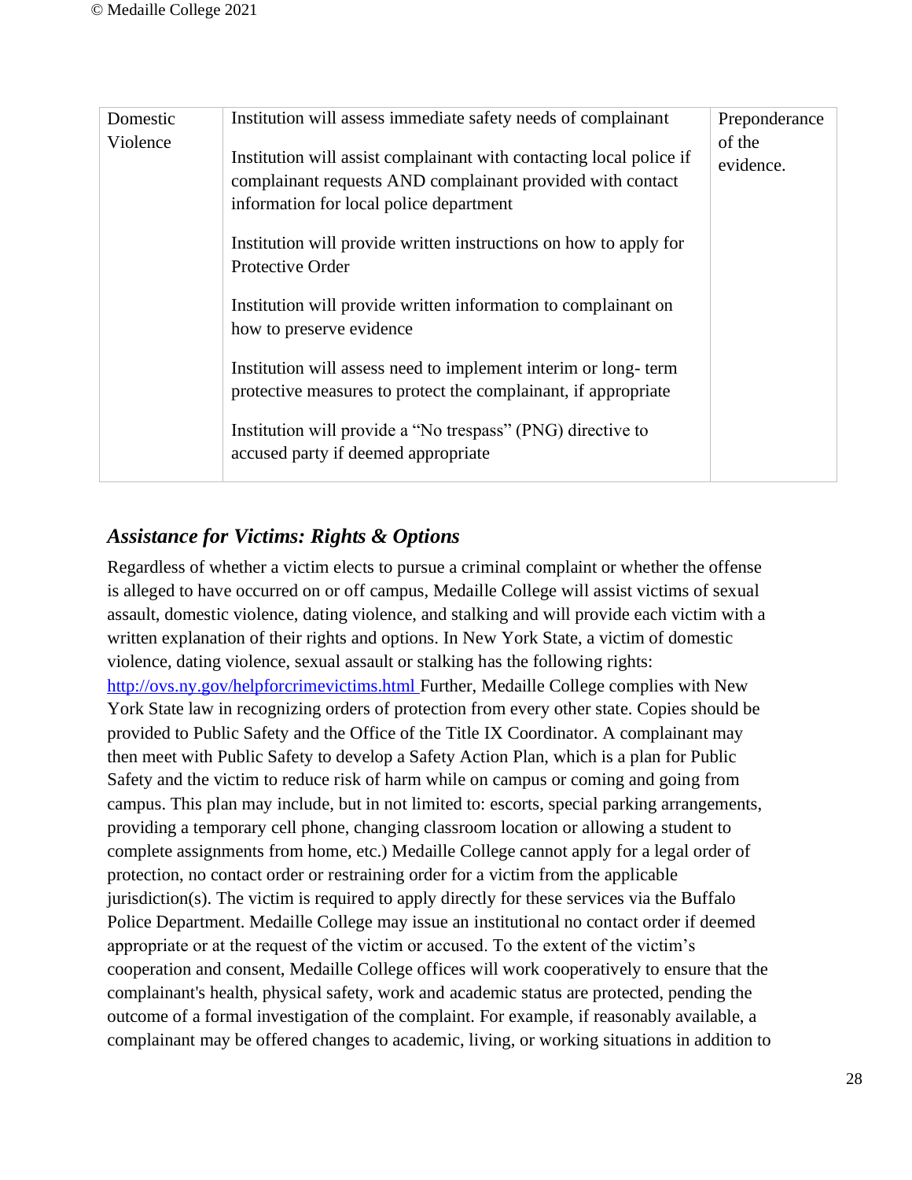| Domestic Violence | Institution will assess immediate safety needs of complainant<br><br>Institution will assist complainant with contacting local police if complainant requests AND complainant provided with contact information for local police department<br><br>Institution will provide written instructions on how to apply for Protective Order<br><br>Institution will provide written information to complainant on how to preserve evidence<br><br>Institution will assess need to implement interim or long- term protective measures to protect the complainant, if appropriate<br><br>Institution will provide a "No trespass" (PNG) directive to accused party if deemed appropriate | Preponderance of the evidence. |
|---|---|---|

### *Assistance for Victims: Rights & Options*

Regardless of whether a victim elects to pursue a criminal complaint or whether the offense is alleged to have occurred on or off campus, Medaille College will assist victims of sexual assault, domestic violence, dating violence, and stalking and will provide each victim with a written explanation of their rights and options. In New York State, a victim of domestic violence, dating violence, sexual assault or stalking has the following rights: http://ovs.ny.gov/helpforcrimevictims.html Further, Medaille College complies with New York State law in recognizing orders of protection from every other state. Copies should be provided to Public Safety and the Office of the Title IX Coordinator. A complainant may then meet with Public Safety to develop a Safety Action Plan, which is a plan for Public Safety and the victim to reduce risk of harm while on campus or coming and going from campus. This plan may include, but in not limited to: escorts, special parking arrangements, providing a temporary cell phone, changing classroom location or allowing a student to complete assignments from home, etc.) Medaille College cannot apply for a legal order of protection, no contact order or restraining order for a victim from the applicable jurisdiction(s). The victim is required to apply directly for these services via the Buffalo Police Department. Medaille College may issue an institutional no contact order if deemed appropriate or at the request of the victim or accused. To the extent of the victim's cooperation and consent, Medaille College offices will work cooperatively to ensure that the complainant's health, physical safety, work and academic status are protected, pending the outcome of a formal investigation of the complaint. For example, if reasonably available, a complainant may be offered changes to academic, living, or working situations in addition to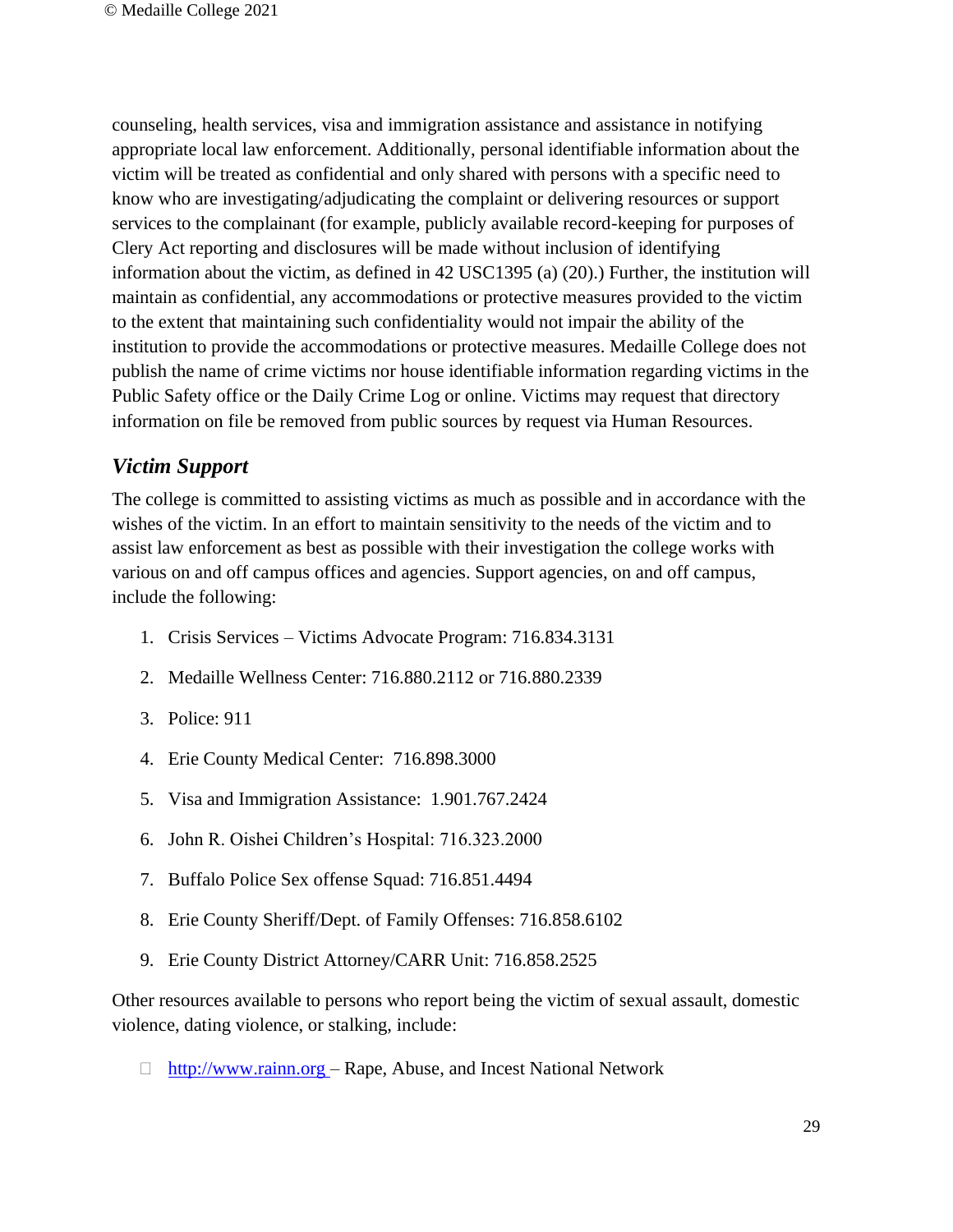counseling, health services, visa and immigration assistance and assistance in notifying appropriate local law enforcement. Additionally, personal identifiable information about the victim will be treated as confidential and only shared with persons with a specific need to know who are investigating/adjudicating the complaint or delivering resources or support services to the complainant (for example, publicly available record-keeping for purposes of Clery Act reporting and disclosures will be made without inclusion of identifying information about the victim, as defined in 42 USC1395 (a) (20).) Further, the institution will maintain as confidential, any accommodations or protective measures provided to the victim to the extent that maintaining such confidentiality would not impair the ability of the institution to provide the accommodations or protective measures. Medaille College does not publish the name of crime victims nor house identifiable information regarding victims in the Public Safety office or the Daily Crime Log or online. Victims may request that directory information on file be removed from public sources by request via Human Resources.

### *Victim Support*

The college is committed to assisting victims as much as possible and in accordance with the wishes of the victim. In an effort to maintain sensitivity to the needs of the victim and to assist law enforcement as best as possible with their investigation the college works with various on and off campus offices and agencies. Support agencies, on and off campus, include the following:

1. Crisis Services – Victims Advocate Program: 716.834.3131
2. Medaille Wellness Center: 716.880.2112 or 716.880.2339
3. Police: 911
4. Erie County Medical Center: 716.898.3000
5. Visa and Immigration Assistance: 1.901.767.2424
6. John R. Oishei Children's Hospital: 716.323.2000
7. Buffalo Police Sex offense Squad: 716.851.4494
8. Erie County Sheriff/Dept. of Family Offenses: 716.858.6102
9. Erie County District Attorney/CARR Unit: 716.858.2525

Other resources available to persons who report being the victim of sexual assault, domestic violence, dating violence, or stalking, include:

- http://www.rainn.org – Rape, Abuse, and Incest National Network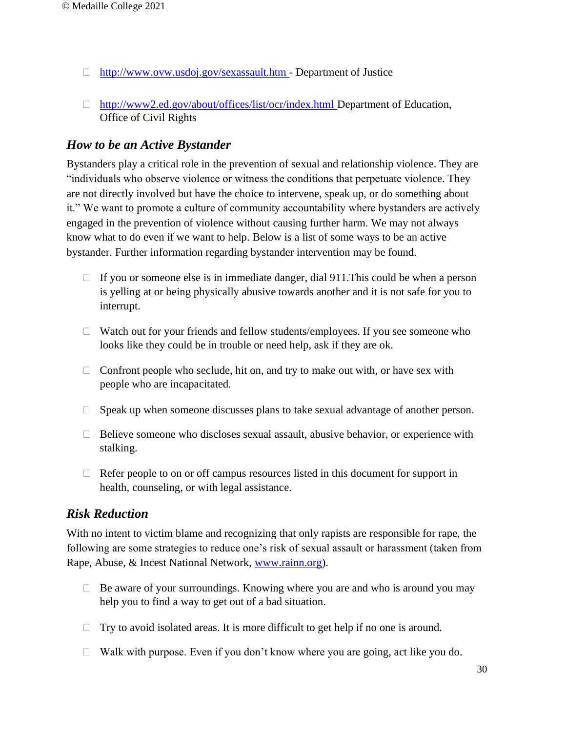- http://www.ovw.usdoj.gov/sexassault.htm - Department of Justice

- http://www2.ed.gov/about/offices/list/ocr/index.html Department of Education, Office of Civil Rights

### *How to be an Active Bystander*

Bystanders play a critical role in the prevention of sexual and relationship violence. They are "individuals who observe violence or witness the conditions that perpetuate violence. They are not directly involved but have the choice to intervene, speak up, or do something about it." We want to promote a culture of community accountability where bystanders are actively engaged in the prevention of violence without causing further harm. We may not always know what to do even if we want to help. Below is a list of some ways to be an active bystander. Further information regarding bystander intervention may be found.

- If you or someone else is in immediate danger, dial 911.This could be when a person is yelling at or being physically abusive towards another and it is not safe for you to interrupt.

- Watch out for your friends and fellow students/employees. If you see someone who looks like they could be in trouble or need help, ask if they are ok.

- Confront people who seclude, hit on, and try to make out with, or have sex with people who are incapacitated.

- Speak up when someone discusses plans to take sexual advantage of another person.

- Believe someone who discloses sexual assault, abusive behavior, or experience with stalking.

- Refer people to on or off campus resources listed in this document for support in health, counseling, or with legal assistance.

### *Risk Reduction*

With no intent to victim blame and recognizing that only rapists are responsible for rape, the following are some strategies to reduce one's risk of sexual assault or harassment (taken from Rape, Abuse, & Incest National Network, www.rainn.org).

- Be aware of your surroundings. Knowing where you are and who is around you may help you to find a way to get out of a bad situation.

- Try to avoid isolated areas. It is more difficult to get help if no one is around.

- Walk with purpose. Even if you don't know where you are going, act like you do.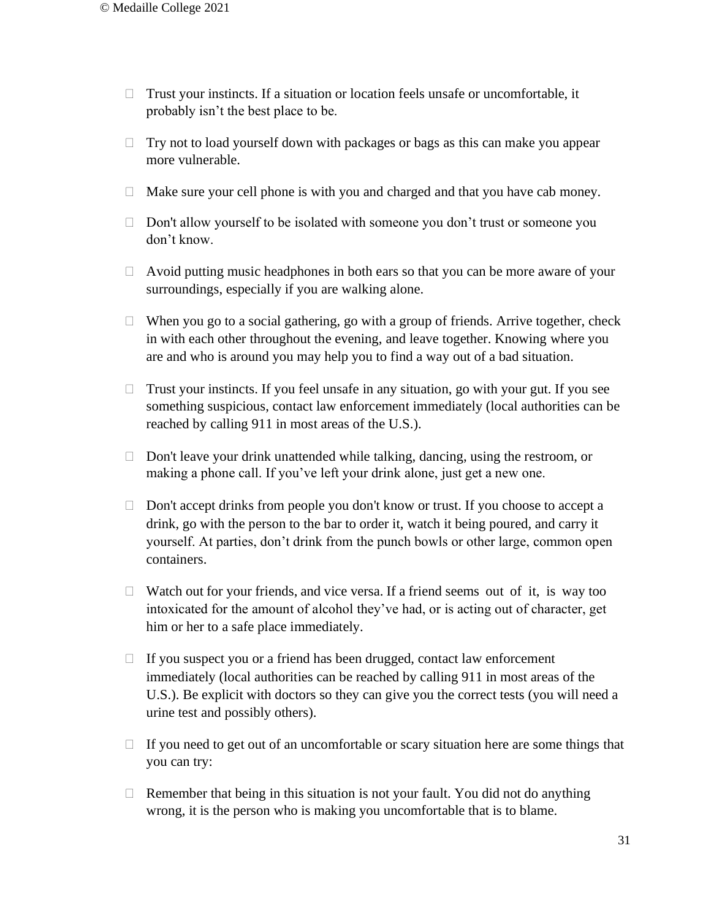- Trust your instincts. If a situation or location feels unsafe or uncomfortable, it probably isn't the best place to be.
- Try not to load yourself down with packages or bags as this can make you appear more vulnerable.
- Make sure your cell phone is with you and charged and that you have cab money.
- Don't allow yourself to be isolated with someone you don't trust or someone you don't know.
- Avoid putting music headphones in both ears so that you can be more aware of your surroundings, especially if you are walking alone.
- When you go to a social gathering, go with a group of friends. Arrive together, check in with each other throughout the evening, and leave together. Knowing where you are and who is around you may help you to find a way out of a bad situation.
- Trust your instincts. If you feel unsafe in any situation, go with your gut. If you see something suspicious, contact law enforcement immediately (local authorities can be reached by calling 911 in most areas of the U.S.).
- Don't leave your drink unattended while talking, dancing, using the restroom, or making a phone call. If you've left your drink alone, just get a new one.
- Don't accept drinks from people you don't know or trust. If you choose to accept a drink, go with the person to the bar to order it, watch it being poured, and carry it yourself. At parties, don't drink from the punch bowls or other large, common open containers.
- Watch out for your friends, and vice versa. If a friend seems out of it, is way too intoxicated for the amount of alcohol they've had, or is acting out of character, get him or her to a safe place immediately.
- If you suspect you or a friend has been drugged, contact law enforcement immediately (local authorities can be reached by calling 911 in most areas of the U.S.). Be explicit with doctors so they can give you the correct tests (you will need a urine test and possibly others).
- If you need to get out of an uncomfortable or scary situation here are some things that you can try:
- Remember that being in this situation is not your fault. You did not do anything wrong, it is the person who is making you uncomfortable that is to blame.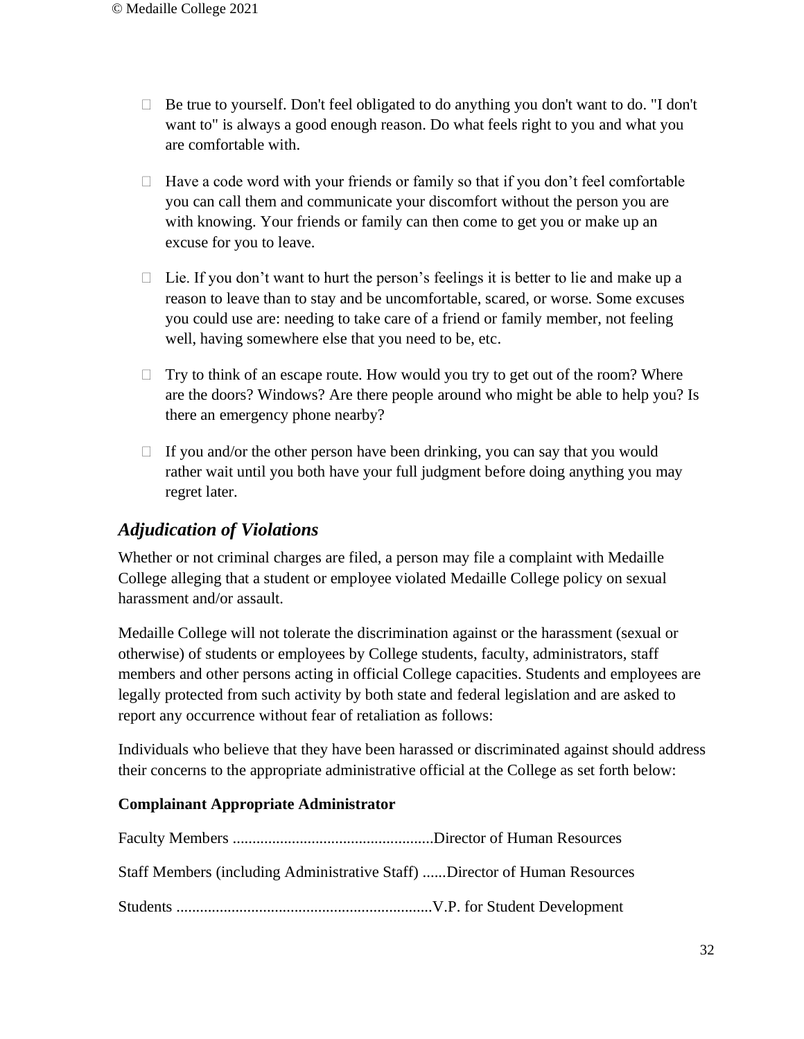- Be true to yourself. Don't feel obligated to do anything you don't want to do. "I don't want to" is always a good enough reason. Do what feels right to you and what you are comfortable with.

- Have a code word with your friends or family so that if you don't feel comfortable you can call them and communicate your discomfort without the person you are with knowing. Your friends or family can then come to get you or make up an excuse for you to leave.

- Lie. If you don't want to hurt the person's feelings it is better to lie and make up a reason to leave than to stay and be uncomfortable, scared, or worse. Some excuses you could use are: needing to take care of a friend or family member, not feeling well, having somewhere else that you need to be, etc.

- Try to think of an escape route. How would you try to get out of the room? Where are the doors? Windows? Are there people around who might be able to help you? Is there an emergency phone nearby?

- If you and/or the other person have been drinking, you can say that you would rather wait until you both have your full judgment before doing anything you may regret later.

## *Adjudication of Violations*

Whether or not criminal charges are filed, a person may file a complaint with Medaille College alleging that a student or employee violated Medaille College policy on sexual harassment and/or assault.

Medaille College will not tolerate the discrimination against or the harassment (sexual or otherwise) of students or employees by College students, faculty, administrators, staff members and other persons acting in official College capacities. Students and employees are legally protected from such activity by both state and federal legislation and are asked to report any occurrence without fear of retaliation as follows:

Individuals who believe that they have been harassed or discriminated against should address their concerns to the appropriate administrative official at the College as set forth below:

**Complainant Appropriate Administrator**

Faculty Members ..................................................Director of Human Resources

Staff Members (including Administrative Staff) ......Director of Human Resources

Students ................................................................V.P. for Student Development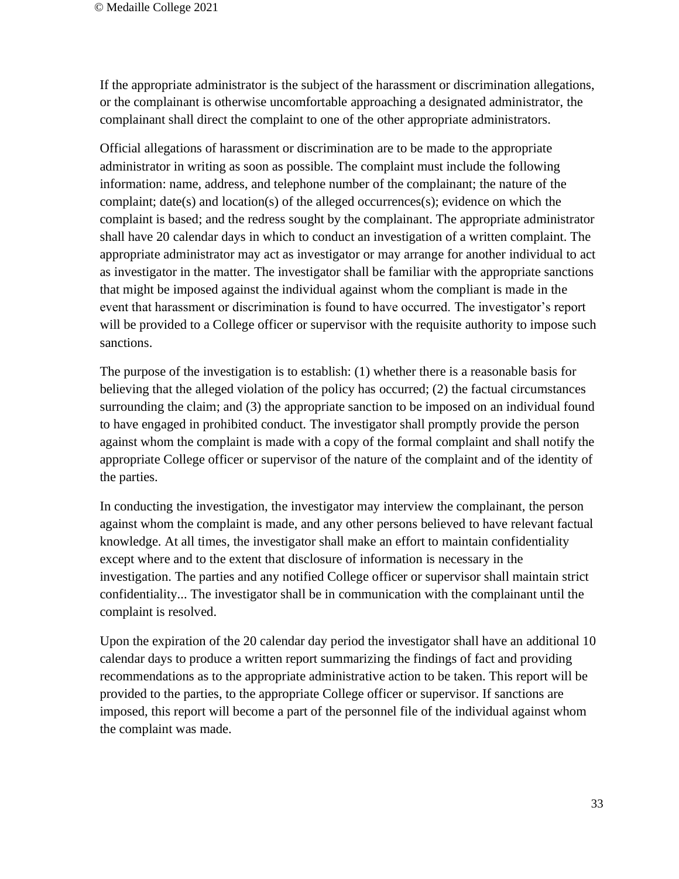If the appropriate administrator is the subject of the harassment or discrimination allegations, or the complainant is otherwise uncomfortable approaching a designated administrator, the complainant shall direct the complaint to one of the other appropriate administrators.

Official allegations of harassment or discrimination are to be made to the appropriate administrator in writing as soon as possible. The complaint must include the following information: name, address, and telephone number of the complainant; the nature of the complaint; date(s) and location(s) of the alleged occurrences(s); evidence on which the complaint is based; and the redress sought by the complainant. The appropriate administrator shall have 20 calendar days in which to conduct an investigation of a written complaint. The appropriate administrator may act as investigator or may arrange for another individual to act as investigator in the matter. The investigator shall be familiar with the appropriate sanctions that might be imposed against the individual against whom the compliant is made in the event that harassment or discrimination is found to have occurred. The investigator's report will be provided to a College officer or supervisor with the requisite authority to impose such sanctions.

The purpose of the investigation is to establish: (1) whether there is a reasonable basis for believing that the alleged violation of the policy has occurred; (2) the factual circumstances surrounding the claim; and (3) the appropriate sanction to be imposed on an individual found to have engaged in prohibited conduct. The investigator shall promptly provide the person against whom the complaint is made with a copy of the formal complaint and shall notify the appropriate College officer or supervisor of the nature of the complaint and of the identity of the parties.

In conducting the investigation, the investigator may interview the complainant, the person against whom the complaint is made, and any other persons believed to have relevant factual knowledge. At all times, the investigator shall make an effort to maintain confidentiality except where and to the extent that disclosure of information is necessary in the investigation. The parties and any notified College officer or supervisor shall maintain strict confidentiality... The investigator shall be in communication with the complainant until the complaint is resolved.

Upon the expiration of the 20 calendar day period the investigator shall have an additional 10 calendar days to produce a written report summarizing the findings of fact and providing recommendations as to the appropriate administrative action to be taken. This report will be provided to the parties, to the appropriate College officer or supervisor. If sanctions are imposed, this report will become a part of the personnel file of the individual against whom the complaint was made.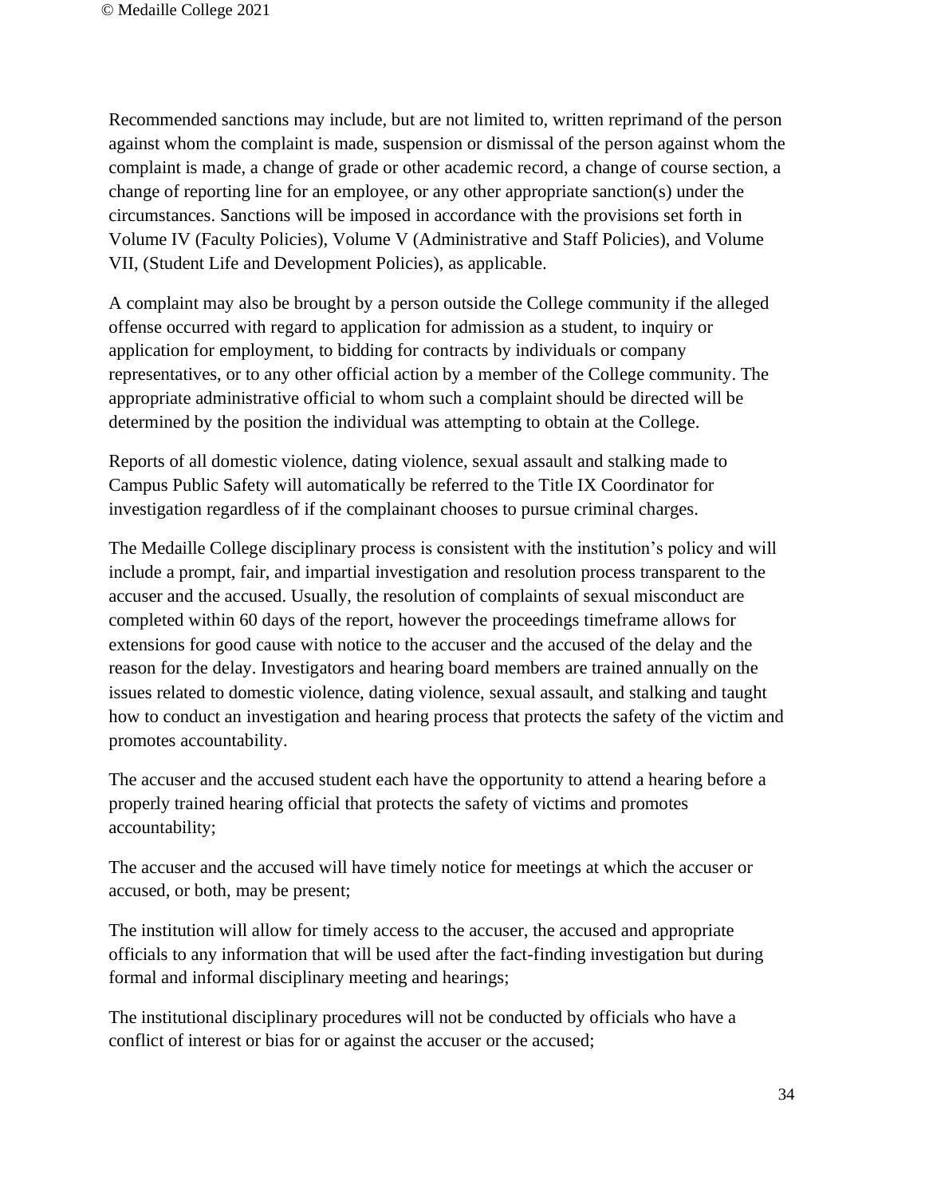Recommended sanctions may include, but are not limited to, written reprimand of the person against whom the complaint is made, suspension or dismissal of the person against whom the complaint is made, a change of grade or other academic record, a change of course section, a change of reporting line for an employee, or any other appropriate sanction(s) under the circumstances. Sanctions will be imposed in accordance with the provisions set forth in Volume IV (Faculty Policies), Volume V (Administrative and Staff Policies), and Volume VII, (Student Life and Development Policies), as applicable.

A complaint may also be brought by a person outside the College community if the alleged offense occurred with regard to application for admission as a student, to inquiry or application for employment, to bidding for contracts by individuals or company representatives, or to any other official action by a member of the College community. The appropriate administrative official to whom such a complaint should be directed will be determined by the position the individual was attempting to obtain at the College.

Reports of all domestic violence, dating violence, sexual assault and stalking made to Campus Public Safety will automatically be referred to the Title IX Coordinator for investigation regardless of if the complainant chooses to pursue criminal charges.

The Medaille College disciplinary process is consistent with the institution's policy and will include a prompt, fair, and impartial investigation and resolution process transparent to the accuser and the accused. Usually, the resolution of complaints of sexual misconduct are completed within 60 days of the report, however the proceedings timeframe allows for extensions for good cause with notice to the accuser and the accused of the delay and the reason for the delay. Investigators and hearing board members are trained annually on the issues related to domestic violence, dating violence, sexual assault, and stalking and taught how to conduct an investigation and hearing process that protects the safety of the victim and promotes accountability.

The accuser and the accused student each have the opportunity to attend a hearing before a properly trained hearing official that protects the safety of victims and promotes accountability;

The accuser and the accused will have timely notice for meetings at which the accuser or accused, or both, may be present;

The institution will allow for timely access to the accuser, the accused and appropriate officials to any information that will be used after the fact-finding investigation but during formal and informal disciplinary meeting and hearings;

The institutional disciplinary procedures will not be conducted by officials who have a conflict of interest or bias for or against the accuser or the accused;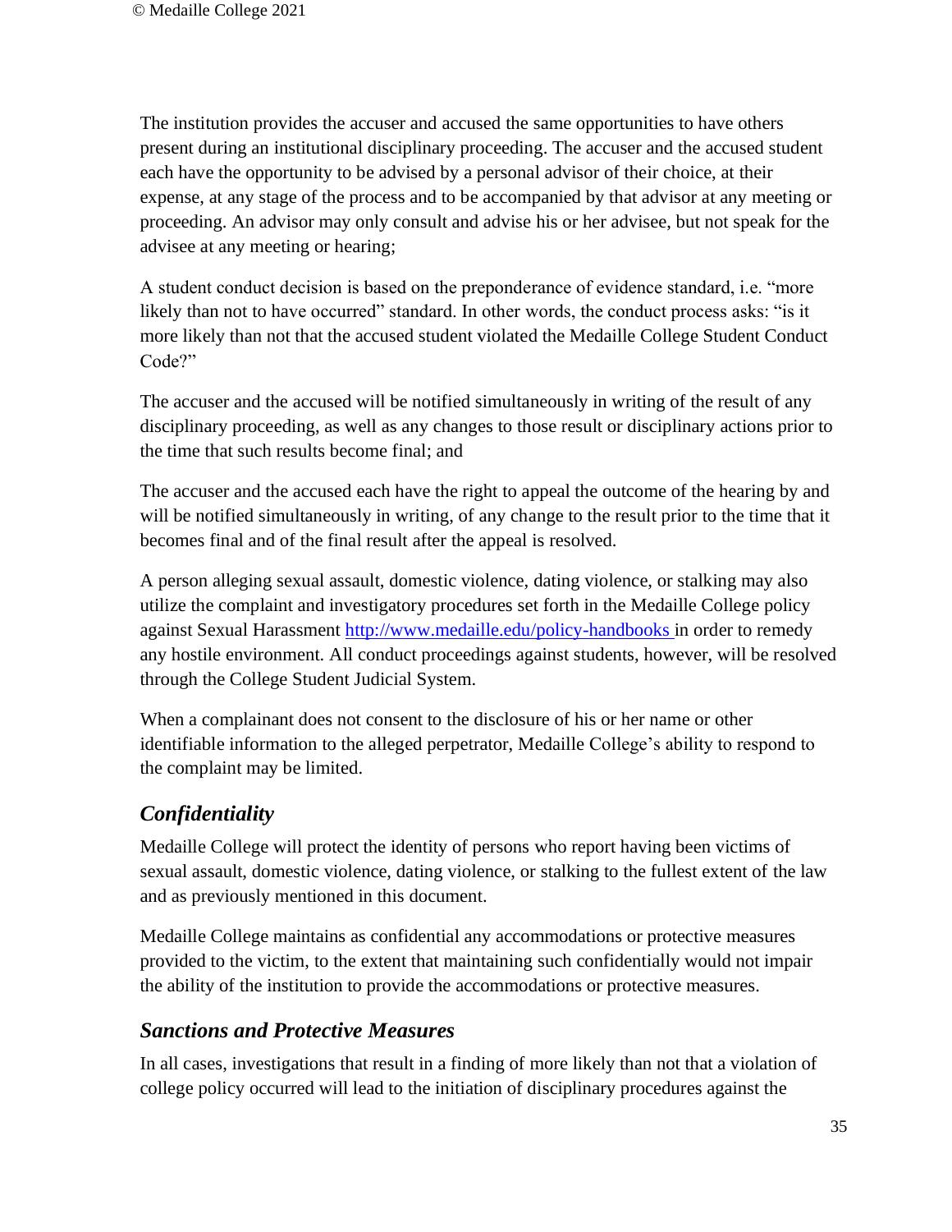The institution provides the accuser and accused the same opportunities to have others present during an institutional disciplinary proceeding. The accuser and the accused student each have the opportunity to be advised by a personal advisor of their choice, at their expense, at any stage of the process and to be accompanied by that advisor at any meeting or proceeding. An advisor may only consult and advise his or her advisee, but not speak for the advisee at any meeting or hearing;

A student conduct decision is based on the preponderance of evidence standard, i.e. "more likely than not to have occurred" standard. In other words, the conduct process asks: "is it more likely than not that the accused student violated the Medaille College Student Conduct Code?"

The accuser and the accused will be notified simultaneously in writing of the result of any disciplinary proceeding, as well as any changes to those result or disciplinary actions prior to the time that such results become final; and

The accuser and the accused each have the right to appeal the outcome of the hearing by and will be notified simultaneously in writing, of any change to the result prior to the time that it becomes final and of the final result after the appeal is resolved.

A person alleging sexual assault, domestic violence, dating violence, or stalking may also utilize the complaint and investigatory procedures set forth in the Medaille College policy against Sexual Harassment http://www.medaille.edu/policy-handbooks in order to remedy any hostile environment. All conduct proceedings against students, however, will be resolved through the College Student Judicial System.

When a complainant does not consent to the disclosure of his or her name or other identifiable information to the alleged perpetrator, Medaille College's ability to respond to the complaint may be limited.

### *Confidentiality*

Medaille College will protect the identity of persons who report having been victims of sexual assault, domestic violence, dating violence, or stalking to the fullest extent of the law and as previously mentioned in this document.

Medaille College maintains as confidential any accommodations or protective measures provided to the victim, to the extent that maintaining such confidentially would not impair the ability of the institution to provide the accommodations or protective measures.

### *Sanctions and Protective Measures*

In all cases, investigations that result in a finding of more likely than not that a violation of college policy occurred will lead to the initiation of disciplinary procedures against the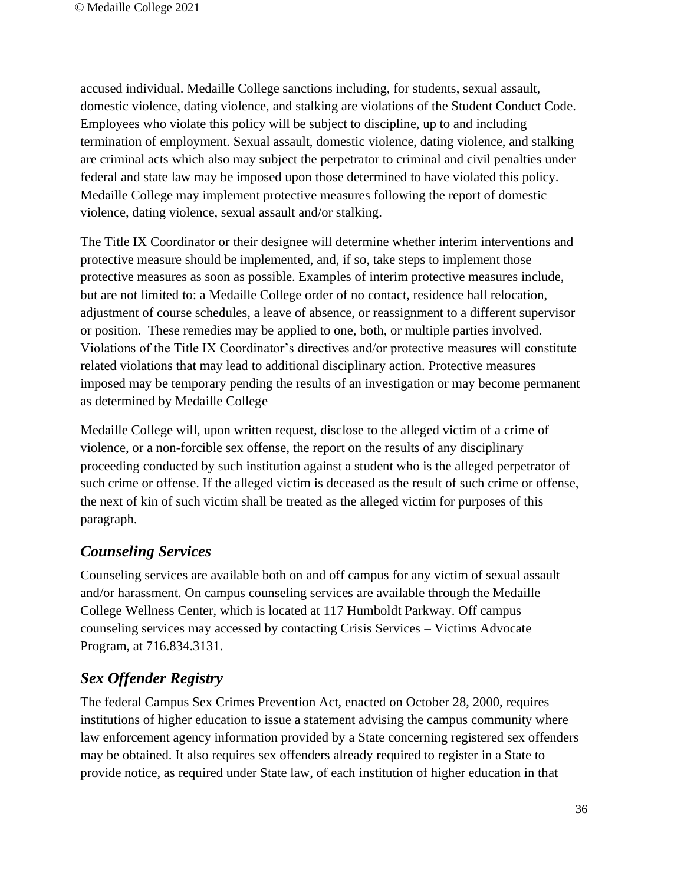accused individual. Medaille College sanctions including, for students, sexual assault, domestic violence, dating violence, and stalking are violations of the Student Conduct Code. Employees who violate this policy will be subject to discipline, up to and including termination of employment. Sexual assault, domestic violence, dating violence, and stalking are criminal acts which also may subject the perpetrator to criminal and civil penalties under federal and state law may be imposed upon those determined to have violated this policy. Medaille College may implement protective measures following the report of domestic violence, dating violence, sexual assault and/or stalking.

The Title IX Coordinator or their designee will determine whether interim interventions and protective measure should be implemented, and, if so, take steps to implement those protective measures as soon as possible. Examples of interim protective measures include, but are not limited to: a Medaille College order of no contact, residence hall relocation, adjustment of course schedules, a leave of absence, or reassignment to a different supervisor or position. These remedies may be applied to one, both, or multiple parties involved. Violations of the Title IX Coordinator's directives and/or protective measures will constitute related violations that may lead to additional disciplinary action. Protective measures imposed may be temporary pending the results of an investigation or may become permanent as determined by Medaille College

Medaille College will, upon written request, disclose to the alleged victim of a crime of violence, or a non-forcible sex offense, the report on the results of any disciplinary proceeding conducted by such institution against a student who is the alleged perpetrator of such crime or offense. If the alleged victim is deceased as the result of such crime or offense, the next of kin of such victim shall be treated as the alleged victim for purposes of this paragraph.

### *Counseling Services*

Counseling services are available both on and off campus for any victim of sexual assault and/or harassment. On campus counseling services are available through the Medaille College Wellness Center, which is located at 117 Humboldt Parkway. Off campus counseling services may accessed by contacting Crisis Services – Victims Advocate Program, at 716.834.3131.

### *Sex Offender Registry*

The federal Campus Sex Crimes Prevention Act, enacted on October 28, 2000, requires institutions of higher education to issue a statement advising the campus community where law enforcement agency information provided by a State concerning registered sex offenders may be obtained. It also requires sex offenders already required to register in a State to provide notice, as required under State law, of each institution of higher education in that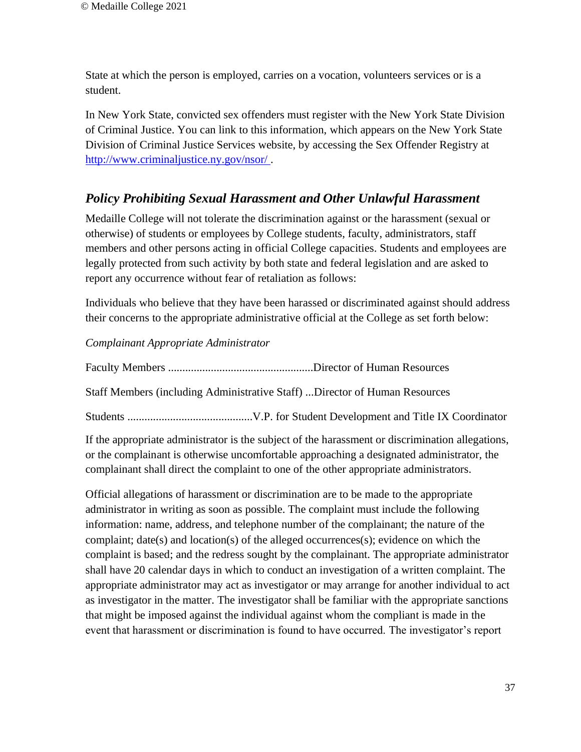State at which the person is employed, carries on a vocation, volunteers services or is a student.

In New York State, convicted sex offenders must register with the New York State Division of Criminal Justice. You can link to this information, which appears on the New York State Division of Criminal Justice Services website, by accessing the Sex Offender Registry at [http://www.criminaljustice.ny.gov/nsor/](http://www.criminaljustice.ny.gov/nsor/) .

## *Policy Prohibiting Sexual Harassment and Other Unlawful Harassment*

Medaille College will not tolerate the discrimination against or the harassment (sexual or otherwise) of students or employees by College students, faculty, administrators, staff members and other persons acting in official College capacities. Students and employees are legally protected from such activity by both state and federal legislation and are asked to report any occurrence without fear of retaliation as follows:

Individuals who believe that they have been harassed or discriminated against should address their concerns to the appropriate administrative official at the College as set forth below:

*Complainant Appropriate Administrator*

Faculty Members ..................................................Director of Human Resources

Staff Members (including Administrative Staff) ...Director of Human Resources

Students ...........................................V.P. for Student Development and Title IX Coordinator

If the appropriate administrator is the subject of the harassment or discrimination allegations, or the complainant is otherwise uncomfortable approaching a designated administrator, the complainant shall direct the complaint to one of the other appropriate administrators.

Official allegations of harassment or discrimination are to be made to the appropriate administrator in writing as soon as possible. The complaint must include the following information: name, address, and telephone number of the complainant; the nature of the complaint; date(s) and location(s) of the alleged occurrences(s); evidence on which the complaint is based; and the redress sought by the complainant. The appropriate administrator shall have 20 calendar days in which to conduct an investigation of a written complaint. The appropriate administrator may act as investigator or may arrange for another individual to act as investigator in the matter. The investigator shall be familiar with the appropriate sanctions that might be imposed against the individual against whom the compliant is made in the event that harassment or discrimination is found to have occurred. The investigator's report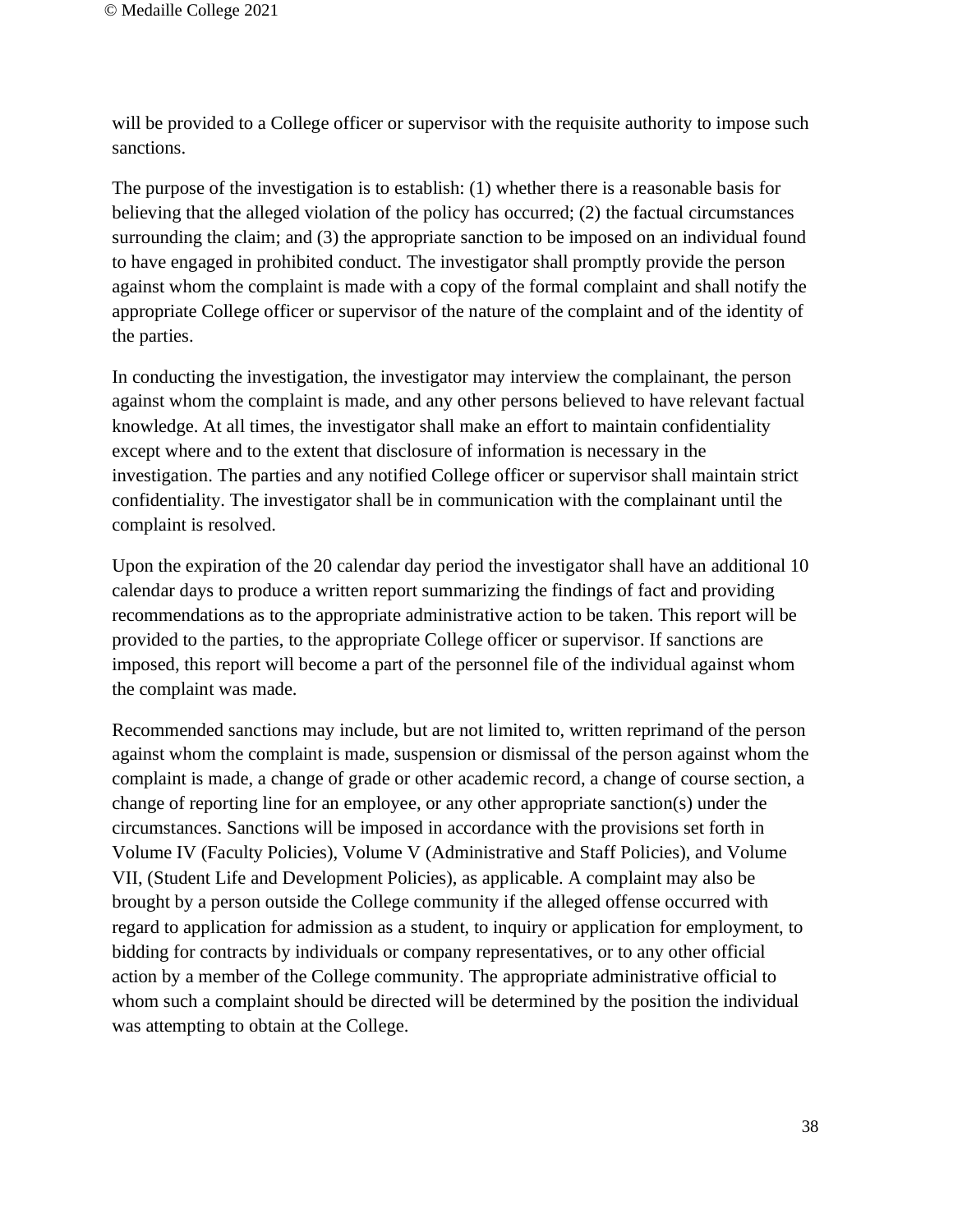will be provided to a College officer or supervisor with the requisite authority to impose such sanctions.

The purpose of the investigation is to establish: (1) whether there is a reasonable basis for believing that the alleged violation of the policy has occurred; (2) the factual circumstances surrounding the claim; and (3) the appropriate sanction to be imposed on an individual found to have engaged in prohibited conduct. The investigator shall promptly provide the person against whom the complaint is made with a copy of the formal complaint and shall notify the appropriate College officer or supervisor of the nature of the complaint and of the identity of the parties.

In conducting the investigation, the investigator may interview the complainant, the person against whom the complaint is made, and any other persons believed to have relevant factual knowledge. At all times, the investigator shall make an effort to maintain confidentiality except where and to the extent that disclosure of information is necessary in the investigation. The parties and any notified College officer or supervisor shall maintain strict confidentiality. The investigator shall be in communication with the complainant until the complaint is resolved.

Upon the expiration of the 20 calendar day period the investigator shall have an additional 10 calendar days to produce a written report summarizing the findings of fact and providing recommendations as to the appropriate administrative action to be taken. This report will be provided to the parties, to the appropriate College officer or supervisor. If sanctions are imposed, this report will become a part of the personnel file of the individual against whom the complaint was made.

Recommended sanctions may include, but are not limited to, written reprimand of the person against whom the complaint is made, suspension or dismissal of the person against whom the complaint is made, a change of grade or other academic record, a change of course section, a change of reporting line for an employee, or any other appropriate sanction(s) under the circumstances. Sanctions will be imposed in accordance with the provisions set forth in Volume IV (Faculty Policies), Volume V (Administrative and Staff Policies), and Volume VII, (Student Life and Development Policies), as applicable. A complaint may also be brought by a person outside the College community if the alleged offense occurred with regard to application for admission as a student, to inquiry or application for employment, to bidding for contracts by individuals or company representatives, or to any other official action by a member of the College community. The appropriate administrative official to whom such a complaint should be directed will be determined by the position the individual was attempting to obtain at the College.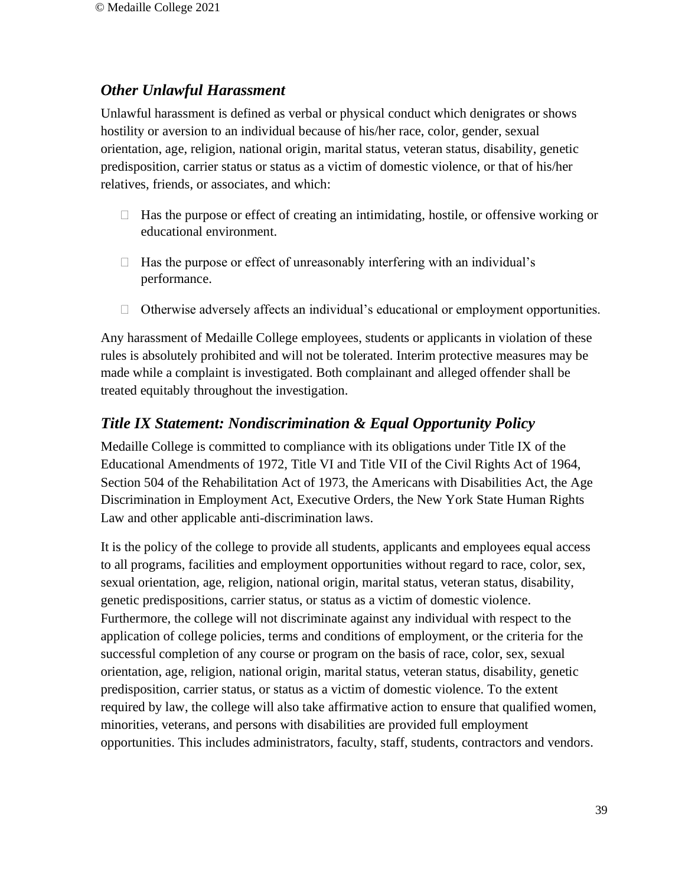### *Other Unlawful Harassment*

Unlawful harassment is defined as verbal or physical conduct which denigrates or shows hostility or aversion to an individual because of his/her race, color, gender, sexual orientation, age, religion, national origin, marital status, veteran status, disability, genetic predisposition, carrier status or status as a victim of domestic violence, or that of his/her relatives, friends, or associates, and which:

- Has the purpose or effect of creating an intimidating, hostile, or offensive working or educational environment.
- Has the purpose or effect of unreasonably interfering with an individual's performance.
- Otherwise adversely affects an individual's educational or employment opportunities.

Any harassment of Medaille College employees, students or applicants in violation of these rules is absolutely prohibited and will not be tolerated. Interim protective measures may be made while a complaint is investigated. Both complainant and alleged offender shall be treated equitably throughout the investigation.

### *Title IX Statement: Nondiscrimination & Equal Opportunity Policy*

Medaille College is committed to compliance with its obligations under Title IX of the Educational Amendments of 1972, Title VI and Title VII of the Civil Rights Act of 1964, Section 504 of the Rehabilitation Act of 1973, the Americans with Disabilities Act, the Age Discrimination in Employment Act, Executive Orders, the New York State Human Rights Law and other applicable anti-discrimination laws.

It is the policy of the college to provide all students, applicants and employees equal access to all programs, facilities and employment opportunities without regard to race, color, sex, sexual orientation, age, religion, national origin, marital status, veteran status, disability, genetic predispositions, carrier status, or status as a victim of domestic violence. Furthermore, the college will not discriminate against any individual with respect to the application of college policies, terms and conditions of employment, or the criteria for the successful completion of any course or program on the basis of race, color, sex, sexual orientation, age, religion, national origin, marital status, veteran status, disability, genetic predisposition, carrier status, or status as a victim of domestic violence. To the extent required by law, the college will also take affirmative action to ensure that qualified women, minorities, veterans, and persons with disabilities are provided full employment opportunities. This includes administrators, faculty, staff, students, contractors and vendors.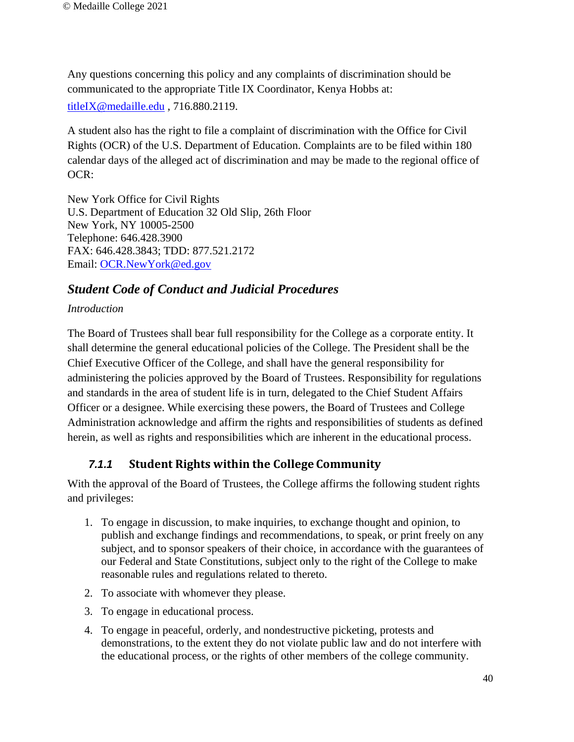Any questions concerning this policy and any complaints of discrimination should be communicated to the appropriate Title IX Coordinator, Kenya Hobbs at: titleIX@medaille.edu , 716.880.2119.

A student also has the right to file a complaint of discrimination with the Office for Civil Rights (OCR) of the U.S. Department of Education. Complaints are to be filed within 180 calendar days of the alleged act of discrimination and may be made to the regional office of OCR:

New York Office for Civil Rights
U.S. Department of Education 32 Old Slip, 26th Floor
New York, NY 10005-2500
Telephone: 646.428.3900
FAX: 646.428.3843; TDD: 877.521.2172
Email: OCR.NewYork@ed.gov

## *Student Code of Conduct and Judicial Procedures*

*Introduction*

The Board of Trustees shall bear full responsibility for the College as a corporate entity. It shall determine the general educational policies of the College. The President shall be the Chief Executive Officer of the College, and shall have the general responsibility for administering the policies approved by the Board of Trustees. Responsibility for regulations and standards in the area of student life is in turn, delegated to the Chief Student Affairs Officer or a designee. While exercising these powers, the Board of Trustees and College Administration acknowledge and affirm the rights and responsibilities of students as defined herein, as well as rights and responsibilities which are inherent in the educational process.

### *7.1.1* Student Rights within the College Community

With the approval of the Board of Trustees, the College affirms the following student rights and privileges:

1. To engage in discussion, to make inquiries, to exchange thought and opinion, to publish and exchange findings and recommendations, to speak, or print freely on any subject, and to sponsor speakers of their choice, in accordance with the guarantees of our Federal and State Constitutions, subject only to the right of the College to make reasonable rules and regulations related to thereto.
2. To associate with whomever they please.
3. To engage in educational process.
4. To engage in peaceful, orderly, and nondestructive picketing, protests and demonstrations, to the extent they do not violate public law and do not interfere with the educational process, or the rights of other members of the college community.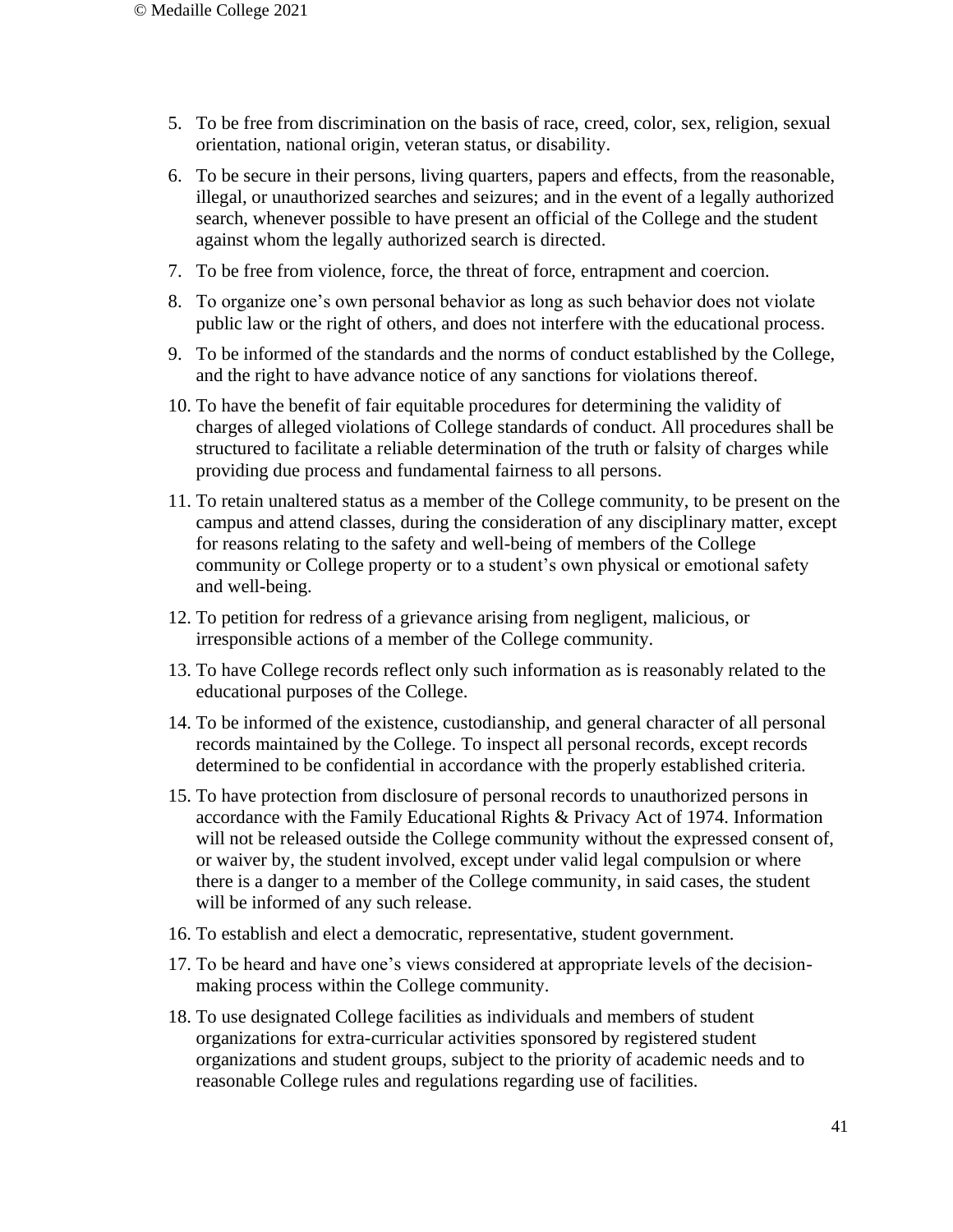5. To be free from discrimination on the basis of race, creed, color, sex, religion, sexual orientation, national origin, veteran status, or disability.
6. To be secure in their persons, living quarters, papers and effects, from the reasonable, illegal, or unauthorized searches and seizures; and in the event of a legally authorized search, whenever possible to have present an official of the College and the student against whom the legally authorized search is directed.
7. To be free from violence, force, the threat of force, entrapment and coercion.
8. To organize one's own personal behavior as long as such behavior does not violate public law or the right of others, and does not interfere with the educational process.
9. To be informed of the standards and the norms of conduct established by the College, and the right to have advance notice of any sanctions for violations thereof.
10. To have the benefit of fair equitable procedures for determining the validity of charges of alleged violations of College standards of conduct. All procedures shall be structured to facilitate a reliable determination of the truth or falsity of charges while providing due process and fundamental fairness to all persons.
11. To retain unaltered status as a member of the College community, to be present on the campus and attend classes, during the consideration of any disciplinary matter, except for reasons relating to the safety and well-being of members of the College community or College property or to a student's own physical or emotional safety and well-being.
12. To petition for redress of a grievance arising from negligent, malicious, or irresponsible actions of a member of the College community.
13. To have College records reflect only such information as is reasonably related to the educational purposes of the College.
14. To be informed of the existence, custodianship, and general character of all personal records maintained by the College. To inspect all personal records, except records determined to be confidential in accordance with the properly established criteria.
15. To have protection from disclosure of personal records to unauthorized persons in accordance with the Family Educational Rights & Privacy Act of 1974. Information will not be released outside the College community without the expressed consent of, or waiver by, the student involved, except under valid legal compulsion or where there is a danger to a member of the College community, in said cases, the student will be informed of any such release.
16. To establish and elect a democratic, representative, student government.
17. To be heard and have one's views considered at appropriate levels of the decision-making process within the College community.
18. To use designated College facilities as individuals and members of student organizations for extra-curricular activities sponsored by registered student organizations and student groups, subject to the priority of academic needs and to reasonable College rules and regulations regarding use of facilities.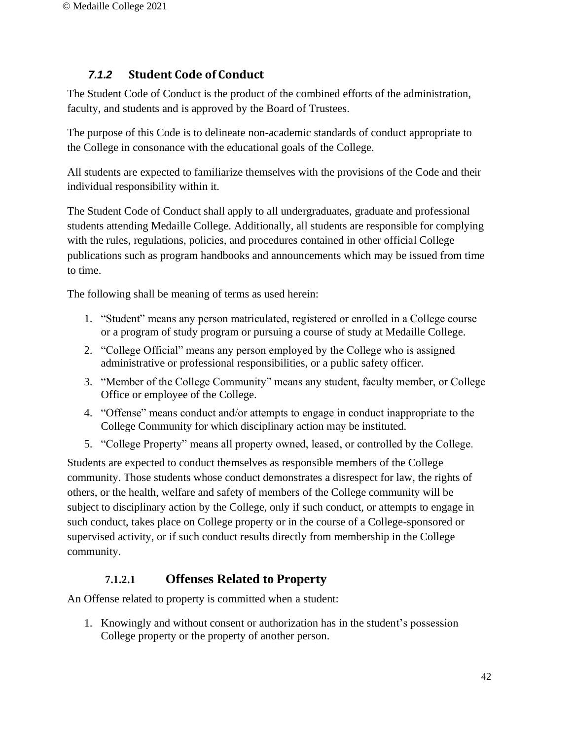### *7.1.2* Student Code of Conduct

The Student Code of Conduct is the product of the combined efforts of the administration, faculty, and students and is approved by the Board of Trustees.

The purpose of this Code is to delineate non-academic standards of conduct appropriate to the College in consonance with the educational goals of the College.

All students are expected to familiarize themselves with the provisions of the Code and their individual responsibility within it.

The Student Code of Conduct shall apply to all undergraduates, graduate and professional students attending Medaille College. Additionally, all students are responsible for complying with the rules, regulations, policies, and procedures contained in other official College publications such as program handbooks and announcements which may be issued from time to time.

The following shall be meaning of terms as used herein:

1. “Student” means any person matriculated, registered or enrolled in a College course or a program of study program or pursuing a course of study at Medaille College.
2. “College Official” means any person employed by the College who is assigned administrative or professional responsibilities, or a public safety officer.
3. “Member of the College Community” means any student, faculty member, or College Office or employee of the College.
4. “Offense” means conduct and/or attempts to engage in conduct inappropriate to the College Community for which disciplinary action may be instituted.
5. “College Property” means all property owned, leased, or controlled by the College.

Students are expected to conduct themselves as responsible members of the College community. Those students whose conduct demonstrates a disrespect for law, the rights of others, or the health, welfare and safety of members of the College community will be subject to disciplinary action by the College, only if such conduct, or attempts to engage in such conduct, takes place on College property or in the course of a College-sponsored or supervised activity, or if such conduct results directly from membership in the College community.

#### 7.1.2.1 Offenses Related to Property

An Offense related to property is committed when a student:

1. Knowingly and without consent or authorization has in the student’s possession College property or the property of another person.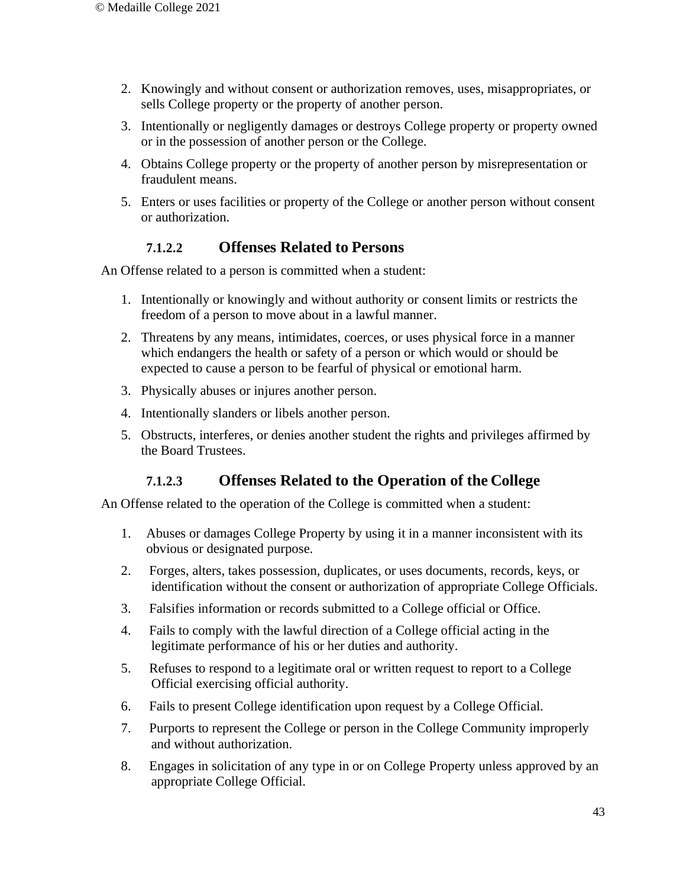2. Knowingly and without consent or authorization removes, uses, misappropriates, or sells College property or the property of another person.
3. Intentionally or negligently damages or destroys College property or property owned or in the possession of another person or the College.
4. Obtains College property or the property of another person by misrepresentation or fraudulent means.
5. Enters or uses facilities or property of the College or another person without consent or authorization.

#### 7.1.2.2 Offenses Related to Persons

An Offense related to a person is committed when a student:

1. Intentionally or knowingly and without authority or consent limits or restricts the freedom of a person to move about in a lawful manner.
2. Threatens by any means, intimidates, coerces, or uses physical force in a manner which endangers the health or safety of a person or which would or should be expected to cause a person to be fearful of physical or emotional harm.
3. Physically abuses or injures another person.
4. Intentionally slanders or libels another person.
5. Obstructs, interferes, or denies another student the rights and privileges affirmed by the Board Trustees.

#### 7.1.2.3 Offenses Related to the Operation of the College

An Offense related to the operation of the College is committed when a student:

1. Abuses or damages College Property by using it in a manner inconsistent with its obvious or designated purpose.
2. Forges, alters, takes possession, duplicates, or uses documents, records, keys, or identification without the consent or authorization of appropriate College Officials.
3. Falsifies information or records submitted to a College official or Office.
4. Fails to comply with the lawful direction of a College official acting in the legitimate performance of his or her duties and authority.
5. Refuses to respond to a legitimate oral or written request to report to a College Official exercising official authority.
6. Fails to present College identification upon request by a College Official.
7. Purports to represent the College or person in the College Community improperly and without authorization.
8. Engages in solicitation of any type in or on College Property unless approved by an appropriate College Official.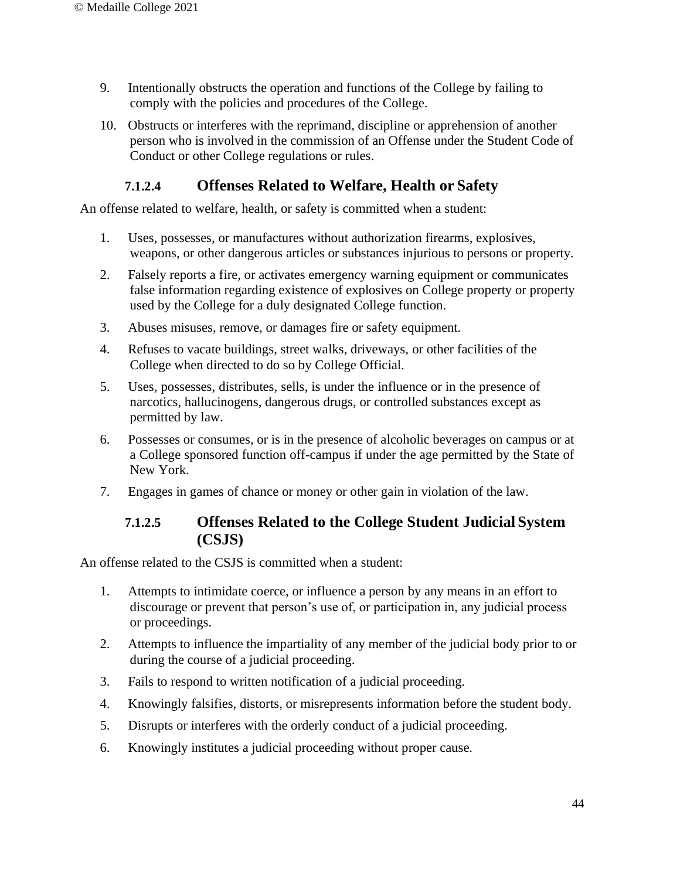9. Intentionally obstructs the operation and functions of the College by failing to comply with the policies and procedures of the College.
10. Obstructs or interferes with the reprimand, discipline or apprehension of another person who is involved in the commission of an Offense under the Student Code of Conduct or other College regulations or rules.

#### 7.1.2.4 Offenses Related to Welfare, Health or Safety

An offense related to welfare, health, or safety is committed when a student:

1. Uses, possesses, or manufactures without authorization firearms, explosives, weapons, or other dangerous articles or substances injurious to persons or property.
2. Falsely reports a fire, or activates emergency warning equipment or communicates false information regarding existence of explosives on College property or property used by the College for a duly designated College function.
3. Abuses misuses, remove, or damages fire or safety equipment.
4. Refuses to vacate buildings, street walks, driveways, or other facilities of the College when directed to do so by College Official.
5. Uses, possesses, distributes, sells, is under the influence or in the presence of narcotics, hallucinogens, dangerous drugs, or controlled substances except as permitted by law.
6. Possesses or consumes, or is in the presence of alcoholic beverages on campus or at a College sponsored function off-campus if under the age permitted by the State of New York.
7. Engages in games of chance or money or other gain in violation of the law.

#### 7.1.2.5 Offenses Related to the College Student Judicial System (CSJS)

An offense related to the CSJS is committed when a student:

1. Attempts to intimidate coerce, or influence a person by any means in an effort to discourage or prevent that person's use of, or participation in, any judicial process or proceedings.
2. Attempts to influence the impartiality of any member of the judicial body prior to or during the course of a judicial proceeding.
3. Fails to respond to written notification of a judicial proceeding.
4. Knowingly falsifies, distorts, or misrepresents information before the student body.
5. Disrupts or interferes with the orderly conduct of a judicial proceeding.
6. Knowingly institutes a judicial proceeding without proper cause.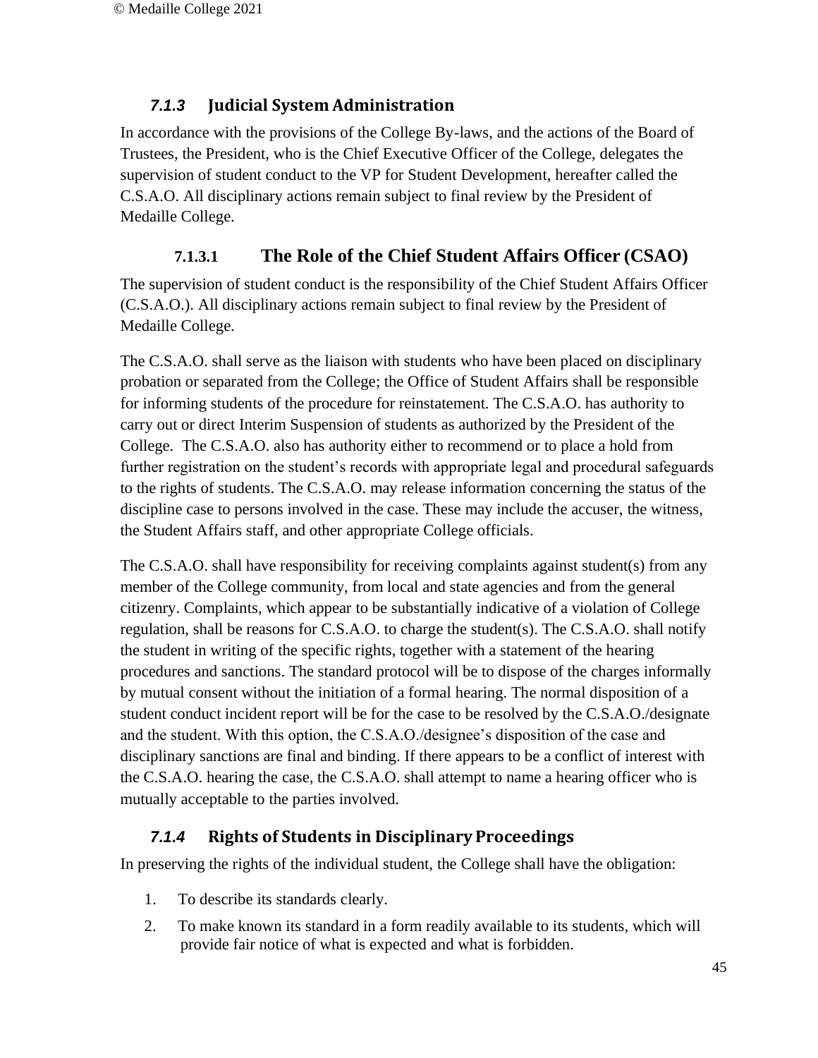### *7.1.3* Judicial System Administration

In accordance with the provisions of the College By-laws, and the actions of the Board of Trustees, the President, who is the Chief Executive Officer of the College, delegates the supervision of student conduct to the VP for Student Development, hereafter called the C.S.A.O. All disciplinary actions remain subject to final review by the President of Medaille College.

#### 7.1.3.1 The Role of the Chief Student Affairs Officer (CSAO)

The supervision of student conduct is the responsibility of the Chief Student Affairs Officer (C.S.A.O.). All disciplinary actions remain subject to final review by the President of Medaille College.

The C.S.A.O. shall serve as the liaison with students who have been placed on disciplinary probation or separated from the College; the Office of Student Affairs shall be responsible for informing students of the procedure for reinstatement. The C.S.A.O. has authority to carry out or direct Interim Suspension of students as authorized by the President of the College. The C.S.A.O. also has authority either to recommend or to place a hold from further registration on the student's records with appropriate legal and procedural safeguards to the rights of students. The C.S.A.O. may release information concerning the status of the discipline case to persons involved in the case. These may include the accuser, the witness, the Student Affairs staff, and other appropriate College officials.

The C.S.A.O. shall have responsibility for receiving complaints against student(s) from any member of the College community, from local and state agencies and from the general citizenry. Complaints, which appear to be substantially indicative of a violation of College regulation, shall be reasons for C.S.A.O. to charge the student(s). The C.S.A.O. shall notify the student in writing of the specific rights, together with a statement of the hearing procedures and sanctions. The standard protocol will be to dispose of the charges informally by mutual consent without the initiation of a formal hearing. The normal disposition of a student conduct incident report will be for the case to be resolved by the C.S.A.O./designate and the student. With this option, the C.S.A.O./designee's disposition of the case and disciplinary sanctions are final and binding. If there appears to be a conflict of interest with the C.S.A.O. hearing the case, the C.S.A.O. shall attempt to name a hearing officer who is mutually acceptable to the parties involved.

### *7.1.4* Rights of Students in Disciplinary Proceedings

In preserving the rights of the individual student, the College shall have the obligation:

1. To describe its standards clearly.
2. To make known its standard in a form readily available to its students, which will provide fair notice of what is expected and what is forbidden.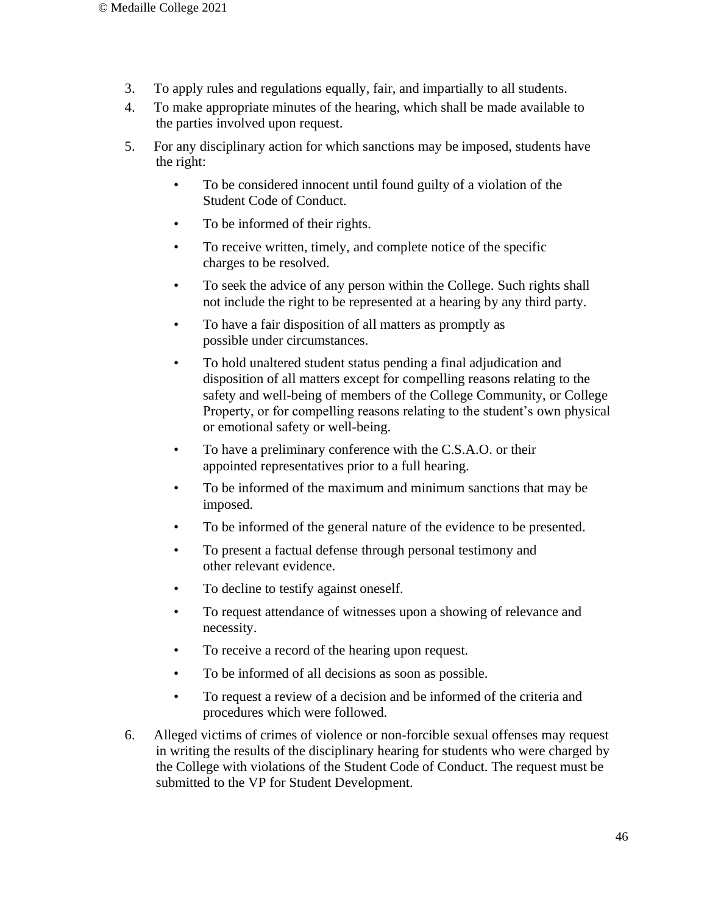3. To apply rules and regulations equally, fair, and impartially to all students.
4. To make appropriate minutes of the hearing, which shall be made available to the parties involved upon request.
5. For any disciplinary action for which sanctions may be imposed, students have the right:
   - To be considered innocent until found guilty of a violation of the Student Code of Conduct.
   - To be informed of their rights.
   - To receive written, timely, and complete notice of the specific charges to be resolved.
   - To seek the advice of any person within the College. Such rights shall not include the right to be represented at a hearing by any third party.
   - To have a fair disposition of all matters as promptly as possible under circumstances.
   - To hold unaltered student status pending a final adjudication and disposition of all matters except for compelling reasons relating to the safety and well-being of members of the College Community, or College Property, or for compelling reasons relating to the student's own physical or emotional safety or well-being.
   - To have a preliminary conference with the C.S.A.O. or their appointed representatives prior to a full hearing.
   - To be informed of the maximum and minimum sanctions that may be imposed.
   - To be informed of the general nature of the evidence to be presented.
   - To present a factual defense through personal testimony and other relevant evidence.
   - To decline to testify against oneself.
   - To request attendance of witnesses upon a showing of relevance and necessity.
   - To receive a record of the hearing upon request.
   - To be informed of all decisions as soon as possible.
   - To request a review of a decision and be informed of the criteria and procedures which were followed.
6. Alleged victims of crimes of violence or non-forcible sexual offenses may request in writing the results of the disciplinary hearing for students who were charged by the College with violations of the Student Code of Conduct. The request must be submitted to the VP for Student Development.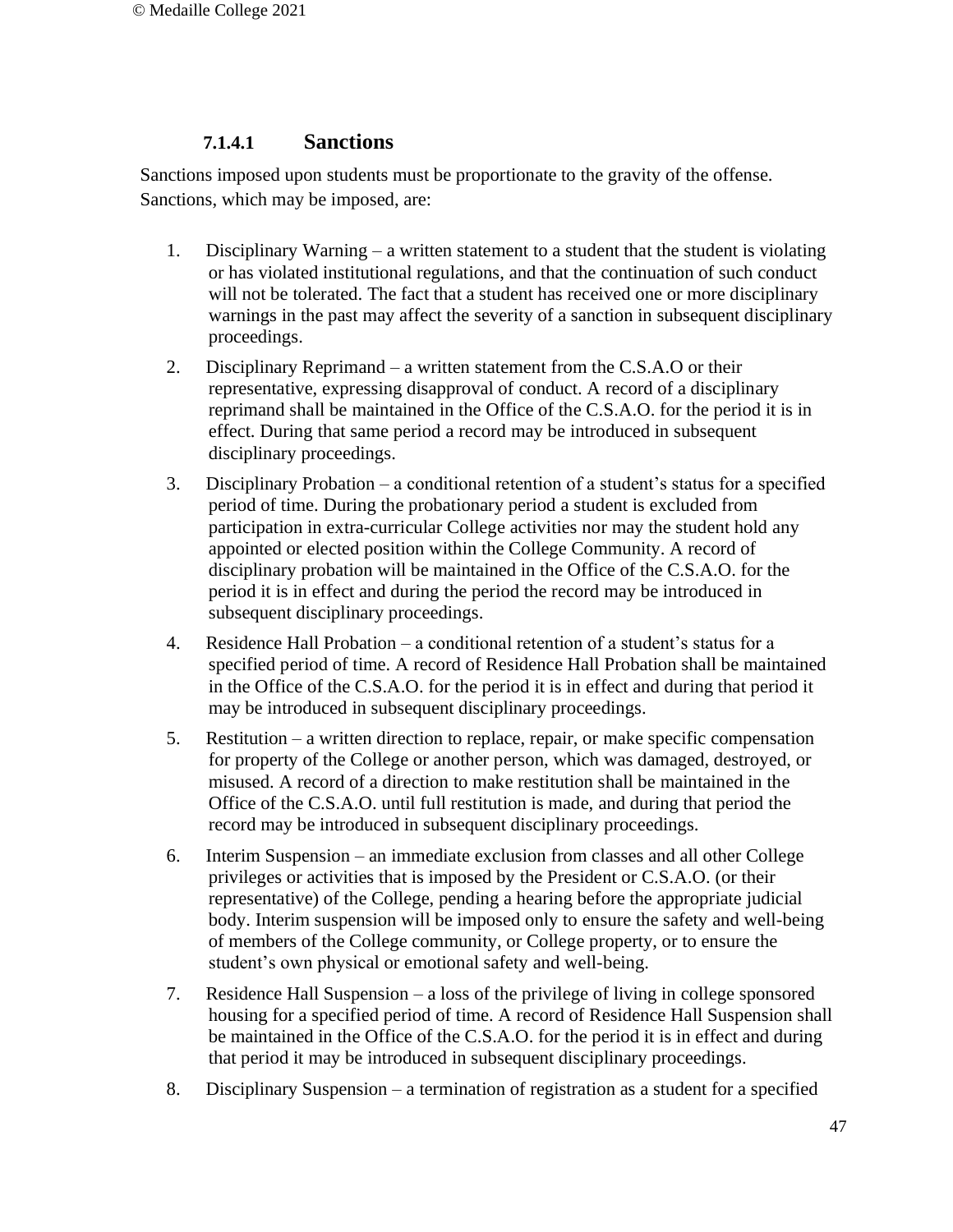#### 7.1.4.1 Sanctions

Sanctions imposed upon students must be proportionate to the gravity of the offense. Sanctions, which may be imposed, are:

1. Disciplinary Warning – a written statement to a student that the student is violating or has violated institutional regulations, and that the continuation of such conduct will not be tolerated. The fact that a student has received one or more disciplinary warnings in the past may affect the severity of a sanction in subsequent disciplinary proceedings.
2. Disciplinary Reprimand – a written statement from the C.S.A.O or their representative, expressing disapproval of conduct. A record of a disciplinary reprimand shall be maintained in the Office of the C.S.A.O. for the period it is in effect. During that same period a record may be introduced in subsequent disciplinary proceedings.
3. Disciplinary Probation – a conditional retention of a student's status for a specified period of time. During the probationary period a student is excluded from participation in extra-curricular College activities nor may the student hold any appointed or elected position within the College Community. A record of disciplinary probation will be maintained in the Office of the C.S.A.O. for the period it is in effect and during the period the record may be introduced in subsequent disciplinary proceedings.
4. Residence Hall Probation – a conditional retention of a student's status for a specified period of time. A record of Residence Hall Probation shall be maintained in the Office of the C.S.A.O. for the period it is in effect and during that period it may be introduced in subsequent disciplinary proceedings.
5. Restitution – a written direction to replace, repair, or make specific compensation for property of the College or another person, which was damaged, destroyed, or misused. A record of a direction to make restitution shall be maintained in the Office of the C.S.A.O. until full restitution is made, and during that period the record may be introduced in subsequent disciplinary proceedings.
6. Interim Suspension – an immediate exclusion from classes and all other College privileges or activities that is imposed by the President or C.S.A.O. (or their representative) of the College, pending a hearing before the appropriate judicial body. Interim suspension will be imposed only to ensure the safety and well-being of members of the College community, or College property, or to ensure the student's own physical or emotional safety and well-being.
7. Residence Hall Suspension – a loss of the privilege of living in college sponsored housing for a specified period of time. A record of Residence Hall Suspension shall be maintained in the Office of the C.S.A.O. for the period it is in effect and during that period it may be introduced in subsequent disciplinary proceedings.
8. Disciplinary Suspension – a termination of registration as a student for a specified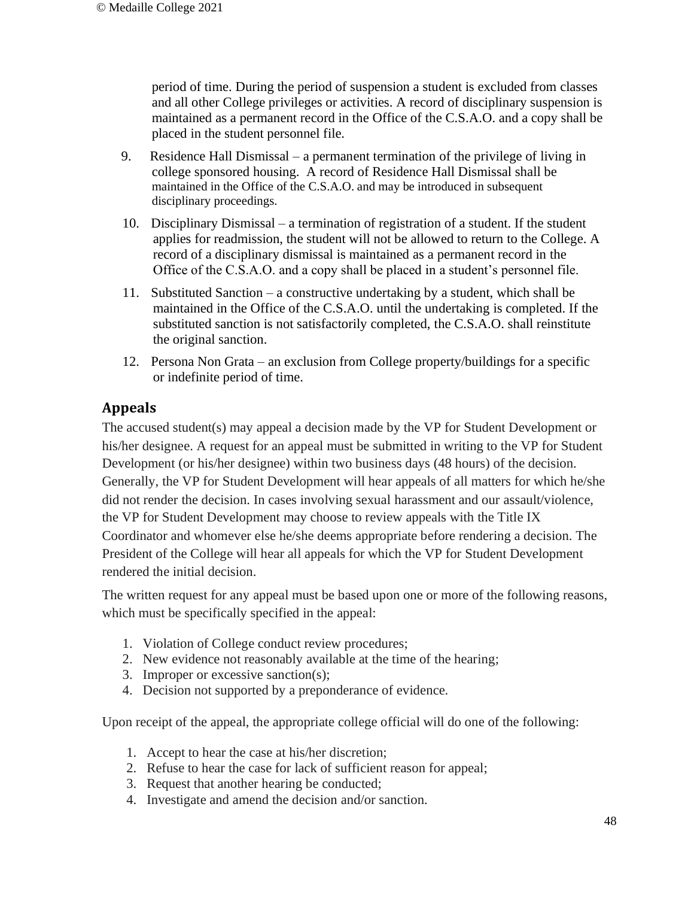period of time. During the period of suspension a student is excluded from classes and all other College privileges or activities. A record of disciplinary suspension is maintained as a permanent record in the Office of the C.S.A.O. and a copy shall be placed in the student personnel file.

9. Residence Hall Dismissal – a permanent termination of the privilege of living in college sponsored housing. A record of Residence Hall Dismissal shall be maintained in the Office of the C.S.A.O. and may be introduced in subsequent disciplinary proceedings.
10. Disciplinary Dismissal – a termination of registration of a student. If the student applies for readmission, the student will not be allowed to return to the College. A record of a disciplinary dismissal is maintained as a permanent record in the Office of the C.S.A.O. and a copy shall be placed in a student's personnel file.
11. Substituted Sanction – a constructive undertaking by a student, which shall be maintained in the Office of the C.S.A.O. until the undertaking is completed. If the substituted sanction is not satisfactorily completed, the C.S.A.O. shall reinstitute the original sanction.
12. Persona Non Grata – an exclusion from College property/buildings for a specific or indefinite period of time.

## Appeals

The accused student(s) may appeal a decision made by the VP for Student Development or his/her designee. A request for an appeal must be submitted in writing to the VP for Student Development (or his/her designee) within two business days (48 hours) of the decision. Generally, the VP for Student Development will hear appeals of all matters for which he/she did not render the decision. In cases involving sexual harassment and our assault/violence, the VP for Student Development may choose to review appeals with the Title IX Coordinator and whomever else he/she deems appropriate before rendering a decision. The President of the College will hear all appeals for which the VP for Student Development rendered the initial decision.

The written request for any appeal must be based upon one or more of the following reasons, which must be specifically specified in the appeal:

1. Violation of College conduct review procedures;
2. New evidence not reasonably available at the time of the hearing;
3. Improper or excessive sanction(s);
4. Decision not supported by a preponderance of evidence.

Upon receipt of the appeal, the appropriate college official will do one of the following:

1. Accept to hear the case at his/her discretion;
2. Refuse to hear the case for lack of sufficient reason for appeal;
3. Request that another hearing be conducted;
4. Investigate and amend the decision and/or sanction.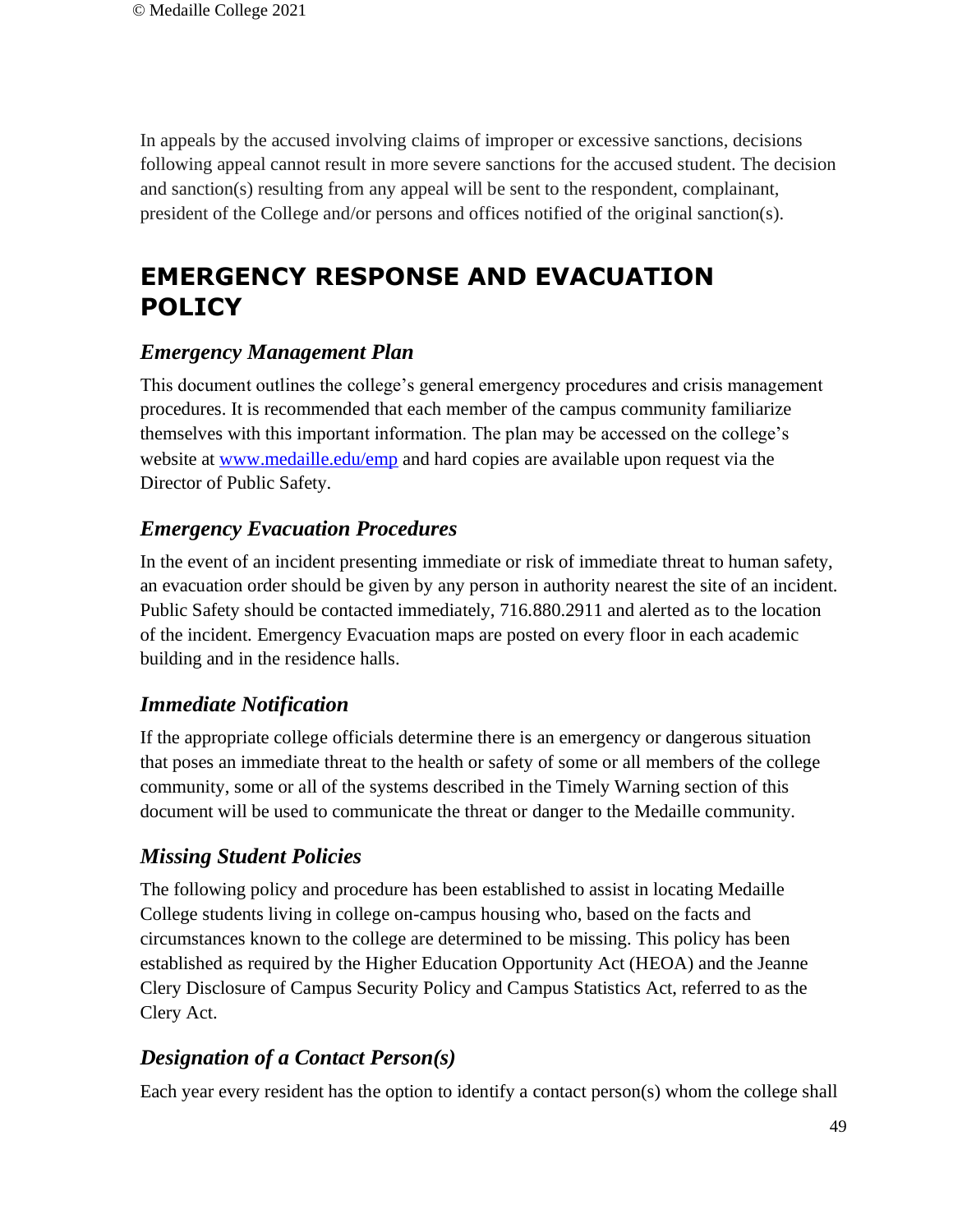In appeals by the accused involving claims of improper or excessive sanctions, decisions following appeal cannot result in more severe sanctions for the accused student. The decision and sanction(s) resulting from any appeal will be sent to the respondent, complainant, president of the College and/or persons and offices notified of the original sanction(s).

# EMERGENCY RESPONSE AND EVACUATION POLICY

## *Emergency Management Plan*

This document outlines the college's general emergency procedures and crisis management procedures. It is recommended that each member of the campus community familiarize themselves with this important information. The plan may be accessed on the college's website at [www.medaille.edu/emp](www.medaille.edu/emp) and hard copies are available upon request via the Director of Public Safety.

## *Emergency Evacuation Procedures*

In the event of an incident presenting immediate or risk of immediate threat to human safety, an evacuation order should be given by any person in authority nearest the site of an incident. Public Safety should be contacted immediately, 716.880.2911 and alerted as to the location of the incident. Emergency Evacuation maps are posted on every floor in each academic building and in the residence halls.

## *Immediate Notification*

If the appropriate college officials determine there is an emergency or dangerous situation that poses an immediate threat to the health or safety of some or all members of the college community, some or all of the systems described in the Timely Warning section of this document will be used to communicate the threat or danger to the Medaille community.

## *Missing Student Policies*

The following policy and procedure has been established to assist in locating Medaille College students living in college on-campus housing who, based on the facts and circumstances known to the college are determined to be missing. This policy has been established as required by the Higher Education Opportunity Act (HEOA) and the Jeanne Clery Disclosure of Campus Security Policy and Campus Statistics Act, referred to as the Clery Act.

## *Designation of a Contact Person(s)*

Each year every resident has the option to identify a contact person(s) whom the college shall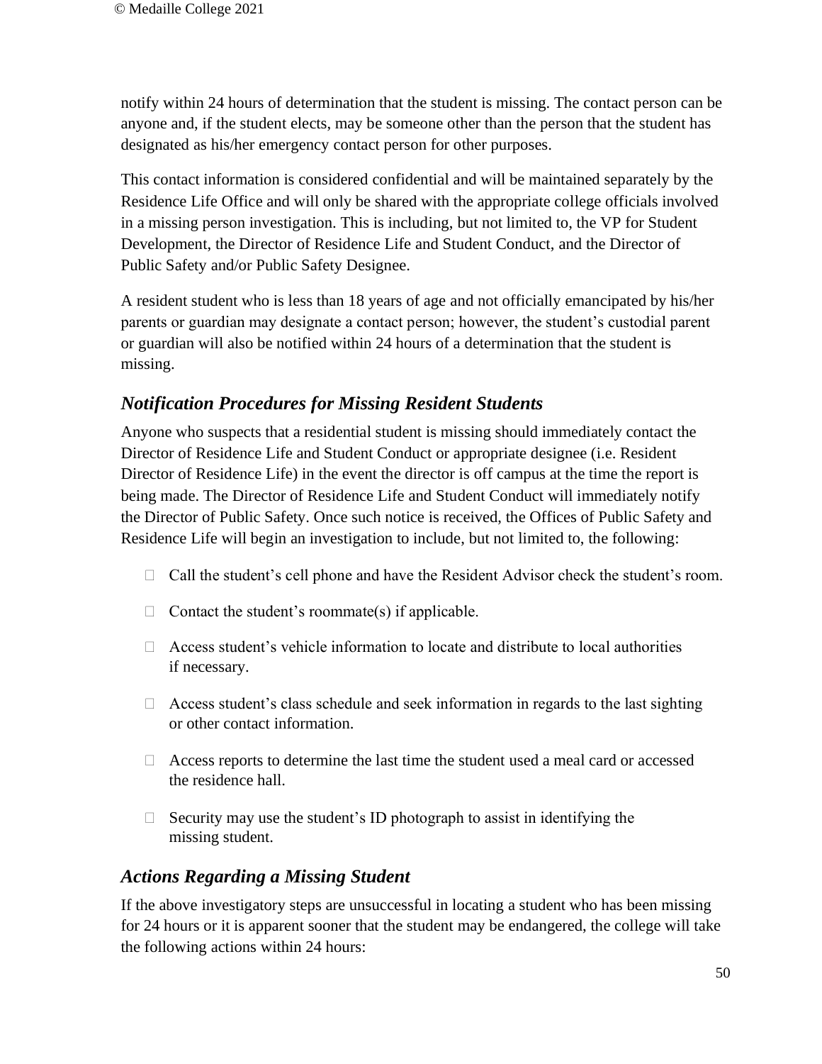notify within 24 hours of determination that the student is missing. The contact person can be anyone and, if the student elects, may be someone other than the person that the student has designated as his/her emergency contact person for other purposes.

This contact information is considered confidential and will be maintained separately by the Residence Life Office and will only be shared with the appropriate college officials involved in a missing person investigation. This is including, but not limited to, the VP for Student Development, the Director of Residence Life and Student Conduct, and the Director of Public Safety and/or Public Safety Designee.

A resident student who is less than 18 years of age and not officially emancipated by his/her parents or guardian may designate a contact person; however, the student's custodial parent or guardian will also be notified within 24 hours of a determination that the student is missing.

## *Notification Procedures for Missing Resident Students*

Anyone who suspects that a residential student is missing should immediately contact the Director of Residence Life and Student Conduct or appropriate designee (i.e. Resident Director of Residence Life) in the event the director is off campus at the time the report is being made. The Director of Residence Life and Student Conduct will immediately notify the Director of Public Safety. Once such notice is received, the Offices of Public Safety and Residence Life will begin an investigation to include, but not limited to, the following:

- Call the student's cell phone and have the Resident Advisor check the student's room.
- Contact the student's roommate(s) if applicable.
- Access student's vehicle information to locate and distribute to local authorities if necessary.
- Access student's class schedule and seek information in regards to the last sighting or other contact information.
- Access reports to determine the last time the student used a meal card or accessed the residence hall.
- Security may use the student's ID photograph to assist in identifying the missing student.

## *Actions Regarding a Missing Student*

If the above investigatory steps are unsuccessful in locating a student who has been missing for 24 hours or it is apparent sooner that the student may be endangered, the college will take the following actions within 24 hours: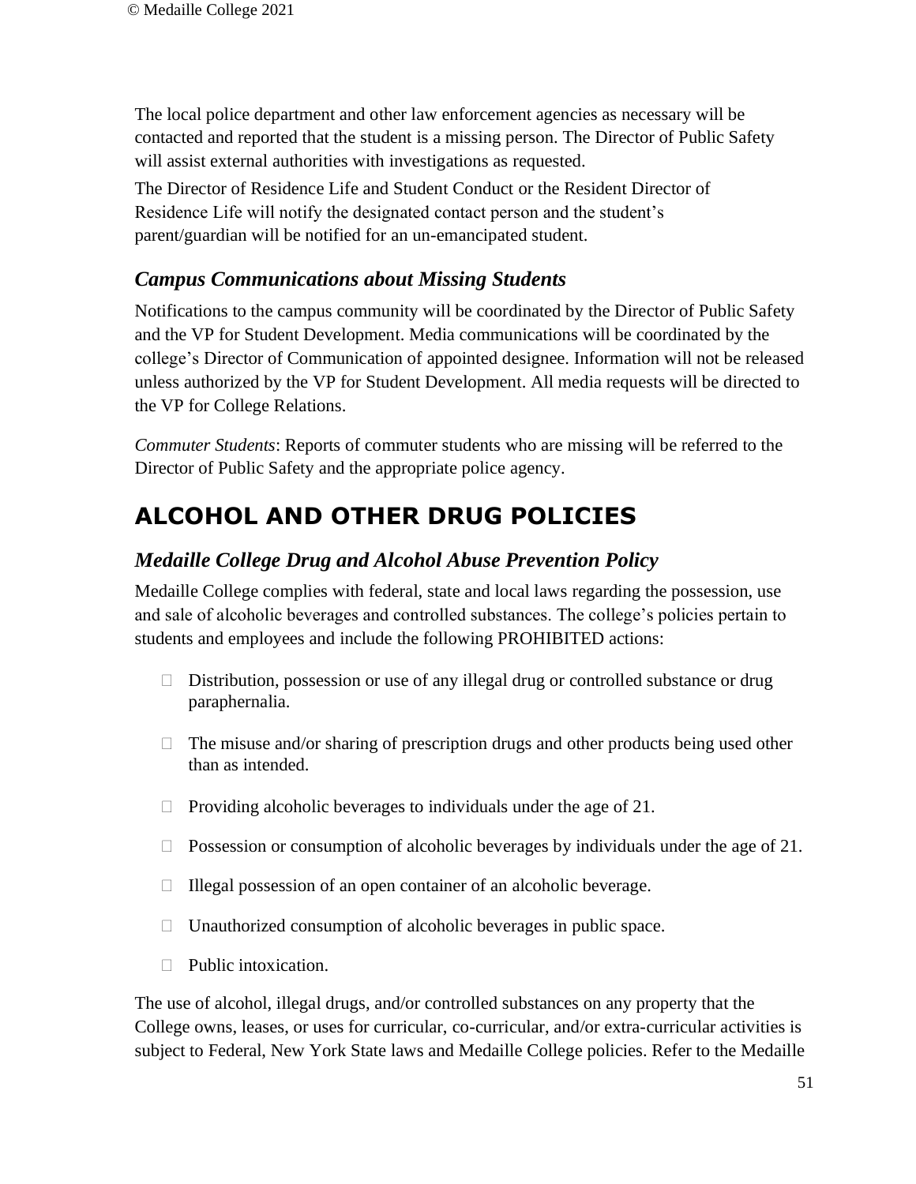The local police department and other law enforcement agencies as necessary will be contacted and reported that the student is a missing person. The Director of Public Safety will assist external authorities with investigations as requested.

The Director of Residence Life and Student Conduct or the Resident Director of Residence Life will notify the designated contact person and the student's parent/guardian will be notified for an un-emancipated student.

### *Campus Communications about Missing Students*

Notifications to the campus community will be coordinated by the Director of Public Safety and the VP for Student Development. Media communications will be coordinated by the college's Director of Communication of appointed designee. Information will not be released unless authorized by the VP for Student Development. All media requests will be directed to the VP for College Relations.

*Commuter Students*: Reports of commuter students who are missing will be referred to the Director of Public Safety and the appropriate police agency.

## ALCOHOL AND OTHER DRUG POLICIES

### *Medaille College Drug and Alcohol Abuse Prevention Policy*

Medaille College complies with federal, state and local laws regarding the possession, use and sale of alcoholic beverages and controlled substances. The college's policies pertain to students and employees and include the following PROHIBITED actions:

- Distribution, possession or use of any illegal drug or controlled substance or drug paraphernalia.
- The misuse and/or sharing of prescription drugs and other products being used other than as intended.
- Providing alcoholic beverages to individuals under the age of 21.
- Possession or consumption of alcoholic beverages by individuals under the age of 21.
- Illegal possession of an open container of an alcoholic beverage.
- Unauthorized consumption of alcoholic beverages in public space.
- Public intoxication.

The use of alcohol, illegal drugs, and/or controlled substances on any property that the College owns, leases, or uses for curricular, co-curricular, and/or extra-curricular activities is subject to Federal, New York State laws and Medaille College policies. Refer to the Medaille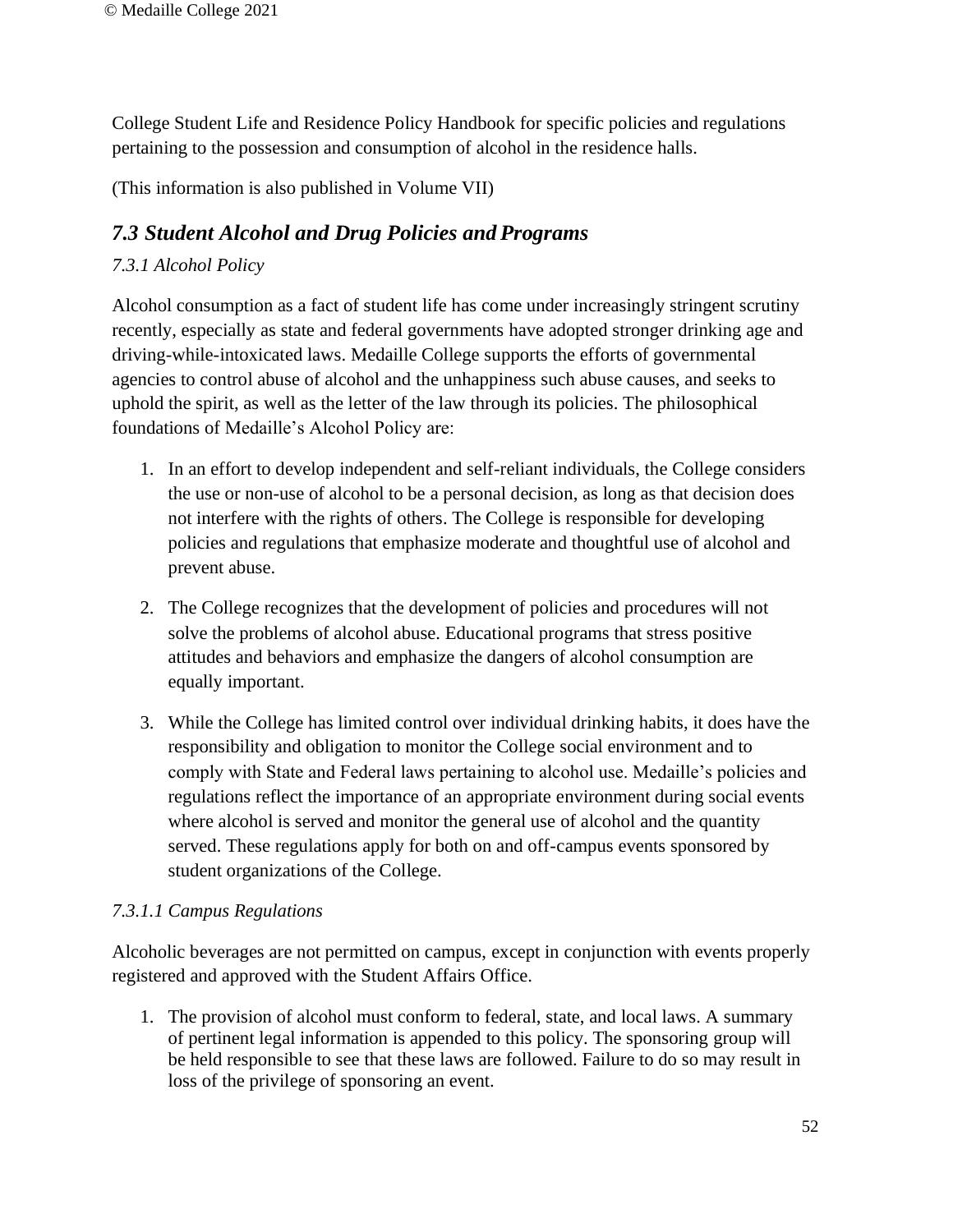College Student Life and Residence Policy Handbook for specific policies and regulations pertaining to the possession and consumption of alcohol in the residence halls.

(This information is also published in Volume VII)

## *7.3 Student Alcohol and Drug Policies and Programs*

### *7.3.1 Alcohol Policy*

Alcohol consumption as a fact of student life has come under increasingly stringent scrutiny recently, especially as state and federal governments have adopted stronger drinking age and driving-while-intoxicated laws. Medaille College supports the efforts of governmental agencies to control abuse of alcohol and the unhappiness such abuse causes, and seeks to uphold the spirit, as well as the letter of the law through its policies. The philosophical foundations of Medaille's Alcohol Policy are:

1. In an effort to develop independent and self-reliant individuals, the College considers the use or non-use of alcohol to be a personal decision, as long as that decision does not interfere with the rights of others. The College is responsible for developing policies and regulations that emphasize moderate and thoughtful use of alcohol and prevent abuse.

2. The College recognizes that the development of policies and procedures will not solve the problems of alcohol abuse. Educational programs that stress positive attitudes and behaviors and emphasize the dangers of alcohol consumption are equally important.

3. While the College has limited control over individual drinking habits, it does have the responsibility and obligation to monitor the College social environment and to comply with State and Federal laws pertaining to alcohol use. Medaille's policies and regulations reflect the importance of an appropriate environment during social events where alcohol is served and monitor the general use of alcohol and the quantity served. These regulations apply for both on and off-campus events sponsored by student organizations of the College.

#### *7.3.1.1 Campus Regulations*

Alcoholic beverages are not permitted on campus, except in conjunction with events properly registered and approved with the Student Affairs Office.

1. The provision of alcohol must conform to federal, state, and local laws. A summary of pertinent legal information is appended to this policy. The sponsoring group will be held responsible to see that these laws are followed. Failure to do so may result in loss of the privilege of sponsoring an event.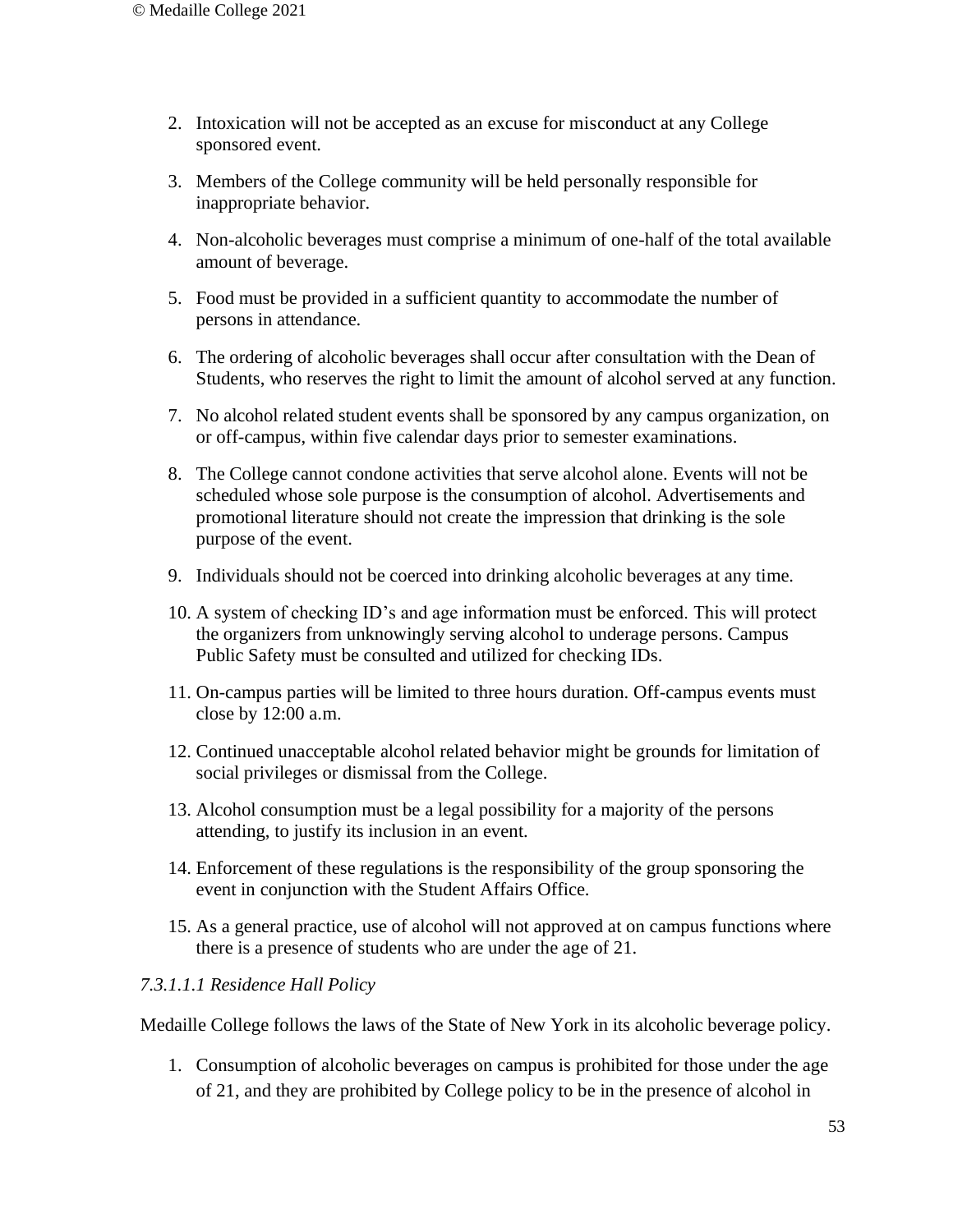2. Intoxication will not be accepted as an excuse for misconduct at any College sponsored event.
3. Members of the College community will be held personally responsible for inappropriate behavior.
4. Non-alcoholic beverages must comprise a minimum of one-half of the total available amount of beverage.
5. Food must be provided in a sufficient quantity to accommodate the number of persons in attendance.
6. The ordering of alcoholic beverages shall occur after consultation with the Dean of Students, who reserves the right to limit the amount of alcohol served at any function.
7. No alcohol related student events shall be sponsored by any campus organization, on or off-campus, within five calendar days prior to semester examinations.
8. The College cannot condone activities that serve alcohol alone. Events will not be scheduled whose sole purpose is the consumption of alcohol. Advertisements and promotional literature should not create the impression that drinking is the sole purpose of the event.
9. Individuals should not be coerced into drinking alcoholic beverages at any time.
10. A system of checking ID's and age information must be enforced. This will protect the organizers from unknowingly serving alcohol to underage persons. Campus Public Safety must be consulted and utilized for checking IDs.
11. On-campus parties will be limited to three hours duration. Off-campus events must close by 12:00 a.m.
12. Continued unacceptable alcohol related behavior might be grounds for limitation of social privileges or dismissal from the College.
13. Alcohol consumption must be a legal possibility for a majority of the persons attending, to justify its inclusion in an event.
14. Enforcement of these regulations is the responsibility of the group sponsoring the event in conjunction with the Student Affairs Office.
15. As a general practice, use of alcohol will not approved at on campus functions where there is a presence of students who are under the age of 21.

*7.3.1.1.1 Residence Hall Policy*

Medaille College follows the laws of the State of New York in its alcoholic beverage policy.

1. Consumption of alcoholic beverages on campus is prohibited for those under the age of 21, and they are prohibited by College policy to be in the presence of alcohol in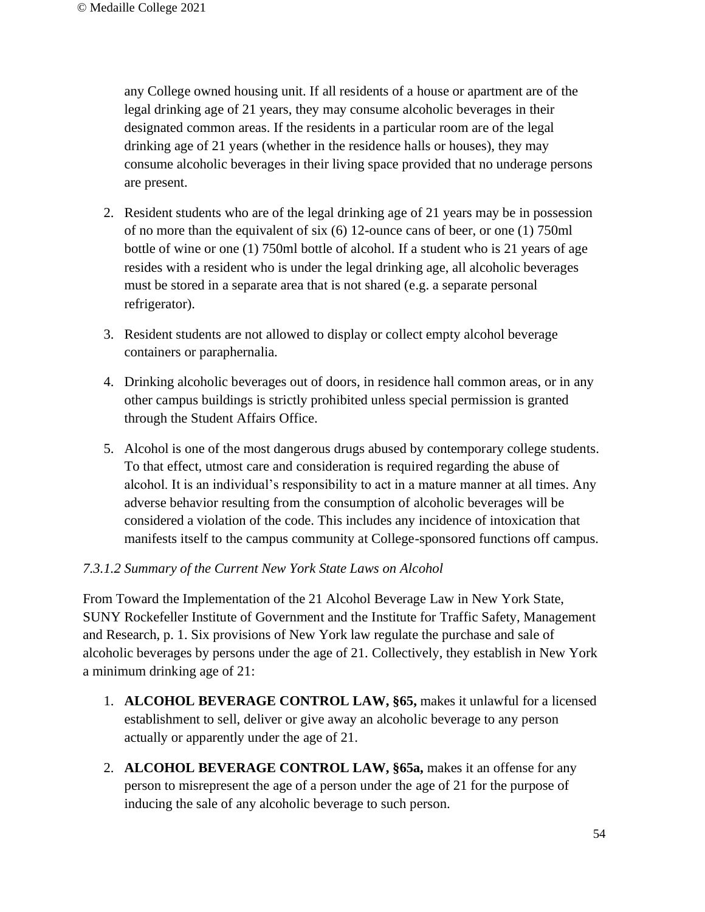any College owned housing unit. If all residents of a house or apartment are of the legal drinking age of 21 years, they may consume alcoholic beverages in their designated common areas. If the residents in a particular room are of the legal drinking age of 21 years (whether in the residence halls or houses), they may consume alcoholic beverages in their living space provided that no underage persons are present.

2. Resident students who are of the legal drinking age of 21 years may be in possession of no more than the equivalent of six (6) 12-ounce cans of beer, or one (1) 750ml bottle of wine or one (1) 750ml bottle of alcohol. If a student who is 21 years of age resides with a resident who is under the legal drinking age, all alcoholic beverages must be stored in a separate area that is not shared (e.g. a separate personal refrigerator).

3. Resident students are not allowed to display or collect empty alcohol beverage containers or paraphernalia.

4. Drinking alcoholic beverages out of doors, in residence hall common areas, or in any other campus buildings is strictly prohibited unless special permission is granted through the Student Affairs Office.

5. Alcohol is one of the most dangerous drugs abused by contemporary college students. To that effect, utmost care and consideration is required regarding the abuse of alcohol. It is an individual's responsibility to act in a mature manner at all times. Any adverse behavior resulting from the consumption of alcoholic beverages will be considered a violation of the code. This includes any incidence of intoxication that manifests itself to the campus community at College-sponsored functions off campus.

*7.3.1.2 Summary of the Current New York State Laws on Alcohol*

From Toward the Implementation of the 21 Alcohol Beverage Law in New York State, SUNY Rockefeller Institute of Government and the Institute for Traffic Safety, Management and Research, p. 1. Six provisions of New York law regulate the purchase and sale of alcoholic beverages by persons under the age of 21. Collectively, they establish in New York a minimum drinking age of 21:

1. **ALCOHOL BEVERAGE CONTROL LAW, §65,** makes it unlawful for a licensed establishment to sell, deliver or give away an alcoholic beverage to any person actually or apparently under the age of 21.

2. **ALCOHOL BEVERAGE CONTROL LAW, §65a,** makes it an offense for any person to misrepresent the age of a person under the age of 21 for the purpose of inducing the sale of any alcoholic beverage to such person.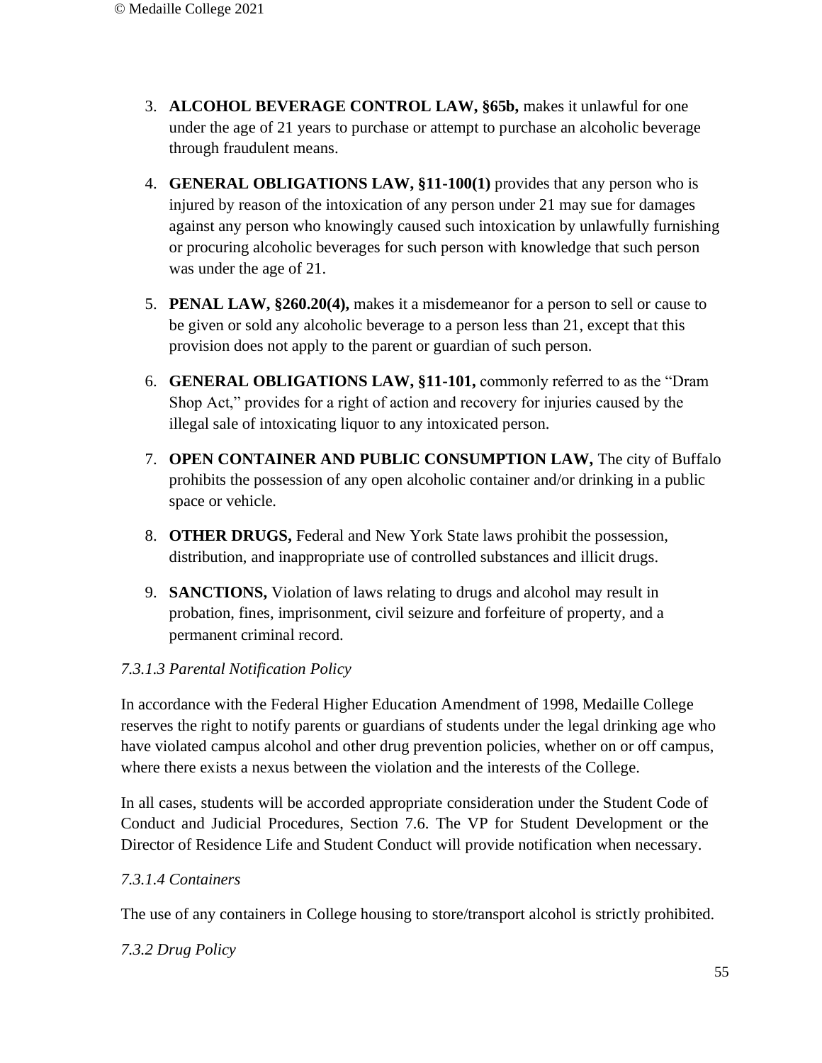3. **ALCOHOL BEVERAGE CONTROL LAW, §65b,** makes it unlawful for one under the age of 21 years to purchase or attempt to purchase an alcoholic beverage through fraudulent means.
4. **GENERAL OBLIGATIONS LAW, §11-100(1)** provides that any person who is injured by reason of the intoxication of any person under 21 may sue for damages against any person who knowingly caused such intoxication by unlawfully furnishing or procuring alcoholic beverages for such person with knowledge that such person was under the age of 21.
5. **PENAL LAW, §260.20(4),** makes it a misdemeanor for a person to sell or cause to be given or sold any alcoholic beverage to a person less than 21, except that this provision does not apply to the parent or guardian of such person.
6. **GENERAL OBLIGATIONS LAW, §11-101,** commonly referred to as the "Dram Shop Act," provides for a right of action and recovery for injuries caused by the illegal sale of intoxicating liquor to any intoxicated person.
7. **OPEN CONTAINER AND PUBLIC CONSUMPTION LAW,** The city of Buffalo prohibits the possession of any open alcoholic container and/or drinking in a public space or vehicle.
8. **OTHER DRUGS,** Federal and New York State laws prohibit the possession, distribution, and inappropriate use of controlled substances and illicit drugs.
9. **SANCTIONS,** Violation of laws relating to drugs and alcohol may result in probation, fines, imprisonment, civil seizure and forfeiture of property, and a permanent criminal record.

*7.3.1.3 Parental Notification Policy*

In accordance with the Federal Higher Education Amendment of 1998, Medaille College reserves the right to notify parents or guardians of students under the legal drinking age who have violated campus alcohol and other drug prevention policies, whether on or off campus, where there exists a nexus between the violation and the interests of the College.

In all cases, students will be accorded appropriate consideration under the Student Code of Conduct and Judicial Procedures, Section 7.6. The VP for Student Development or the Director of Residence Life and Student Conduct will provide notification when necessary.

*7.3.1.4 Containers*

The use of any containers in College housing to store/transport alcohol is strictly prohibited.

*7.3.2 Drug Policy*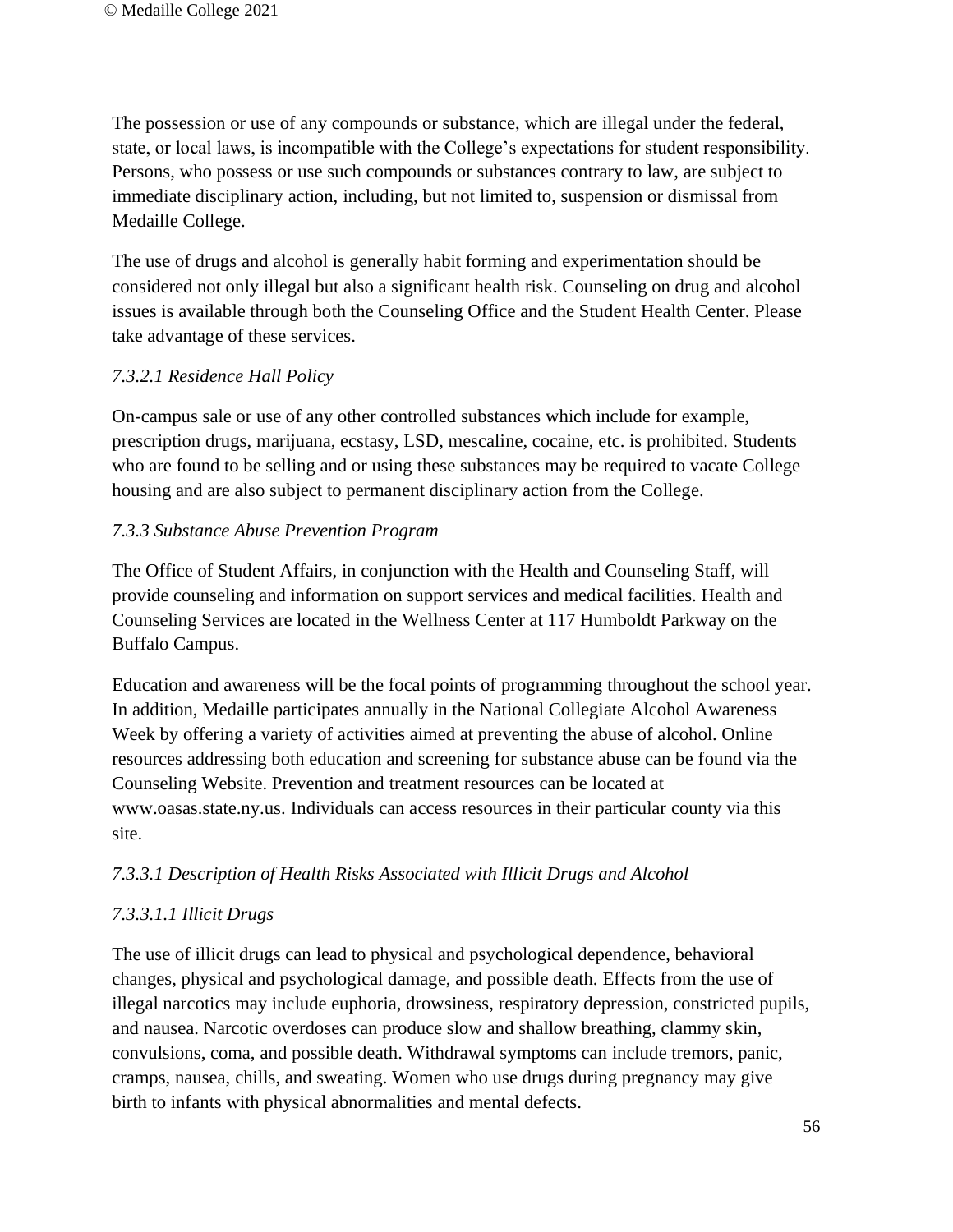The possession or use of any compounds or substance, which are illegal under the federal, state, or local laws, is incompatible with the College's expectations for student responsibility. Persons, who possess or use such compounds or substances contrary to law, are subject to immediate disciplinary action, including, but not limited to, suspension or dismissal from Medaille College.

The use of drugs and alcohol is generally habit forming and experimentation should be considered not only illegal but also a significant health risk. Counseling on drug and alcohol issues is available through both the Counseling Office and the Student Health Center. Please take advantage of these services.

*7.3.2.1 Residence Hall Policy*

On-campus sale or use of any other controlled substances which include for example, prescription drugs, marijuana, ecstasy, LSD, mescaline, cocaine, etc. is prohibited. Students who are found to be selling and or using these substances may be required to vacate College housing and are also subject to permanent disciplinary action from the College.

*7.3.3 Substance Abuse Prevention Program*

The Office of Student Affairs, in conjunction with the Health and Counseling Staff, will provide counseling and information on support services and medical facilities. Health and Counseling Services are located in the Wellness Center at 117 Humboldt Parkway on the Buffalo Campus.

Education and awareness will be the focal points of programming throughout the school year. In addition, Medaille participates annually in the National Collegiate Alcohol Awareness Week by offering a variety of activities aimed at preventing the abuse of alcohol. Online resources addressing both education and screening for substance abuse can be found via the Counseling Website. Prevention and treatment resources can be located at www.oasas.state.ny.us. Individuals can access resources in their particular county via this site.

*7.3.3.1 Description of Health Risks Associated with Illicit Drugs and Alcohol*

*7.3.3.1.1 Illicit Drugs*

The use of illicit drugs can lead to physical and psychological dependence, behavioral changes, physical and psychological damage, and possible death. Effects from the use of illegal narcotics may include euphoria, drowsiness, respiratory depression, constricted pupils, and nausea. Narcotic overdoses can produce slow and shallow breathing, clammy skin, convulsions, coma, and possible death. Withdrawal symptoms can include tremors, panic, cramps, nausea, chills, and sweating. Women who use drugs during pregnancy may give birth to infants with physical abnormalities and mental defects.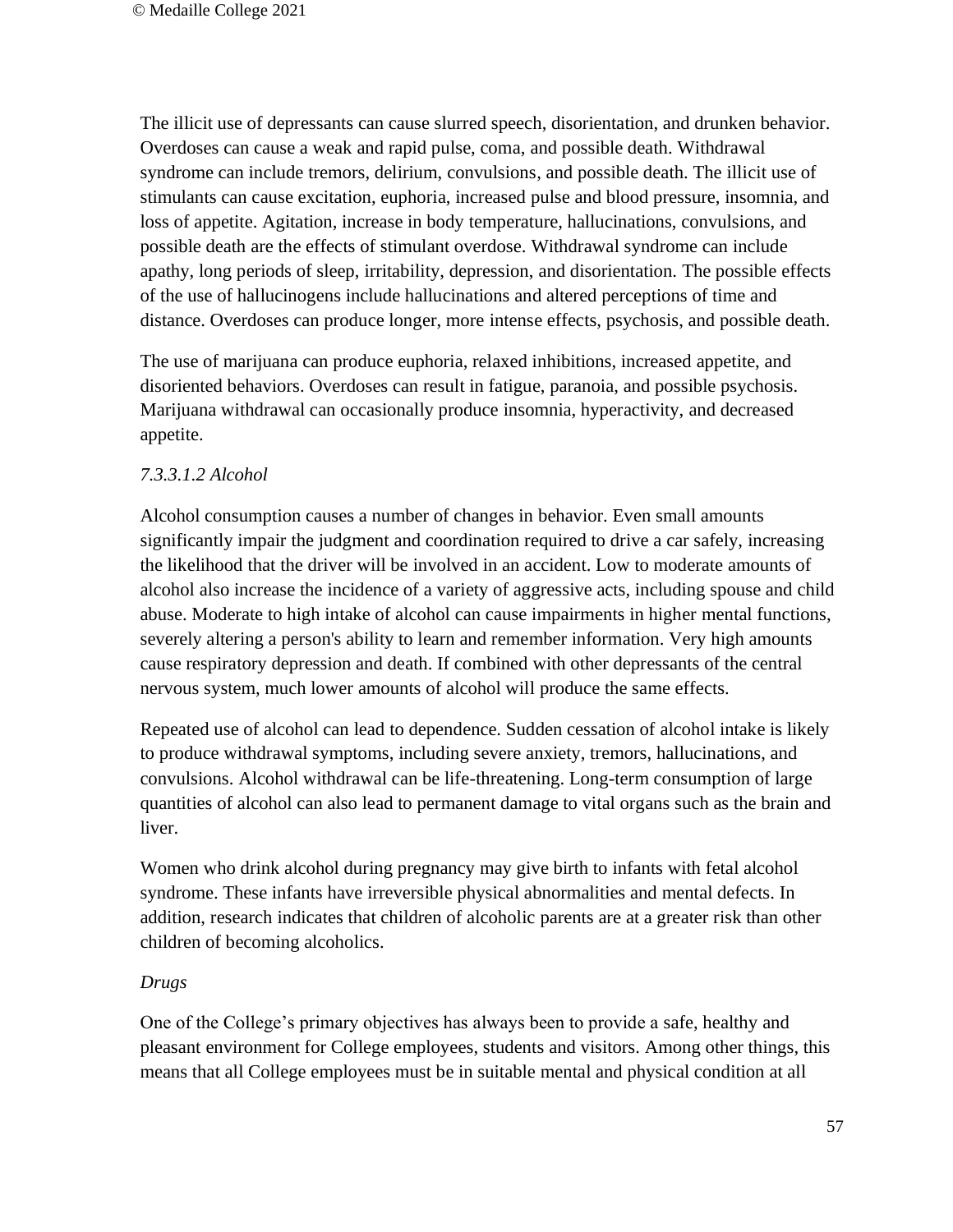The illicit use of depressants can cause slurred speech, disorientation, and drunken behavior. Overdoses can cause a weak and rapid pulse, coma, and possible death. Withdrawal syndrome can include tremors, delirium, convulsions, and possible death. The illicit use of stimulants can cause excitation, euphoria, increased pulse and blood pressure, insomnia, and loss of appetite. Agitation, increase in body temperature, hallucinations, convulsions, and possible death are the effects of stimulant overdose. Withdrawal syndrome can include apathy, long periods of sleep, irritability, depression, and disorientation. The possible effects of the use of hallucinogens include hallucinations and altered perceptions of time and distance. Overdoses can produce longer, more intense effects, psychosis, and possible death.

The use of marijuana can produce euphoria, relaxed inhibitions, increased appetite, and disoriented behaviors. Overdoses can result in fatigue, paranoia, and possible psychosis. Marijuana withdrawal can occasionally produce insomnia, hyperactivity, and decreased appetite.

*7.3.3.1.2 Alcohol*

Alcohol consumption causes a number of changes in behavior. Even small amounts significantly impair the judgment and coordination required to drive a car safely, increasing the likelihood that the driver will be involved in an accident. Low to moderate amounts of alcohol also increase the incidence of a variety of aggressive acts, including spouse and child abuse. Moderate to high intake of alcohol can cause impairments in higher mental functions, severely altering a person's ability to learn and remember information. Very high amounts cause respiratory depression and death. If combined with other depressants of the central nervous system, much lower amounts of alcohol will produce the same effects.

Repeated use of alcohol can lead to dependence. Sudden cessation of alcohol intake is likely to produce withdrawal symptoms, including severe anxiety, tremors, hallucinations, and convulsions. Alcohol withdrawal can be life-threatening. Long-term consumption of large quantities of alcohol can also lead to permanent damage to vital organs such as the brain and liver.

Women who drink alcohol during pregnancy may give birth to infants with fetal alcohol syndrome. These infants have irreversible physical abnormalities and mental defects. In addition, research indicates that children of alcoholic parents are at a greater risk than other children of becoming alcoholics.

*Drugs*

One of the College's primary objectives has always been to provide a safe, healthy and pleasant environment for College employees, students and visitors. Among other things, this means that all College employees must be in suitable mental and physical condition at all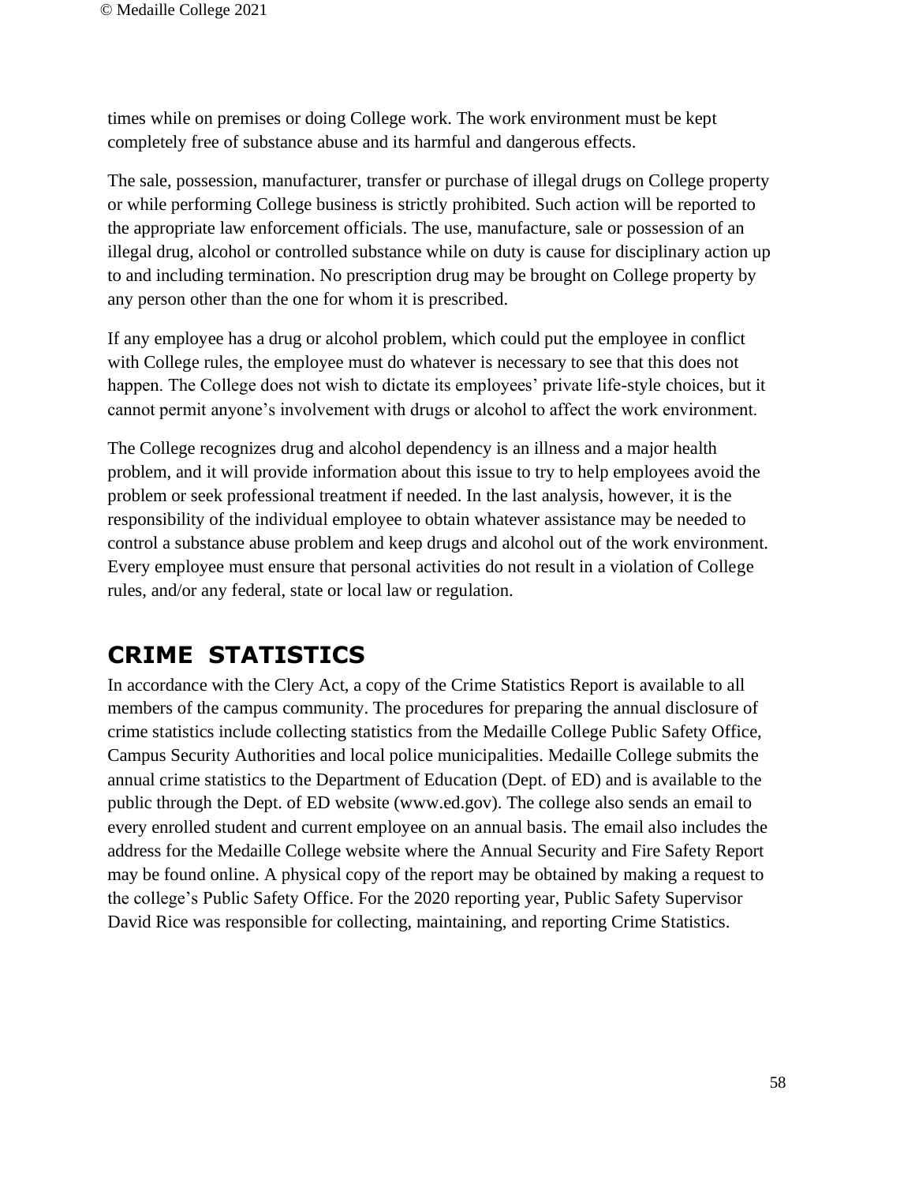times while on premises or doing College work. The work environment must be kept completely free of substance abuse and its harmful and dangerous effects.

The sale, possession, manufacturer, transfer or purchase of illegal drugs on College property or while performing College business is strictly prohibited. Such action will be reported to the appropriate law enforcement officials. The use, manufacture, sale or possession of an illegal drug, alcohol or controlled substance while on duty is cause for disciplinary action up to and including termination. No prescription drug may be brought on College property by any person other than the one for whom it is prescribed.

If any employee has a drug or alcohol problem, which could put the employee in conflict with College rules, the employee must do whatever is necessary to see that this does not happen. The College does not wish to dictate its employees' private life-style choices, but it cannot permit anyone's involvement with drugs or alcohol to affect the work environment.

The College recognizes drug and alcohol dependency is an illness and a major health problem, and it will provide information about this issue to try to help employees avoid the problem or seek professional treatment if needed. In the last analysis, however, it is the responsibility of the individual employee to obtain whatever assistance may be needed to control a substance abuse problem and keep drugs and alcohol out of the work environment. Every employee must ensure that personal activities do not result in a violation of College rules, and/or any federal, state or local law or regulation.

# CRIME STATISTICS

In accordance with the Clery Act, a copy of the Crime Statistics Report is available to all members of the campus community. The procedures for preparing the annual disclosure of crime statistics include collecting statistics from the Medaille College Public Safety Office, Campus Security Authorities and local police municipalities. Medaille College submits the annual crime statistics to the Department of Education (Dept. of ED) and is available to the public through the Dept. of ED website (www.ed.gov). The college also sends an email to every enrolled student and current employee on an annual basis. The email also includes the address for the Medaille College website where the Annual Security and Fire Safety Report may be found online. A physical copy of the report may be obtained by making a request to the college's Public Safety Office. For the 2020 reporting year, Public Safety Supervisor David Rice was responsible for collecting, maintaining, and reporting Crime Statistics.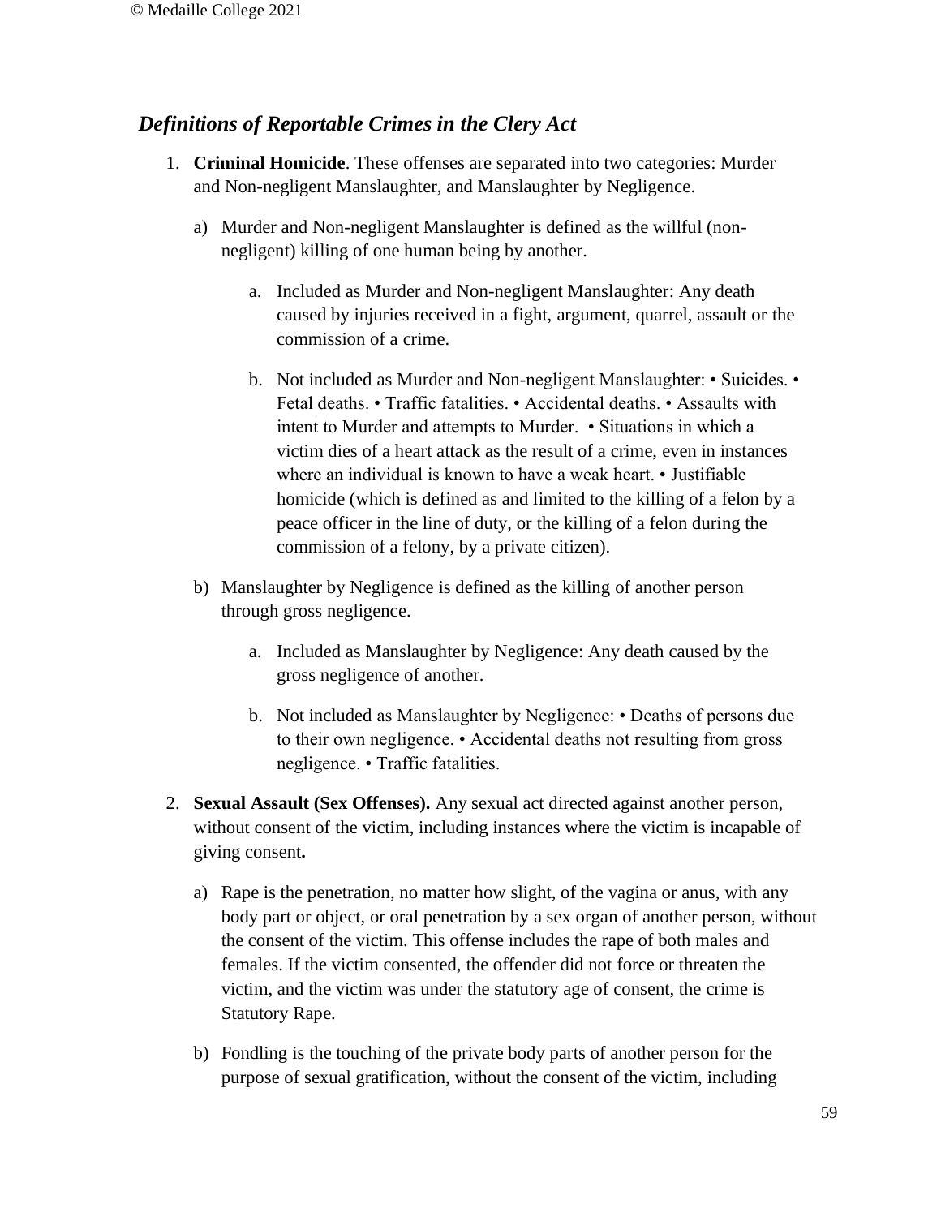## *Definitions of Reportable Crimes in the Clery Act*

1. **Criminal Homicide**. These offenses are separated into two categories: Murder and Non-negligent Manslaughter, and Manslaughter by Negligence.

   a) Murder and Non-negligent Manslaughter is defined as the willful (non-negligent) killing of one human being by another.

      a. Included as Murder and Non-negligent Manslaughter: Any death caused by injuries received in a fight, argument, quarrel, assault or the commission of a crime.

      b. Not included as Murder and Non-negligent Manslaughter: • Suicides. • Fetal deaths. • Traffic fatalities. • Accidental deaths. • Assaults with intent to Murder and attempts to Murder. • Situations in which a victim dies of a heart attack as the result of a crime, even in instances where an individual is known to have a weak heart. • Justifiable homicide (which is defined as and limited to the killing of a felon by a peace officer in the line of duty, or the killing of a felon during the commission of a felony, by a private citizen).

   b) Manslaughter by Negligence is defined as the killing of another person through gross negligence.

      a. Included as Manslaughter by Negligence: Any death caused by the gross negligence of another.

      b. Not included as Manslaughter by Negligence: • Deaths of persons due to their own negligence. • Accidental deaths not resulting from gross negligence. • Traffic fatalities.

2. **Sexual Assault (Sex Offenses).** Any sexual act directed against another person, without consent of the victim, including instances where the victim is incapable of giving consent**.**

   a) Rape is the penetration, no matter how slight, of the vagina or anus, with any body part or object, or oral penetration by a sex organ of another person, without the consent of the victim. This offense includes the rape of both males and females. If the victim consented, the offender did not force or threaten the victim, and the victim was under the statutory age of consent, the crime is Statutory Rape.

   b) Fondling is the touching of the private body parts of another person for the purpose of sexual gratification, without the consent of the victim, including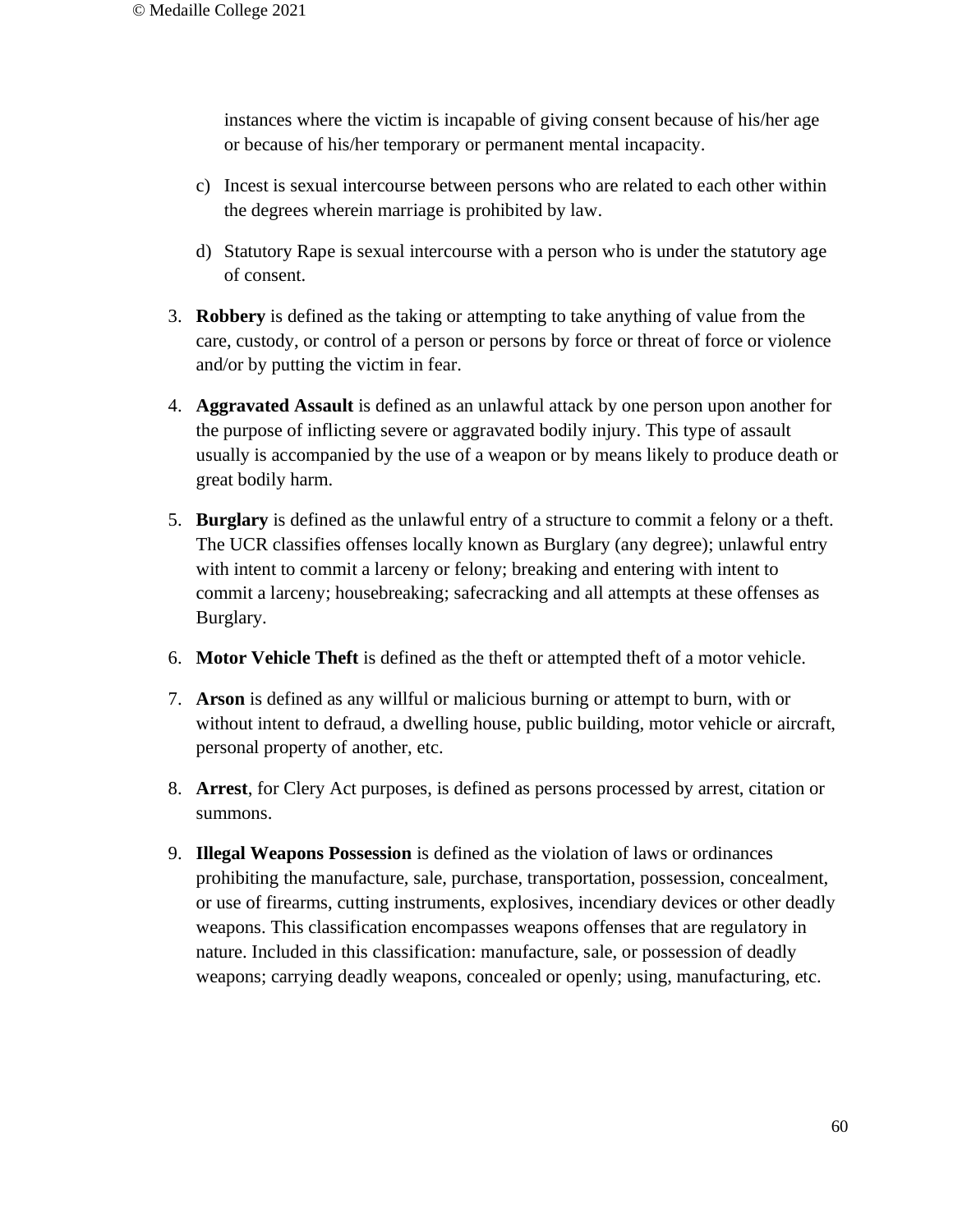instances where the victim is incapable of giving consent because of his/her age or because of his/her temporary or permanent mental incapacity.

c) Incest is sexual intercourse between persons who are related to each other within the degrees wherein marriage is prohibited by law.

d) Statutory Rape is sexual intercourse with a person who is under the statutory age of consent.

3. **Robbery** is defined as the taking or attempting to take anything of value from the care, custody, or control of a person or persons by force or threat of force or violence and/or by putting the victim in fear.

4. **Aggravated Assault** is defined as an unlawful attack by one person upon another for the purpose of inflicting severe or aggravated bodily injury. This type of assault usually is accompanied by the use of a weapon or by means likely to produce death or great bodily harm.

5. **Burglary** is defined as the unlawful entry of a structure to commit a felony or a theft. The UCR classifies offenses locally known as Burglary (any degree); unlawful entry with intent to commit a larceny or felony; breaking and entering with intent to commit a larceny; housebreaking; safecracking and all attempts at these offenses as Burglary.

6. **Motor Vehicle Theft** is defined as the theft or attempted theft of a motor vehicle.

7. **Arson** is defined as any willful or malicious burning or attempt to burn, with or without intent to defraud, a dwelling house, public building, motor vehicle or aircraft, personal property of another, etc.

8. **Arrest**, for Clery Act purposes, is defined as persons processed by arrest, citation or summons.

9. **Illegal Weapons Possession** is defined as the violation of laws or ordinances prohibiting the manufacture, sale, purchase, transportation, possession, concealment, or use of firearms, cutting instruments, explosives, incendiary devices or other deadly weapons. This classification encompasses weapons offenses that are regulatory in nature. Included in this classification: manufacture, sale, or possession of deadly weapons; carrying deadly weapons, concealed or openly; using, manufacturing, etc.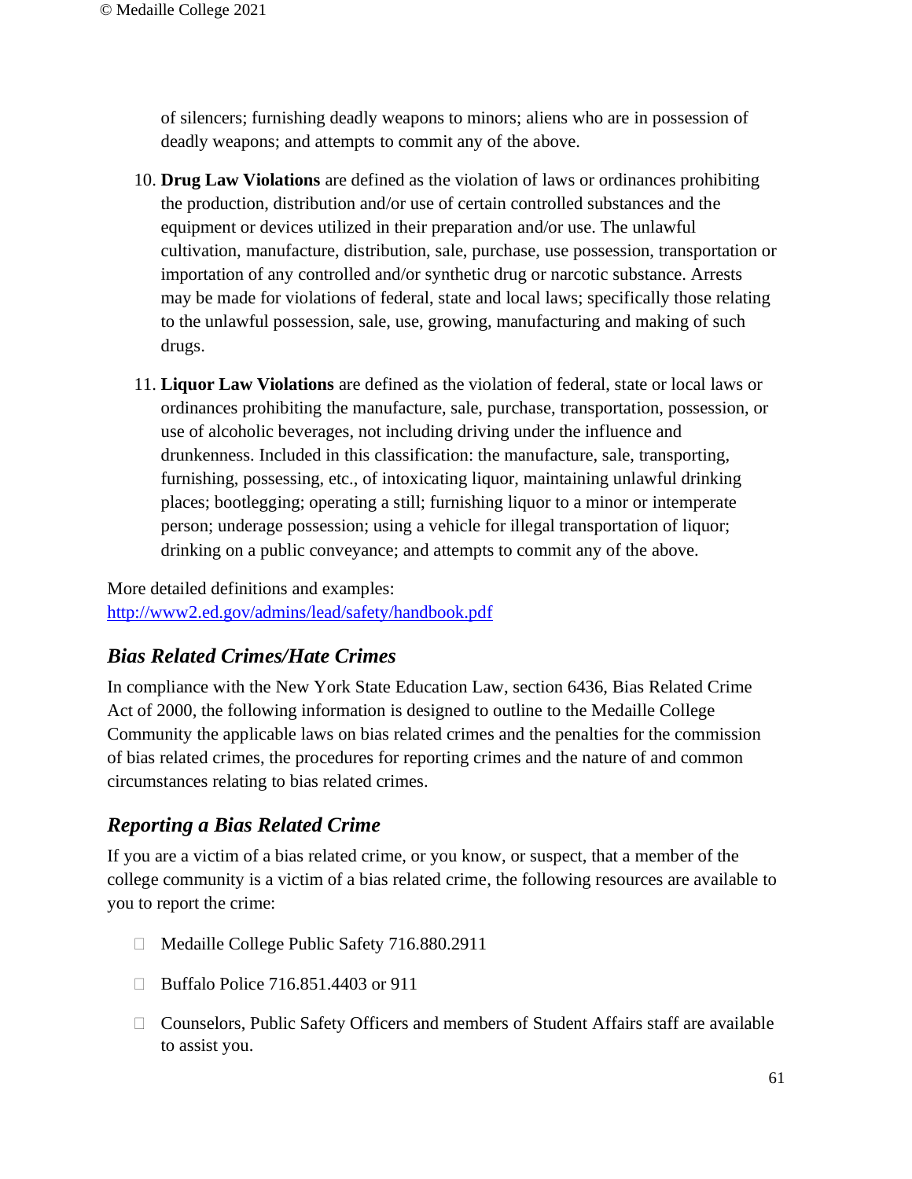of silencers; furnishing deadly weapons to minors; aliens who are in possession of deadly weapons; and attempts to commit any of the above.

10. **Drug Law Violations** are defined as the violation of laws or ordinances prohibiting the production, distribution and/or use of certain controlled substances and the equipment or devices utilized in their preparation and/or use. The unlawful cultivation, manufacture, distribution, sale, purchase, use possession, transportation or importation of any controlled and/or synthetic drug or narcotic substance. Arrests may be made for violations of federal, state and local laws; specifically those relating to the unlawful possession, sale, use, growing, manufacturing and making of such drugs.

11. **Liquor Law Violations** are defined as the violation of federal, state or local laws or ordinances prohibiting the manufacture, sale, purchase, transportation, possession, or use of alcoholic beverages, not including driving under the influence and drunkenness. Included in this classification: the manufacture, sale, transporting, furnishing, possessing, etc., of intoxicating liquor, maintaining unlawful drinking places; bootlegging; operating a still; furnishing liquor to a minor or intemperate person; underage possession; using a vehicle for illegal transportation of liquor; drinking on a public conveyance; and attempts to commit any of the above.

More detailed definitions and examples:
http://www2.ed.gov/admins/lead/safety/handbook.pdf

## *Bias Related Crimes/Hate Crimes*

In compliance with the New York State Education Law, section 6436, Bias Related Crime Act of 2000, the following information is designed to outline to the Medaille College Community the applicable laws on bias related crimes and the penalties for the commission of bias related crimes, the procedures for reporting crimes and the nature of and common circumstances relating to bias related crimes.

## *Reporting a Bias Related Crime*

If you are a victim of a bias related crime, or you know, or suspect, that a member of the college community is a victim of a bias related crime, the following resources are available to you to report the crime:

- Medaille College Public Safety 716.880.2911
- Buffalo Police 716.851.4403 or 911
- Counselors, Public Safety Officers and members of Student Affairs staff are available to assist you.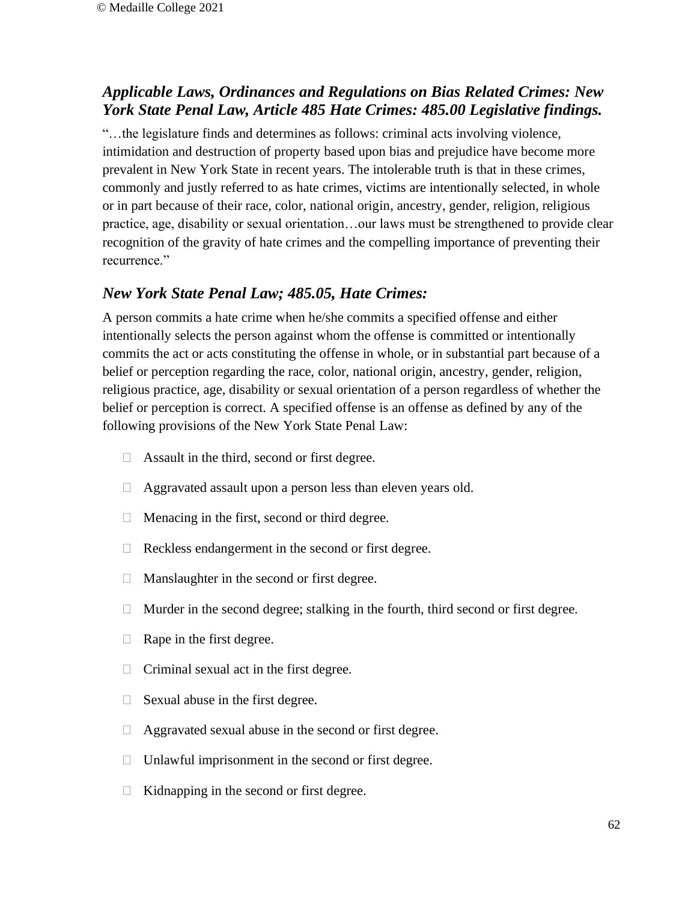### *Applicable Laws, Ordinances and Regulations on Bias Related Crimes: New York State Penal Law, Article 485 Hate Crimes: 485.00 Legislative findings.*

"…the legislature finds and determines as follows: criminal acts involving violence, intimidation and destruction of property based upon bias and prejudice have become more prevalent in New York State in recent years. The intolerable truth is that in these crimes, commonly and justly referred to as hate crimes, victims are intentionally selected, in whole or in part because of their race, color, national origin, ancestry, gender, religion, religious practice, age, disability or sexual orientation…our laws must be strengthened to provide clear recognition of the gravity of hate crimes and the compelling importance of preventing their recurrence."

### *New York State Penal Law; 485.05, Hate Crimes:*

A person commits a hate crime when he/she commits a specified offense and either intentionally selects the person against whom the offense is committed or intentionally commits the act or acts constituting the offense in whole, or in substantial part because of a belief or perception regarding the race, color, national origin, ancestry, gender, religion, religious practice, age, disability or sexual orientation of a person regardless of whether the belief or perception is correct. A specified offense is an offense as defined by any of the following provisions of the New York State Penal Law:

- Assault in the third, second or first degree.
- Aggravated assault upon a person less than eleven years old.
- Menacing in the first, second or third degree.
- Reckless endangerment in the second or first degree.
- Manslaughter in the second or first degree.
- Murder in the second degree; stalking in the fourth, third second or first degree.
- Rape in the first degree.
- Criminal sexual act in the first degree.
- Sexual abuse in the first degree.
- Aggravated sexual abuse in the second or first degree.
- Unlawful imprisonment in the second or first degree.
- Kidnapping in the second or first degree.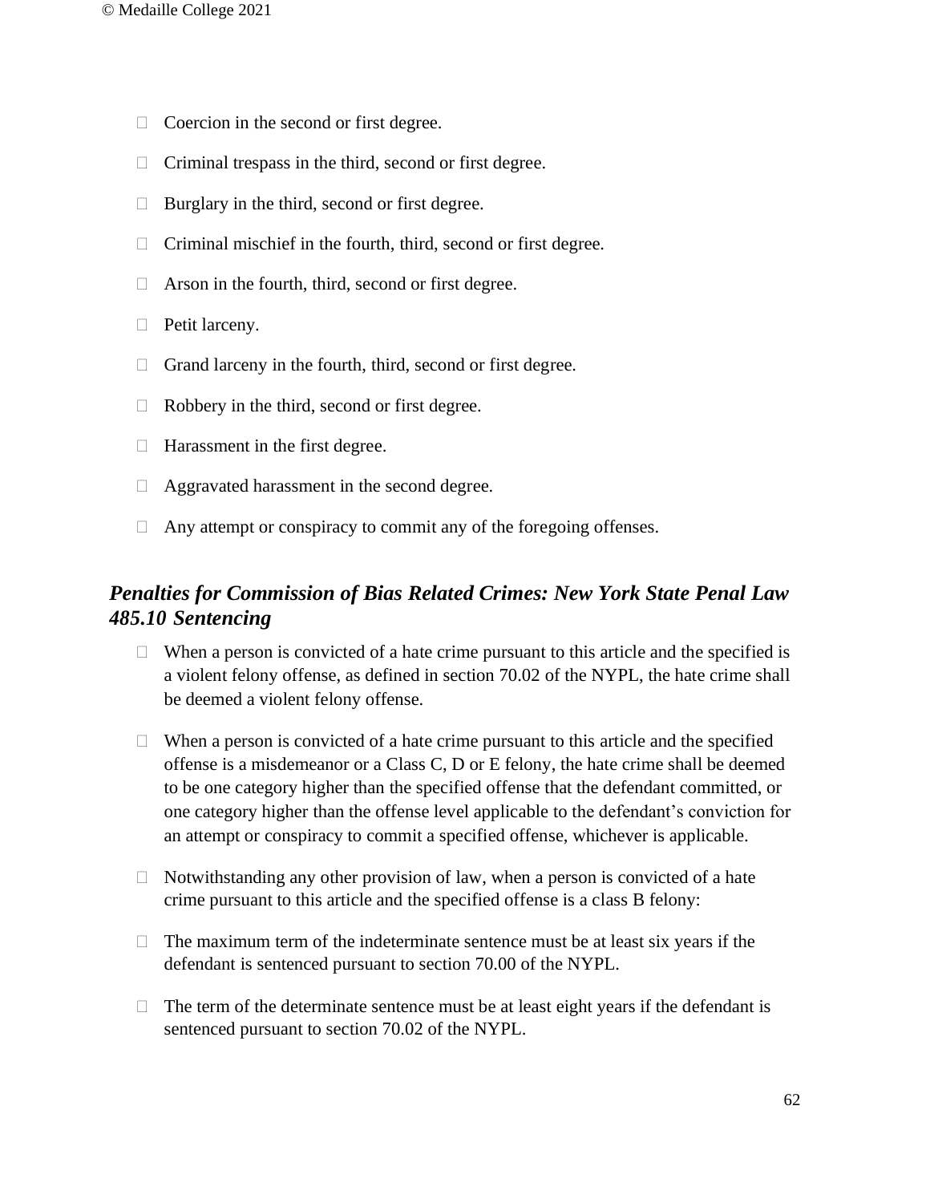- Coercion in the second or first degree.
- Criminal trespass in the third, second or first degree.
- Burglary in the third, second or first degree.
- Criminal mischief in the fourth, third, second or first degree.
- Arson in the fourth, third, second or first degree.
- Petit larceny.
- Grand larceny in the fourth, third, second or first degree.
- Robbery in the third, second or first degree.
- Harassment in the first degree.
- Aggravated harassment in the second degree.
- Any attempt or conspiracy to commit any of the foregoing offenses.

### *Penalties for Commission of Bias Related Crimes: New York State Penal Law 485.10 Sentencing*

- When a person is convicted of a hate crime pursuant to this article and the specified is a violent felony offense, as defined in section 70.02 of the NYPL, the hate crime shall be deemed a violent felony offense.
- When a person is convicted of a hate crime pursuant to this article and the specified offense is a misdemeanor or a Class C, D or E felony, the hate crime shall be deemed to be one category higher than the specified offense that the defendant committed, or one category higher than the offense level applicable to the defendant's conviction for an attempt or conspiracy to commit a specified offense, whichever is applicable.
- Notwithstanding any other provision of law, when a person is convicted of a hate crime pursuant to this article and the specified offense is a class B felony:
- The maximum term of the indeterminate sentence must be at least six years if the defendant is sentenced pursuant to section 70.00 of the NYPL.
- The term of the determinate sentence must be at least eight years if the defendant is sentenced pursuant to section 70.02 of the NYPL.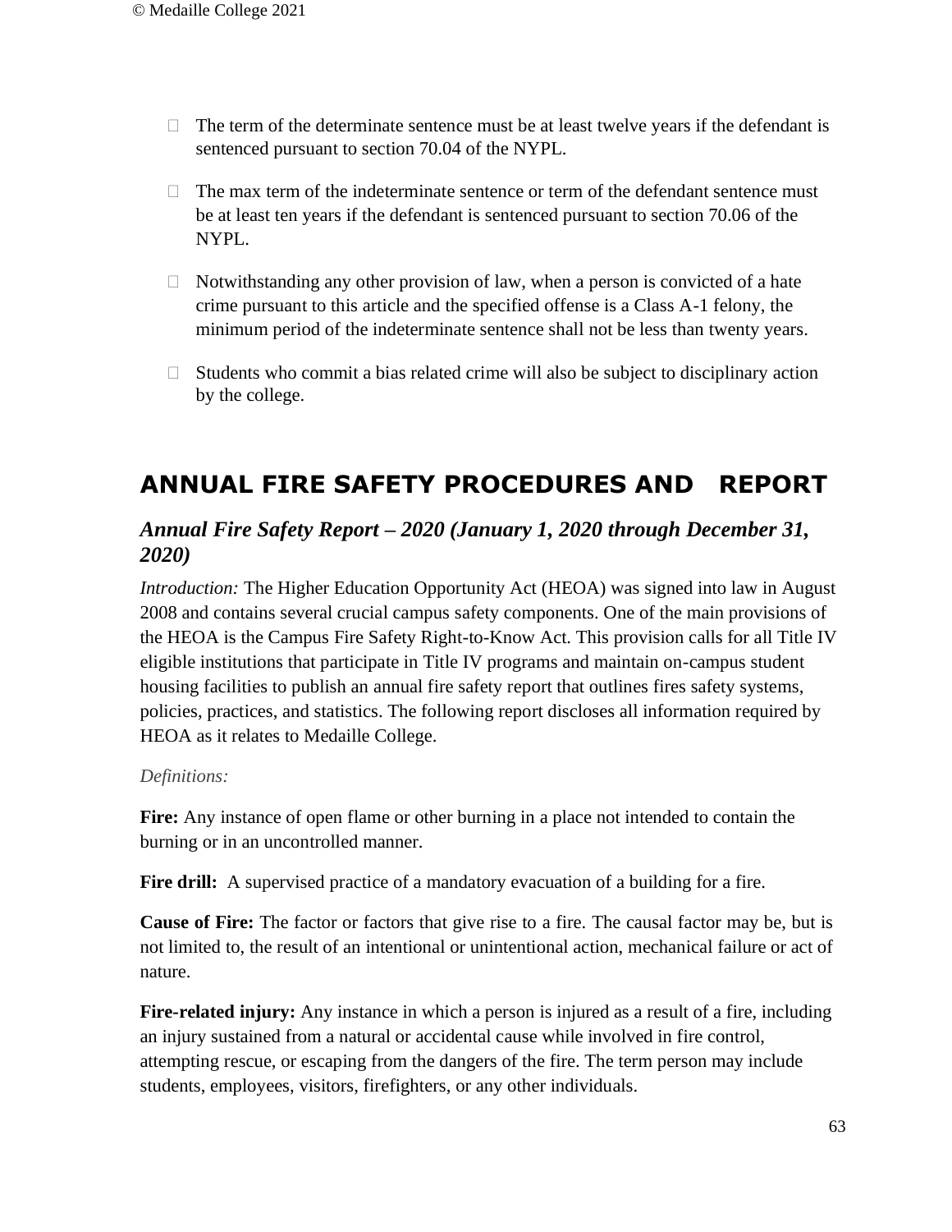- The term of the determinate sentence must be at least twelve years if the defendant is sentenced pursuant to section 70.04 of the NYPL.
- The max term of the indeterminate sentence or term of the defendant sentence must be at least ten years if the defendant is sentenced pursuant to section 70.06 of the NYPL.
- Notwithstanding any other provision of law, when a person is convicted of a hate crime pursuant to this article and the specified offense is a Class A-1 felony, the minimum period of the indeterminate sentence shall not be less than twenty years.
- Students who commit a bias related crime will also be subject to disciplinary action by the college.

## ANNUAL FIRE SAFETY PROCEDURES AND REPORT

### *Annual Fire Safety Report – 2020 (January 1, 2020 through December 31, 2020)*

*Introduction:* The Higher Education Opportunity Act (HEOA) was signed into law in August 2008 and contains several crucial campus safety components. One of the main provisions of the HEOA is the Campus Fire Safety Right-to-Know Act. This provision calls for all Title IV eligible institutions that participate in Title IV programs and maintain on-campus student housing facilities to publish an annual fire safety report that outlines fires safety systems, policies, practices, and statistics. The following report discloses all information required by HEOA as it relates to Medaille College.

*Definitions:*

**Fire:** Any instance of open flame or other burning in a place not intended to contain the burning or in an uncontrolled manner.

**Fire drill:** A supervised practice of a mandatory evacuation of a building for a fire.

**Cause of Fire:** The factor or factors that give rise to a fire. The causal factor may be, but is not limited to, the result of an intentional or unintentional action, mechanical failure or act of nature.

**Fire-related injury:** Any instance in which a person is injured as a result of a fire, including an injury sustained from a natural or accidental cause while involved in fire control, attempting rescue, or escaping from the dangers of the fire. The term person may include students, employees, visitors, firefighters, or any other individuals.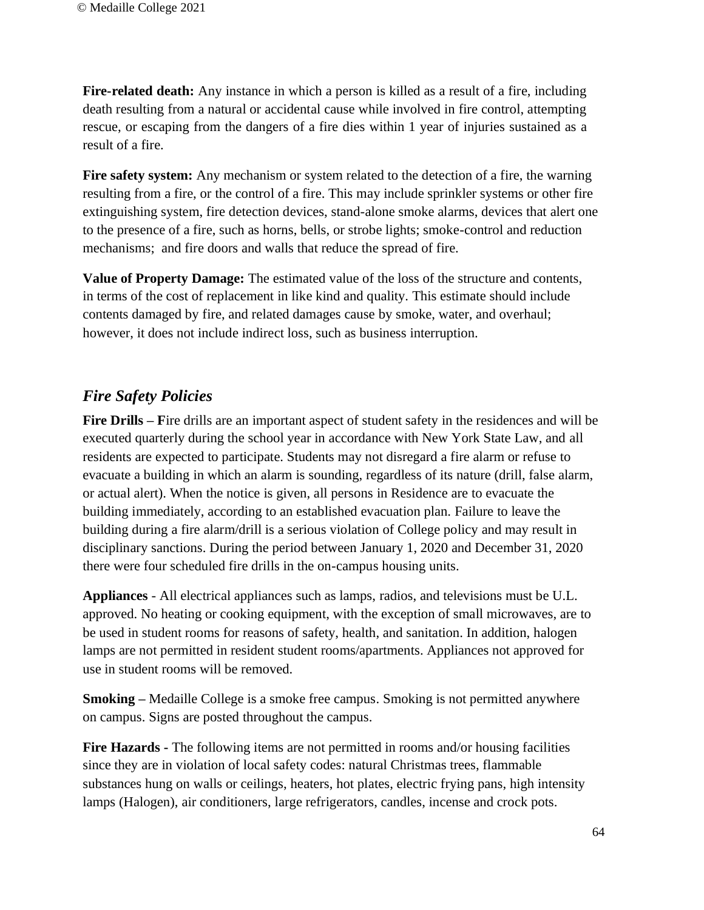**Fire-related death:** Any instance in which a person is killed as a result of a fire, including death resulting from a natural or accidental cause while involved in fire control, attempting rescue, or escaping from the dangers of a fire dies within 1 year of injuries sustained as a result of a fire.

**Fire safety system:** Any mechanism or system related to the detection of a fire, the warning resulting from a fire, or the control of a fire. This may include sprinkler systems or other fire extinguishing system, fire detection devices, stand-alone smoke alarms, devices that alert one to the presence of a fire, such as horns, bells, or strobe lights; smoke-control and reduction mechanisms; and fire doors and walls that reduce the spread of fire.

**Value of Property Damage:** The estimated value of the loss of the structure and contents, in terms of the cost of replacement in like kind and quality. This estimate should include contents damaged by fire, and related damages cause by smoke, water, and overhaul; however, it does not include indirect loss, such as business interruption.

## *Fire Safety Policies*

**Fire Drills – F**ire drills are an important aspect of student safety in the residences and will be executed quarterly during the school year in accordance with New York State Law, and all residents are expected to participate. Students may not disregard a fire alarm or refuse to evacuate a building in which an alarm is sounding, regardless of its nature (drill, false alarm, or actual alert). When the notice is given, all persons in Residence are to evacuate the building immediately, according to an established evacuation plan. Failure to leave the building during a fire alarm/drill is a serious violation of College policy and may result in disciplinary sanctions. During the period between January 1, 2020 and December 31, 2020 there were four scheduled fire drills in the on-campus housing units.

**Appliances** - All electrical appliances such as lamps, radios, and televisions must be U.L. approved. No heating or cooking equipment, with the exception of small microwaves, are to be used in student rooms for reasons of safety, health, and sanitation. In addition, halogen lamps are not permitted in resident student rooms/apartments. Appliances not approved for use in student rooms will be removed.

**Smoking –** Medaille College is a smoke free campus. Smoking is not permitted anywhere on campus. Signs are posted throughout the campus.

**Fire Hazards -** The following items are not permitted in rooms and/or housing facilities since they are in violation of local safety codes: natural Christmas trees, flammable substances hung on walls or ceilings, heaters, hot plates, electric frying pans, high intensity lamps (Halogen), air conditioners, large refrigerators, candles, incense and crock pots.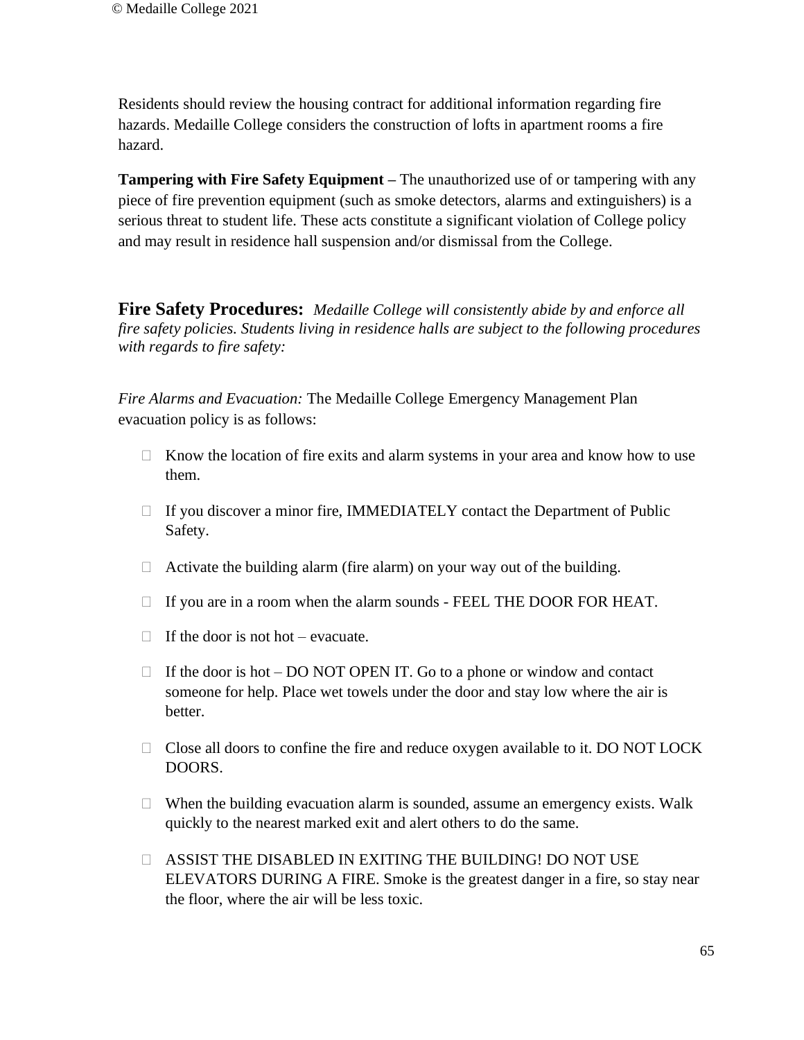Residents should review the housing contract for additional information regarding fire hazards. Medaille College considers the construction of lofts in apartment rooms a fire hazard.

**Tampering with Fire Safety Equipment –** The unauthorized use of or tampering with any piece of fire prevention equipment (such as smoke detectors, alarms and extinguishers) is a serious threat to student life. These acts constitute a significant violation of College policy and may result in residence hall suspension and/or dismissal from the College.

**Fire Safety Procedures:** *Medaille College will consistently abide by and enforce all fire safety policies. Students living in residence halls are subject to the following procedures with regards to fire safety:*

*Fire Alarms and Evacuation:* The Medaille College Emergency Management Plan evacuation policy is as follows:

- Know the location of fire exits and alarm systems in your area and know how to use them.
- If you discover a minor fire, IMMEDIATELY contact the Department of Public Safety.
- Activate the building alarm (fire alarm) on your way out of the building.
- If you are in a room when the alarm sounds - FEEL THE DOOR FOR HEAT.
- If the door is not hot – evacuate.
- If the door is hot – DO NOT OPEN IT. Go to a phone or window and contact someone for help. Place wet towels under the door and stay low where the air is better.
- Close all doors to confine the fire and reduce oxygen available to it. DO NOT LOCK DOORS.
- When the building evacuation alarm is sounded, assume an emergency exists. Walk quickly to the nearest marked exit and alert others to do the same.
- ASSIST THE DISABLED IN EXITING THE BUILDING! DO NOT USE ELEVATORS DURING A FIRE. Smoke is the greatest danger in a fire, so stay near the floor, where the air will be less toxic.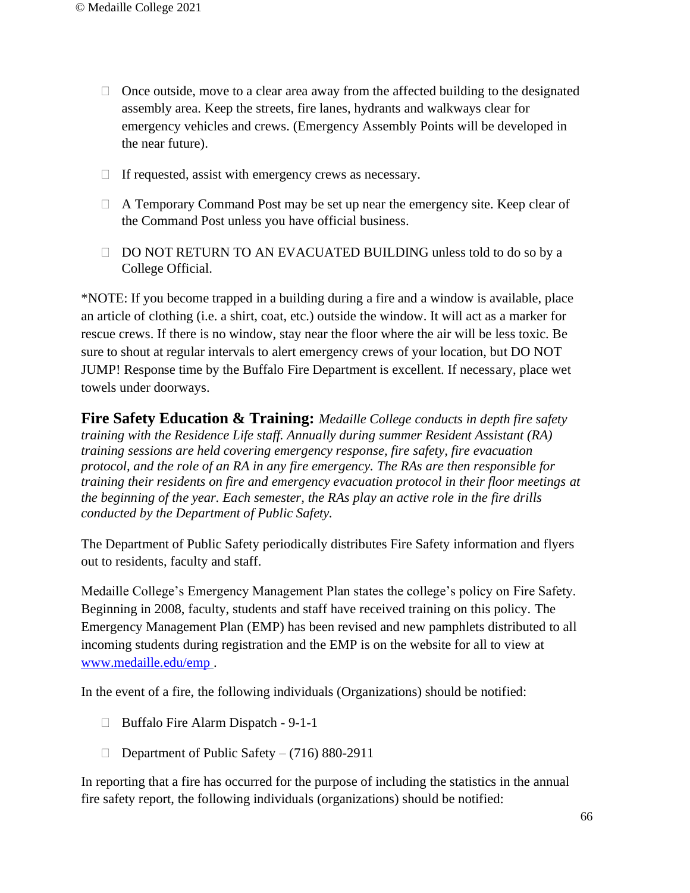- Once outside, move to a clear area away from the affected building to the designated assembly area. Keep the streets, fire lanes, hydrants and walkways clear for emergency vehicles and crews. (Emergency Assembly Points will be developed in the near future).

- If requested, assist with emergency crews as necessary.

- A Temporary Command Post may be set up near the emergency site. Keep clear of the Command Post unless you have official business.

- DO NOT RETURN TO AN EVACUATED BUILDING unless told to do so by a College Official.

*NOTE: If you become trapped in a building during a fire and a window is available, place an article of clothing (i.e. a shirt, coat, etc.) outside the window. It will act as a marker for rescue crews. If there is no window, stay near the floor where the air will be less toxic. Be sure to shout at regular intervals to alert emergency crews of your location, but DO NOT JUMP! Response time by the Buffalo Fire Department is excellent. If necessary, place wet towels under doorways.

**Fire Safety Education & Training:** *Medaille College conducts in depth fire safety training with the Residence Life staff. Annually during summer Resident Assistant (RA) training sessions are held covering emergency response, fire safety, fire evacuation protocol, and the role of an RA in any fire emergency. The RAs are then responsible for training their residents on fire and emergency evacuation protocol in their floor meetings at the beginning of the year. Each semester, the RAs play an active role in the fire drills conducted by the Department of Public Safety.*

The Department of Public Safety periodically distributes Fire Safety information and flyers out to residents, faculty and staff.

Medaille College's Emergency Management Plan states the college's policy on Fire Safety. Beginning in 2008, faculty, students and staff have received training on this policy. The Emergency Management Plan (EMP) has been revised and new pamphlets distributed to all incoming students during registration and the EMP is on the website for all to view at [www.medaille.edu/emp](www.medaille.edu/emp) .

In the event of a fire, the following individuals (Organizations) should be notified:

- Buffalo Fire Alarm Dispatch - 9-1-1

- Department of Public Safety – (716) 880-2911

In reporting that a fire has occurred for the purpose of including the statistics in the annual fire safety report, the following individuals (organizations) should be notified: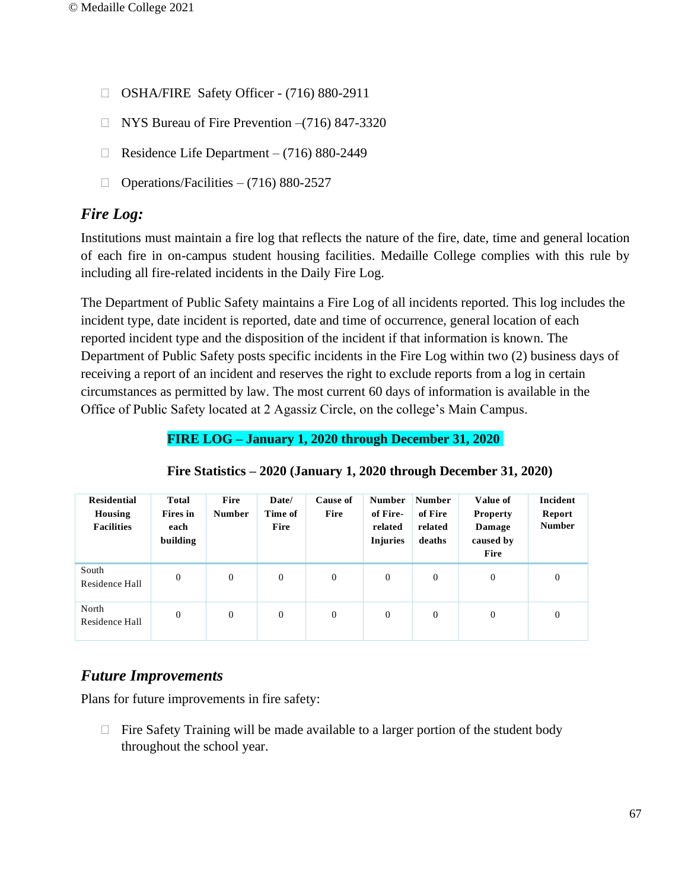- OSHA/FIRE Safety Officer - (716) 880-2911
- NYS Bureau of Fire Prevention –(716) 847-3320
- Residence Life Department – (716) 880-2449
- Operations/Facilities – (716) 880-2527

## *Fire Log:*

Institutions must maintain a fire log that reflects the nature of the fire, date, time and general location of each fire in on-campus student housing facilities. Medaille College complies with this rule by including all fire-related incidents in the Daily Fire Log.

The Department of Public Safety maintains a Fire Log of all incidents reported. This log includes the incident type, date incident is reported, date and time of occurrence, general location of each reported incident type and the disposition of the incident if that information is known. The Department of Public Safety posts specific incidents in the Fire Log within two (2) business days of receiving a report of an incident and reserves the right to exclude reports from a log in certain circumstances as permitted by law. The most current 60 days of information is available in the Office of Public Safety located at 2 Agassiz Circle, on the college's Main Campus.

**FIRE LOG – January 1, 2020 through December 31, 2020**

**Fire Statistics – 2020 (January 1, 2020 through December 31, 2020)**

| Residential Housing Facilities | Total Fires in each building | Fire Number | Date/ Time of Fire | Cause of Fire | Number of Fire-related Injuries | Number of Fire related deaths | Value of Property Damage caused by Fire | Incident Report Number |
|---|---|---|---|---|---|---|---|---|
| South Residence Hall | 0 | 0 | 0 | 0 | 0 | 0 | 0 | 0 |
| North Residence Hall | 0 | 0 | 0 | 0 | 0 | 0 | 0 | 0 |

## *Future Improvements*

Plans for future improvements in fire safety:

- Fire Safety Training will be made available to a larger portion of the student body throughout the school year.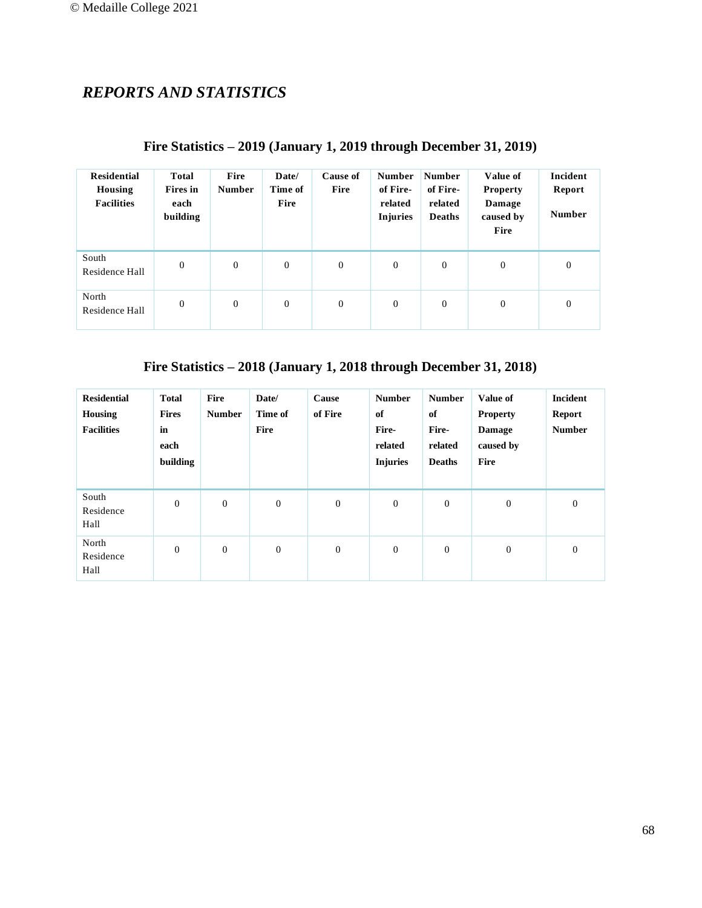## *REPORTS AND STATISTICS*

### Fire Statistics – 2019 (January 1, 2019 through December 31, 2019)

| Residential Housing Facilities | Total Fires in each building | Fire Number | Date/ Time of Fire | Cause of Fire | Number of Fire-related Injuries | Number of Fire-related Deaths | Value of Property Damage caused by Fire | Incident Report Number |
|---|---|---|---|---|---|---|---|---|
| South Residence Hall | 0 | 0 | 0 | 0 | 0 | 0 | 0 | 0 |
| North Residence Hall | 0 | 0 | 0 | 0 | 0 | 0 | 0 | 0 |

### Fire Statistics – 2018 (January 1, 2018 through December 31, 2018)

| Residential Housing Facilities | Total Fires in each building | Fire Number | Date/ Time of Fire | Cause of Fire | Number of Fire-related Injuries | Number of Fire-related Deaths | Value of Property Damage caused by Fire | Incident Report Number |
|---|---|---|---|---|---|---|---|---|
| South Residence Hall | 0 | 0 | 0 | 0 | 0 | 0 | 0 | 0 |
| North Residence Hall | 0 | 0 | 0 | 0 | 0 | 0 | 0 | 0 |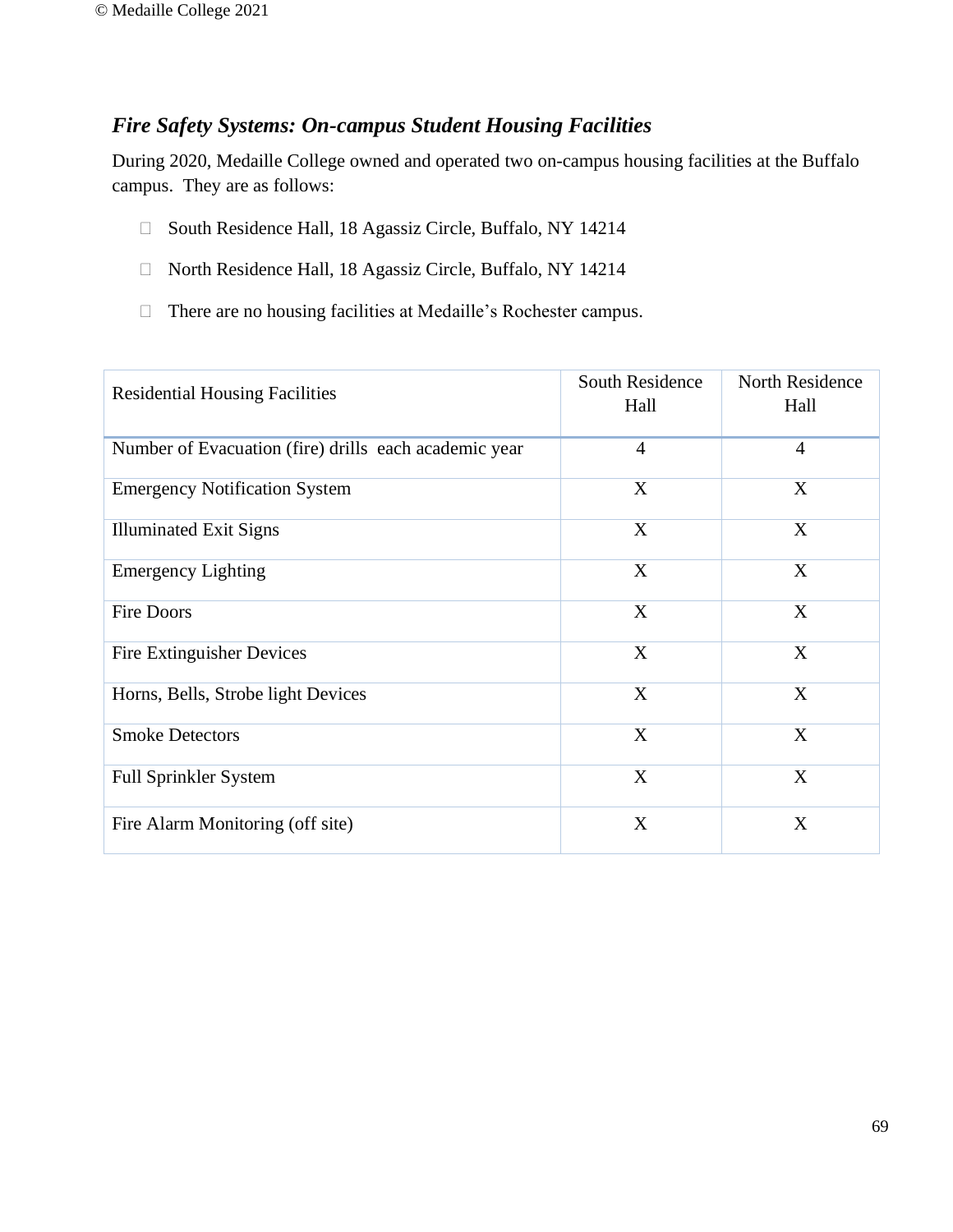### *Fire Safety Systems: On-campus Student Housing Facilities*

During 2020, Medaille College owned and operated two on-campus housing facilities at the Buffalo campus. They are as follows:

- South Residence Hall, 18 Agassiz Circle, Buffalo, NY 14214
- North Residence Hall, 18 Agassiz Circle, Buffalo, NY 14214
- There are no housing facilities at Medaille's Rochester campus.

| Residential Housing Facilities | South Residence Hall | North Residence Hall |
|---|---|---|
| Number of Evacuation (fire) drills each academic year | 4 | 4 |
| Emergency Notification System | X | X |
| Illuminated Exit Signs | X | X |
| Emergency Lighting | X | X |
| Fire Doors | X | X |
| Fire Extinguisher Devices | X | X |
| Horns, Bells, Strobe light Devices | X | X |
| Smoke Detectors | X | X |
| Full Sprinkler System | X | X |
| Fire Alarm Monitoring (off site) | X | X |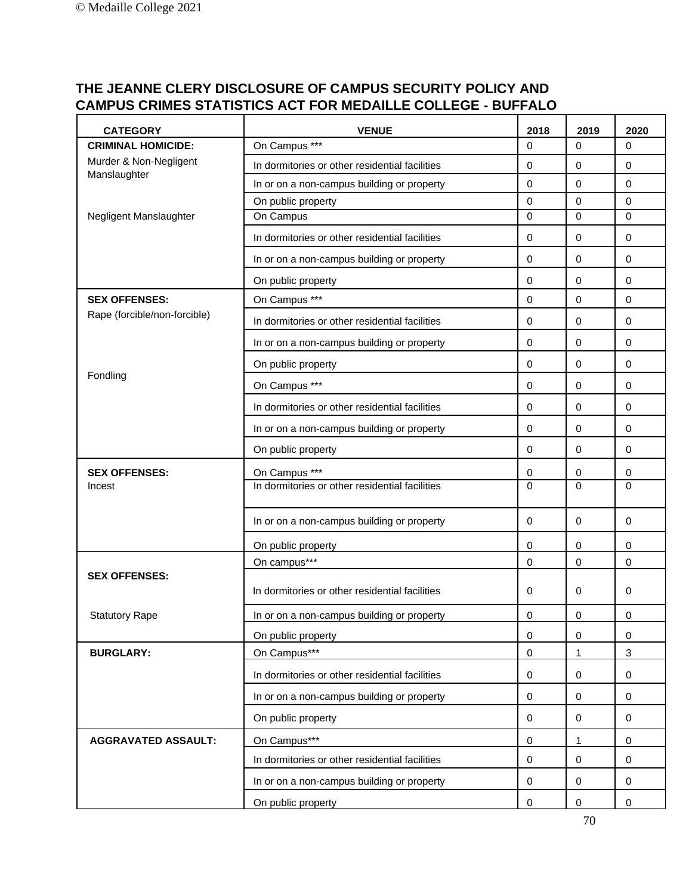## THE JEANNE CLERY DISCLOSURE OF CAMPUS SECURITY POLICY AND CAMPUS CRIMES STATISTICS ACT FOR MEDAILLE COLLEGE - BUFFALO

| CATEGORY | VENUE | 2018 | 2019 | 2020 |
|---|---|---|---|---|
| **CRIMINAL HOMICIDE:** | On Campus *** | 0 | 0 | 0 |
| Murder & Non-Negligent Manslaughter | In dormitories or other residential facilities | 0 | 0 | 0 |
| | In or on a non-campus building or property | 0 | 0 | 0 |
| | On public property | 0 | 0 | 0 |
| Negligent Manslaughter | On Campus | 0 | 0 | 0 |
| | In dormitories or other residential facilities | 0 | 0 | 0 |
| | In or on a non-campus building or property | 0 | 0 | 0 |
| | On public property | 0 | 0 | 0 |
| **SEX OFFENSES:** | On Campus *** | 0 | 0 | 0 |
| Rape (forcible/non-forcible) | In dormitories or other residential facilities | 0 | 0 | 0 |
| | In or on a non-campus building or property | 0 | 0 | 0 |
| | On public property | 0 | 0 | 0 |
| Fondling | On Campus *** | 0 | 0 | 0 |
| | In dormitories or other residential facilities | 0 | 0 | 0 |
| | In or on a non-campus building or property | 0 | 0 | 0 |
| | On public property | 0 | 0 | 0 |
| **SEX OFFENSES:** | On Campus *** | 0 | 0 | 0 |
| Incest | In dormitories or other residential facilities | 0 | 0 | 0 |
| | In or on a non-campus building or property | 0 | 0 | 0 |
| | On public property | 0 | 0 | 0 |
| | On campus*** | 0 | 0 | 0 |
| **SEX OFFENSES:** | In dormitories or other residential facilities | 0 | 0 | 0 |
| Statutory Rape | In or on a non-campus building or property | 0 | 0 | 0 |
| | On public property | 0 | 0 | 0 |
| **BURGLARY:** | On Campus*** | 0 | 1 | 3 |
| | In dormitories or other residential facilities | 0 | 0 | 0 |
| | In or on a non-campus building or property | 0 | 0 | 0 |
| | On public property | 0 | 0 | 0 |
| **AGGRAVATED ASSAULT:** | On Campus*** | 0 | 1 | 0 |
| | In dormitories or other residential facilities | 0 | 0 | 0 |
| | In or on a non-campus building or property | 0 | 0 | 0 |
| | On public property | 0 | 0 | 0 |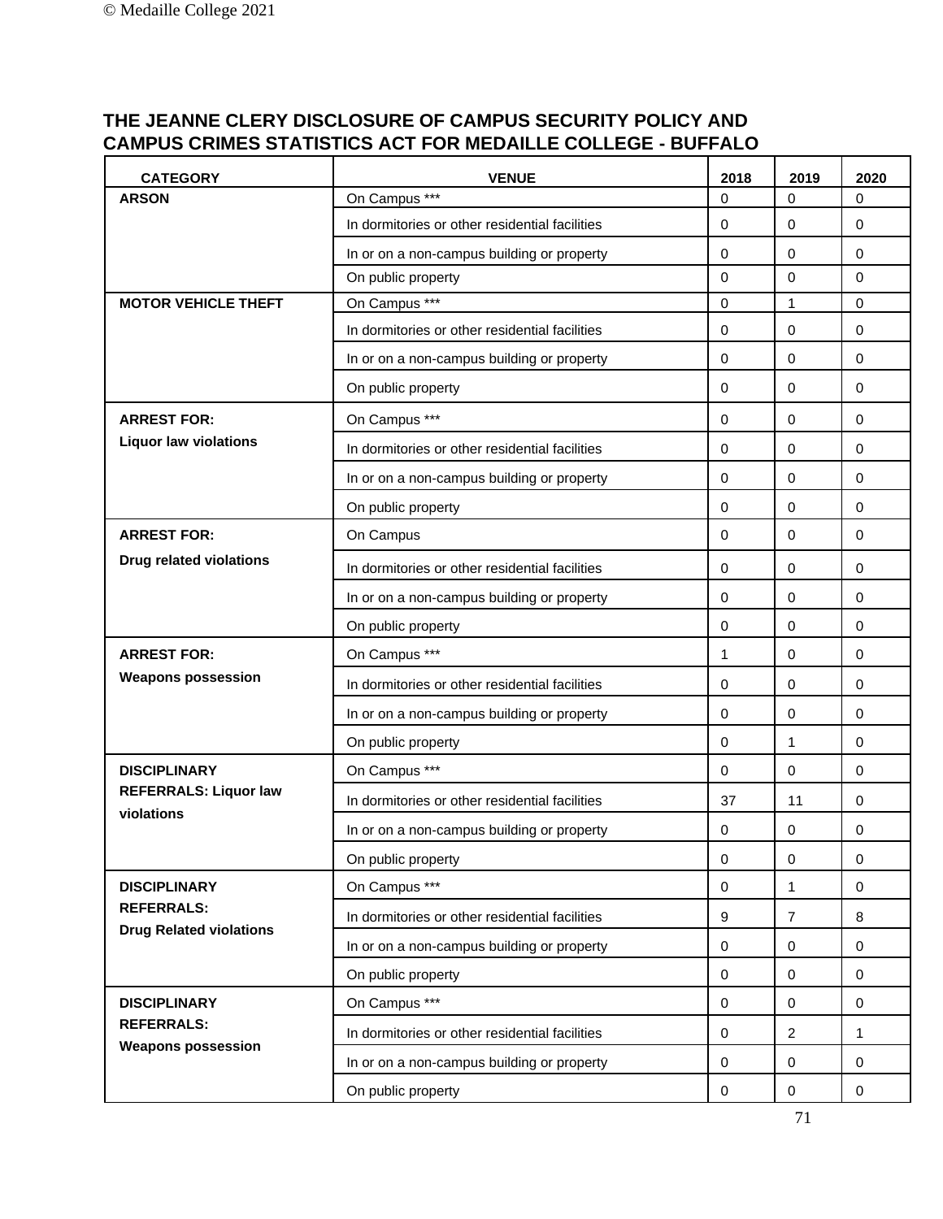## THE JEANNE CLERY DISCLOSURE OF CAMPUS SECURITY POLICY AND CAMPUS CRIMES STATISTICS ACT FOR MEDAILLE COLLEGE - BUFFALO

| CATEGORY | VENUE | 2018 | 2019 | 2020 |
|---|---|---|---|---|
| **ARSON** | On Campus *** | 0 | 0 | 0 |
| | In dormitories or other residential facilities | 0 | 0 | 0 |
| | In or on a non-campus building or property | 0 | 0 | 0 |
| | On public property | 0 | 0 | 0 |
| **MOTOR VEHICLE THEFT** | On Campus *** | 0 | 1 | 0 |
| | In dormitories or other residential facilities | 0 | 0 | 0 |
| | In or on a non-campus building or property | 0 | 0 | 0 |
| | On public property | 0 | 0 | 0 |
| **ARREST FOR: Liquor law violations** | On Campus *** | 0 | 0 | 0 |
| | In dormitories or other residential facilities | 0 | 0 | 0 |
| | In or on a non-campus building or property | 0 | 0 | 0 |
| | On public property | 0 | 0 | 0 |
| **ARREST FOR: Drug related violations** | On Campus | 0 | 0 | 0 |
| | In dormitories or other residential facilities | 0 | 0 | 0 |
| | In or on a non-campus building or property | 0 | 0 | 0 |
| | On public property | 0 | 0 | 0 |
| **ARREST FOR: Weapons possession** | On Campus *** | 1 | 0 | 0 |
| | In dormitories or other residential facilities | 0 | 0 | 0 |
| | In or on a non-campus building or property | 0 | 0 | 0 |
| | On public property | 0 | 1 | 0 |
| **DISCIPLINARY REFERRALS: Liquor law violations** | On Campus *** | 0 | 0 | 0 |
| | In dormitories or other residential facilities | 37 | 11 | 0 |
| | In or on a non-campus building or property | 0 | 0 | 0 |
| | On public property | 0 | 0 | 0 |
| **DISCIPLINARY REFERRALS: Drug Related violations** | On Campus *** | 0 | 1 | 0 |
| | In dormitories or other residential facilities | 9 | 7 | 8 |
| | In or on a non-campus building or property | 0 | 0 | 0 |
| | On public property | 0 | 0 | 0 |
| **DISCIPLINARY REFERRALS: Weapons possession** | On Campus *** | 0 | 0 | 0 |
| | In dormitories or other residential facilities | 0 | 2 | 1 |
| | In or on a non-campus building or property | 0 | 0 | 0 |
| | On public property | 0 | 0 | 0 |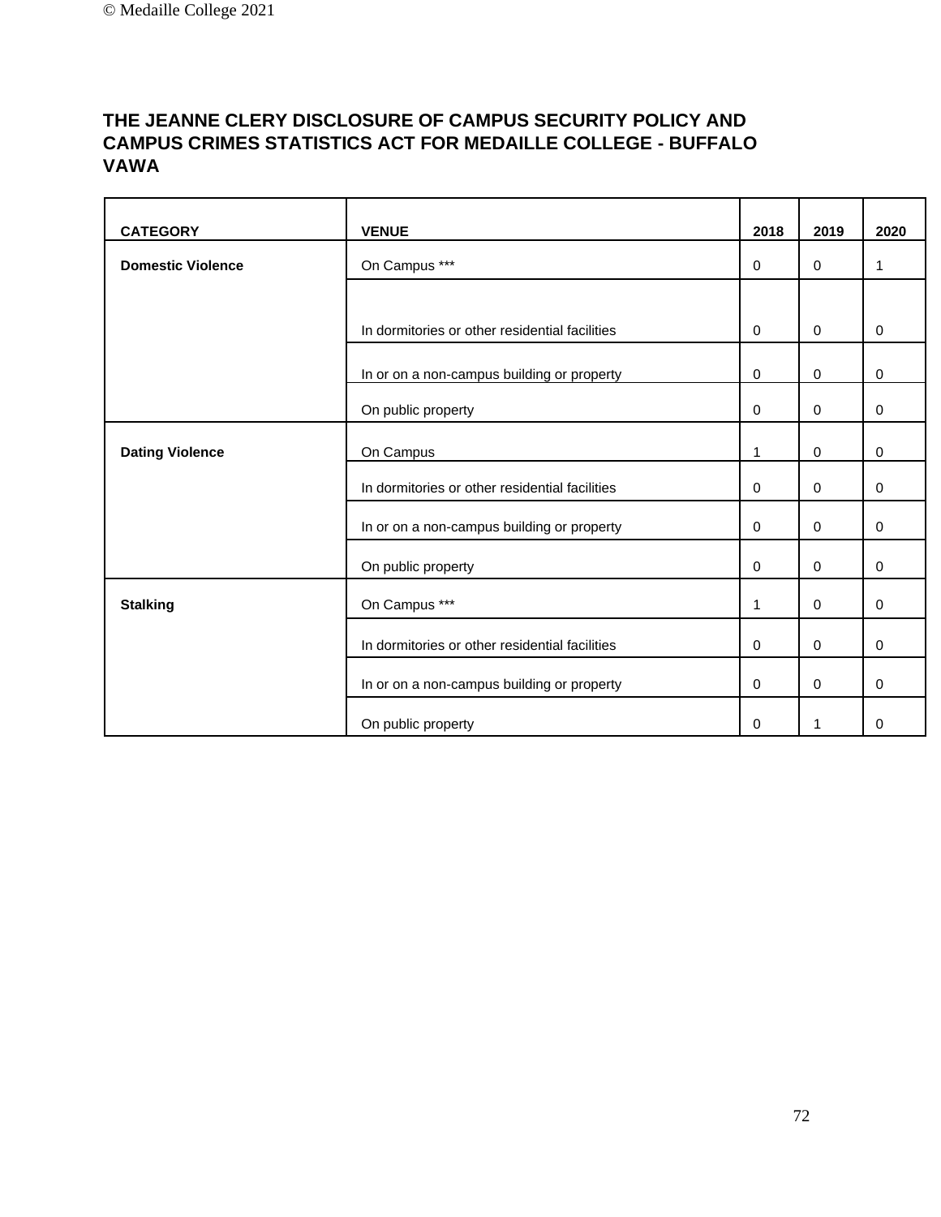## THE JEANNE CLERY DISCLOSURE OF CAMPUS SECURITY POLICY AND CAMPUS CRIMES STATISTICS ACT FOR MEDAILLE COLLEGE - BUFFALO VAWA

| CATEGORY | VENUE | 2018 | 2019 | 2020 |
|---|---|---|---|---|
| **Domestic Violence** | On Campus *** | 0 | 0 | 1 |
| | In dormitories or other residential facilities | 0 | 0 | 0 |
| | In or on a non-campus building or property | 0 | 0 | 0 |
| | On public property | 0 | 0 | 0 |
| **Dating Violence** | On Campus | 1 | 0 | 0 |
| | In dormitories or other residential facilities | 0 | 0 | 0 |
| | In or on a non-campus building or property | 0 | 0 | 0 |
| | On public property | 0 | 0 | 0 |
| **Stalking** | On Campus *** | 1 | 0 | 0 |
| | In dormitories or other residential facilities | 0 | 0 | 0 |
| | In or on a non-campus building or property | 0 | 0 | 0 |
| | On public property | 0 | 1 | 0 |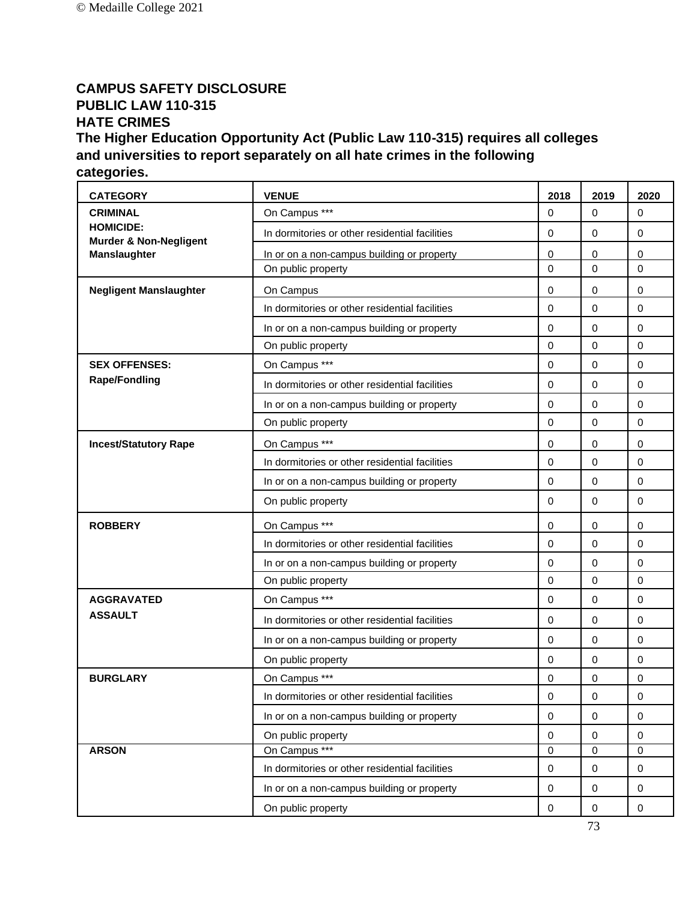## CAMPUS SAFETY DISCLOSURE
## PUBLIC LAW 110-315
## HATE CRIMES

**The Higher Education Opportunity Act (Public Law 110-315) requires all colleges and universities to report separately on all hate crimes in the following categories.**

| CATEGORY | VENUE | 2018 | 2019 | 2020 |
|---|---|---|---|---|
| **CRIMINAL HOMICIDE: Murder & Non-Negligent Manslaughter** | On Campus *** | 0 | 0 | 0 |
| | In dormitories or other residential facilities | 0 | 0 | 0 |
| | In or on a non-campus building or property | 0 | 0 | 0 |
| | On public property | 0 | 0 | 0 |
| **Negligent Manslaughter** | On Campus | 0 | 0 | 0 |
| | In dormitories or other residential facilities | 0 | 0 | 0 |
| | In or on a non-campus building or property | 0 | 0 | 0 |
| | On public property | 0 | 0 | 0 |
| **SEX OFFENSES: Rape/Fondling** | On Campus *** | 0 | 0 | 0 |
| | In dormitories or other residential facilities | 0 | 0 | 0 |
| | In or on a non-campus building or property | 0 | 0 | 0 |
| | On public property | 0 | 0 | 0 |
| **Incest/Statutory Rape** | On Campus *** | 0 | 0 | 0 |
| | In dormitories or other residential facilities | 0 | 0 | 0 |
| | In or on a non-campus building or property | 0 | 0 | 0 |
| | On public property | 0 | 0 | 0 |
| **ROBBERY** | On Campus *** | 0 | 0 | 0 |
| | In dormitories or other residential facilities | 0 | 0 | 0 |
| | In or on a non-campus building or property | 0 | 0 | 0 |
| | On public property | 0 | 0 | 0 |
| **AGGRAVATED ASSAULT** | On Campus *** | 0 | 0 | 0 |
| | In dormitories or other residential facilities | 0 | 0 | 0 |
| | In or on a non-campus building or property | 0 | 0 | 0 |
| | On public property | 0 | 0 | 0 |
| **BURGLARY** | On Campus *** | 0 | 0 | 0 |
| | In dormitories or other residential facilities | 0 | 0 | 0 |
| | In or on a non-campus building or property | 0 | 0 | 0 |
| | On public property | 0 | 0 | 0 |
| **ARSON** | On Campus *** | 0 | 0 | 0 |
| | In dormitories or other residential facilities | 0 | 0 | 0 |
| | In or on a non-campus building or property | 0 | 0 | 0 |
| | On public property | 0 | 0 | 0 |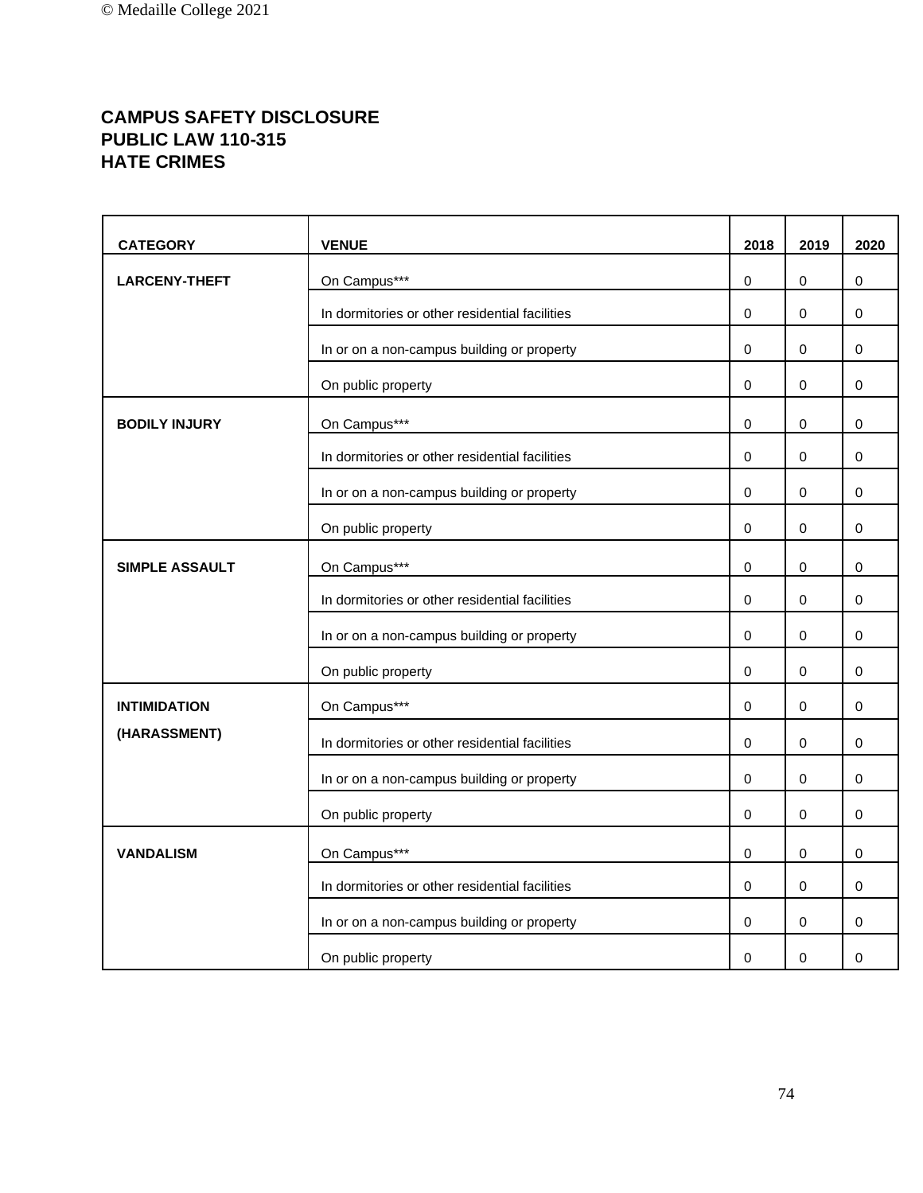**CAMPUS SAFETY DISCLOSURE**
**PUBLIC LAW 110-315**
**HATE CRIMES**

| CATEGORY | VENUE | 2018 | 2019 | 2020 |
|---|---|---|---|---|
| **LARCENY-THEFT** | On Campus*** | 0 | 0 | 0 |
| | In dormitories or other residential facilities | 0 | 0 | 0 |
| | In or on a non-campus building or property | 0 | 0 | 0 |
| | On public property | 0 | 0 | 0 |
| **BODILY INJURY** | On Campus*** | 0 | 0 | 0 |
| | In dormitories or other residential facilities | 0 | 0 | 0 |
| | In or on a non-campus building or property | 0 | 0 | 0 |
| | On public property | 0 | 0 | 0 |
| **SIMPLE ASSAULT** | On Campus*** | 0 | 0 | 0 |
| | In dormitories or other residential facilities | 0 | 0 | 0 |
| | In or on a non-campus building or property | 0 | 0 | 0 |
| | On public property | 0 | 0 | 0 |
| **INTIMIDATION (HARASSMENT)** | On Campus*** | 0 | 0 | 0 |
| | In dormitories or other residential facilities | 0 | 0 | 0 |
| | In or on a non-campus building or property | 0 | 0 | 0 |
| | On public property | 0 | 0 | 0 |
| **VANDALISM** | On Campus*** | 0 | 0 | 0 |
| | In dormitories or other residential facilities | 0 | 0 | 0 |
| | In or on a non-campus building or property | 0 | 0 | 0 |
| | On public property | 0 | 0 | 0 |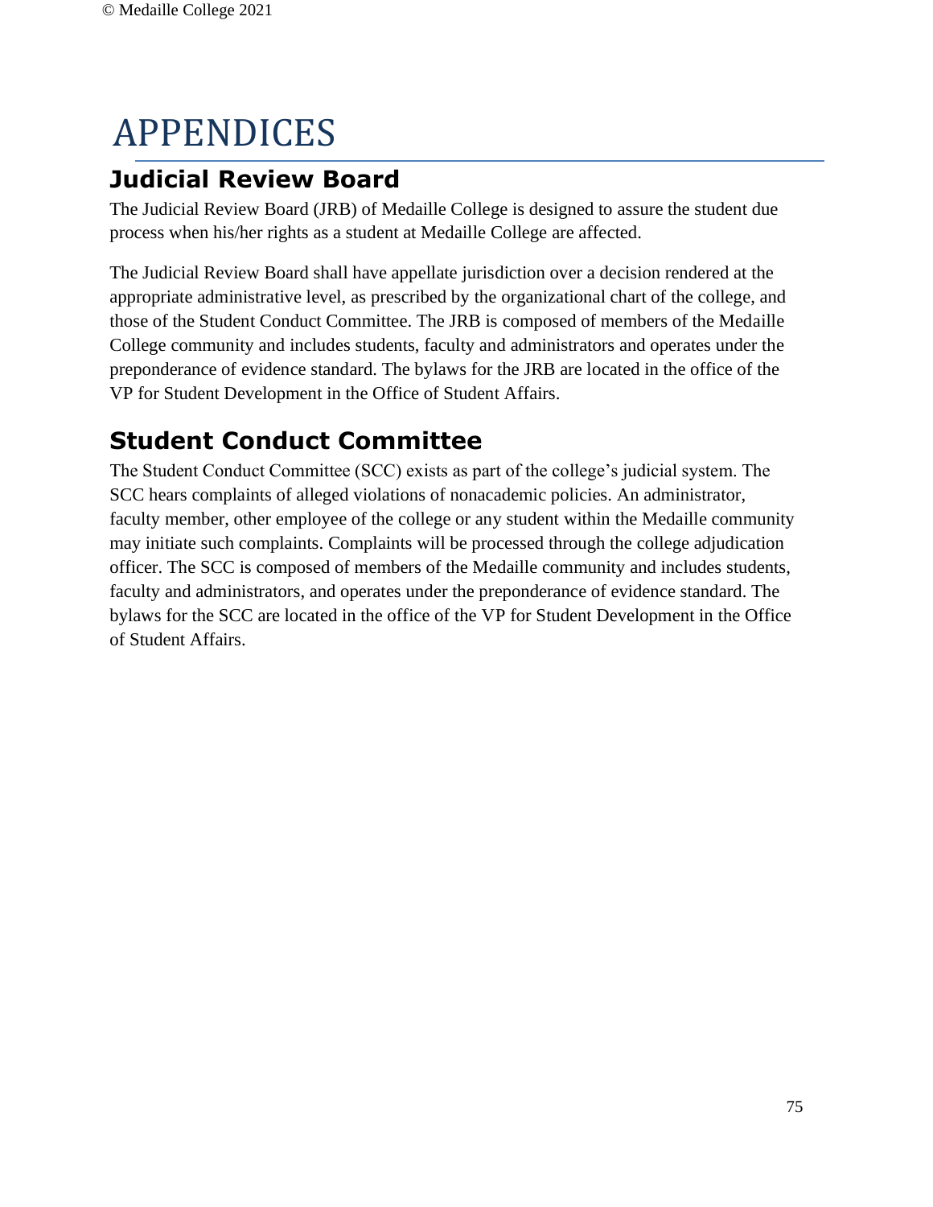# APPENDICES

## Judicial Review Board

The Judicial Review Board (JRB) of Medaille College is designed to assure the student due process when his/her rights as a student at Medaille College are affected.

The Judicial Review Board shall have appellate jurisdiction over a decision rendered at the appropriate administrative level, as prescribed by the organizational chart of the college, and those of the Student Conduct Committee. The JRB is composed of members of the Medaille College community and includes students, faculty and administrators and operates under the preponderance of evidence standard. The bylaws for the JRB are located in the office of the VP for Student Development in the Office of Student Affairs.

## Student Conduct Committee

The Student Conduct Committee (SCC) exists as part of the college's judicial system. The SCC hears complaints of alleged violations of nonacademic policies. An administrator, faculty member, other employee of the college or any student within the Medaille community may initiate such complaints. Complaints will be processed through the college adjudication officer. The SCC is composed of members of the Medaille community and includes students, faculty and administrators, and operates under the preponderance of evidence standard. The bylaws for the SCC are located in the office of the VP for Student Development in the Office of Student Affairs.